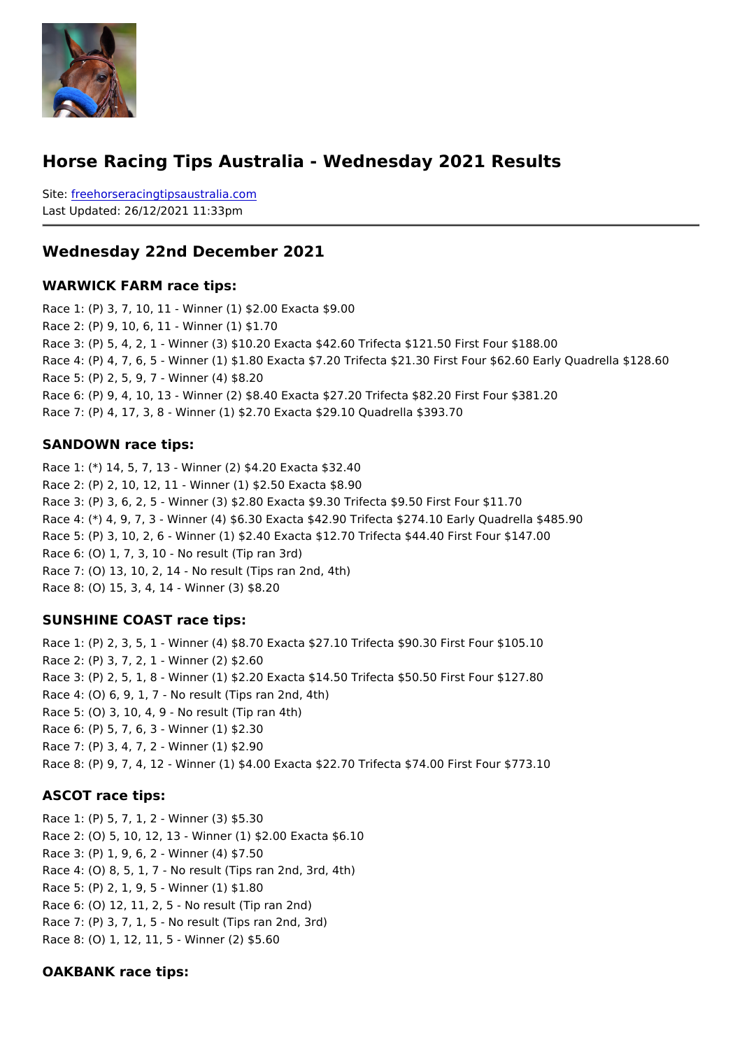# Horse Racing Tips Australia - Wednesday 2021 Results

Site: freehorseracingtipsaustralia.com
Last Updated: 26/12/2021 11:33pm

## Wednesday 22nd December 2021

### WARWICK FARM race tips:

Race 1: (P) 3, 7, 10, 11 - Winner (1) $2.00 Exacta $9.00
Race 2: (P) 9, 10, 6, 11 - Winner (1) $1.70
Race 3: (P) 5, 4, 2, 1 - Winner (3) $10.20 Exacta $42.60 Trifecta $121.50 First Four $188.00
Race 4: (P) 4, 7, 6, 5 - Winner (1) $1.80 Exacta $7.20 Trifecta $21.30 First Four $62.60 Early Quadrella $128.60
Race 5: (P) 2, 5, 9, 7 - Winner (4) $8.20
Race 6: (P) 9, 4, 10, 13 - Winner (2) $8.40 Exacta $27.20 Trifecta $82.20 First Four $381.20
Race 7: (P) 4, 17, 3, 8 - Winner (1) $2.70 Exacta $29.10 Quadrella $393.70

### SANDOWN race tips:

Race 1: (*) 14, 5, 7, 13 - Winner (2) $4.20 Exacta $32.40
Race 2: (P) 2, 10, 12, 11 - Winner (1) $2.50 Exacta $8.90
Race 3: (P) 3, 6, 2, 5 - Winner (3) $2.80 Exacta $9.30 Trifecta $9.50 First Four $11.70
Race 4: (*) 4, 9, 7, 3 - Winner (4) $6.30 Exacta $42.90 Trifecta $274.10 Early Quadrella $485.90
Race 5: (P) 3, 10, 2, 6 - Winner (1) $2.40 Exacta $12.70 Trifecta $44.40 First Four $147.00
Race 6: (O) 1, 7, 3, 10 - No result (Tip ran 3rd)
Race 7: (O) 13, 10, 2, 14 - No result (Tips ran 2nd, 4th)
Race 8: (O) 15, 3, 4, 14 - Winner (3) $8.20

### SUNSHINE COAST race tips:

Race 1: (P) 2, 3, 5, 1 - Winner (4) $8.70 Exacta $27.10 Trifecta $90.30 First Four $105.10
Race 2: (P) 3, 7, 2, 1 - Winner (2) $2.60
Race 3: (P) 2, 5, 1, 8 - Winner (1) $2.20 Exacta $14.50 Trifecta $50.50 First Four $127.80
Race 4: (O) 6, 9, 1, 7 - No result (Tips ran 2nd, 4th)
Race 5: (O) 3, 10, 4, 9 - No result (Tip ran 4th)
Race 6: (P) 5, 7, 6, 3 - Winner (1) $2.30
Race 7: (P) 3, 4, 7, 2 - Winner (1) $2.90
Race 8: (P) 9, 7, 4, 12 - Winner (1) $4.00 Exacta $22.70 Trifecta $74.00 First Four $773.10

### ASCOT race tips:

Race 1: (P) 5, 7, 1, 2 - Winner (3) $5.30
Race 2: (O) 5, 10, 12, 13 - Winner (1) $2.00 Exacta $6.10
Race 3: (P) 1, 9, 6, 2 - Winner (4) $7.50
Race 4: (O) 8, 5, 1, 7 - No result (Tips ran 2nd, 3rd, 4th)
Race 5: (P) 2, 1, 9, 5 - Winner (1) $1.80
Race 6: (O) 12, 11, 2, 5 - No result (Tip ran 2nd)
Race 7: (P) 3, 7, 1, 5 - No result (Tips ran 2nd, 3rd)
Race 8: (O) 1, 12, 11, 5 - Winner (2) $5.60

### OAKBANK race tips: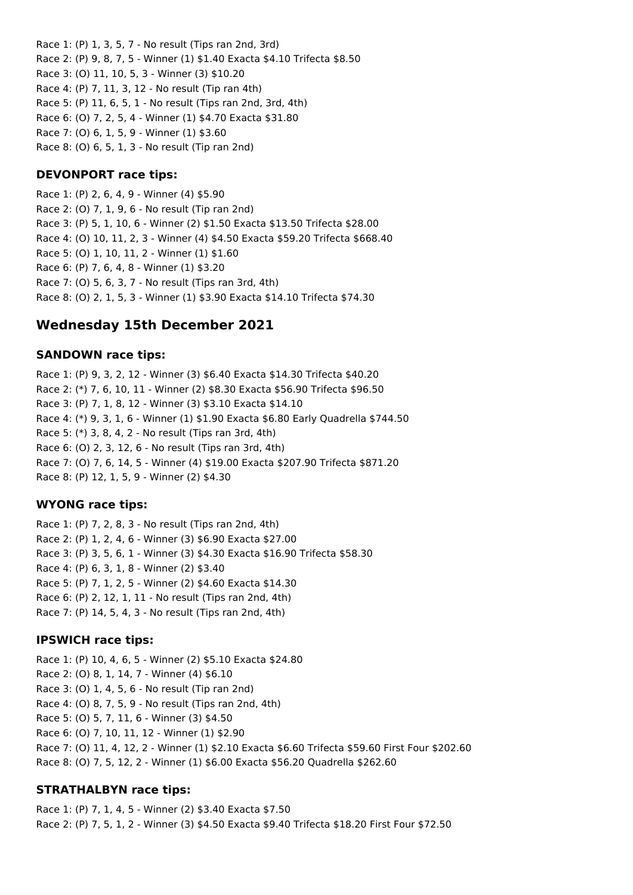Race 1: (P) 1, 3, 5, 7 - No result (Tips ran 2nd, 3rd)
Race 2: (P) 9, 8, 7, 5 - Winner (1) $1.40 Exacta $4.10 Trifecta $8.50
Race 3: (O) 11, 10, 5, 3 - Winner (3) $10.20
Race 4: (P) 7, 11, 3, 12 - No result (Tip ran 4th)
Race 5: (P) 11, 6, 5, 1 - No result (Tips ran 2nd, 3rd, 4th)
Race 6: (O) 7, 2, 5, 4 - Winner (1) $4.70 Exacta $31.80
Race 7: (O) 6, 1, 5, 9 - Winner (1) $3.60
Race 8: (O) 6, 5, 1, 3 - No result (Tip ran 2nd)

### DEVONPORT race tips:

Race 1: (P) 2, 6, 4, 9 - Winner (4) $5.90
Race 2: (O) 7, 1, 9, 6 - No result (Tip ran 2nd)
Race 3: (P) 5, 1, 10, 6 - Winner (2) $1.50 Exacta $13.50 Trifecta $28.00
Race 4: (O) 10, 11, 2, 3 - Winner (4) $4.50 Exacta $59.20 Trifecta $668.40
Race 5: (O) 1, 10, 11, 2 - Winner (1) $1.60
Race 6: (P) 7, 6, 4, 8 - Winner (1) $3.20
Race 7: (O) 5, 6, 3, 7 - No result (Tips ran 3rd, 4th)
Race 8: (O) 2, 1, 5, 3 - Winner (1) $3.90 Exacta $14.10 Trifecta $74.30

## Wednesday 15th December 2021

### SANDOWN race tips:

Race 1: (P) 9, 3, 2, 12 - Winner (3) $6.40 Exacta $14.30 Trifecta $40.20
Race 2: (*) 7, 6, 10, 11 - Winner (2) $8.30 Exacta $56.90 Trifecta $96.50
Race 3: (P) 7, 1, 8, 12 - Winner (3) $3.10 Exacta $14.10
Race 4: (*) 9, 3, 1, 6 - Winner (1) $1.90 Exacta $6.80 Early Quadrella $744.50
Race 5: (*) 3, 8, 4, 2 - No result (Tips ran 3rd, 4th)
Race 6: (O) 2, 3, 12, 6 - No result (Tips ran 3rd, 4th)
Race 7: (O) 7, 6, 14, 5 - Winner (4) $19.00 Exacta $207.90 Trifecta $871.20
Race 8: (P) 12, 1, 5, 9 - Winner (2) $4.30

### WYONG race tips:

Race 1: (P) 7, 2, 8, 3 - No result (Tips ran 2nd, 4th)
Race 2: (P) 1, 2, 4, 6 - Winner (3) $6.90 Exacta $27.00
Race 3: (P) 3, 5, 6, 1 - Winner (3) $4.30 Exacta $16.90 Trifecta $58.30
Race 4: (P) 6, 3, 1, 8 - Winner (2) $3.40
Race 5: (P) 7, 1, 2, 5 - Winner (2) $4.60 Exacta $14.30
Race 6: (P) 2, 12, 1, 11 - No result (Tips ran 2nd, 4th)
Race 7: (P) 14, 5, 4, 3 - No result (Tips ran 2nd, 4th)

### IPSWICH race tips:

Race 1: (P) 10, 4, 6, 5 - Winner (2) $5.10 Exacta $24.80
Race 2: (O) 8, 1, 14, 7 - Winner (4) $6.10
Race 3: (O) 1, 4, 5, 6 - No result (Tip ran 2nd)
Race 4: (O) 8, 7, 5, 9 - No result (Tips ran 2nd, 4th)
Race 5: (O) 5, 7, 11, 6 - Winner (3) $4.50
Race 6: (O) 7, 10, 11, 12 - Winner (1) $2.90
Race 7: (O) 11, 4, 12, 2 - Winner (1) $2.10 Exacta $6.60 Trifecta $59.60 First Four $202.60
Race 8: (O) 7, 5, 12, 2 - Winner (1) $6.00 Exacta $56.20 Quadrella $262.60

### STRATHALBYN race tips:

Race 1: (P) 7, 1, 4, 5 - Winner (2) $3.40 Exacta $7.50
Race 2: (P) 7, 5, 1, 2 - Winner (3) $4.50 Exacta $9.40 Trifecta $18.20 First Four $72.50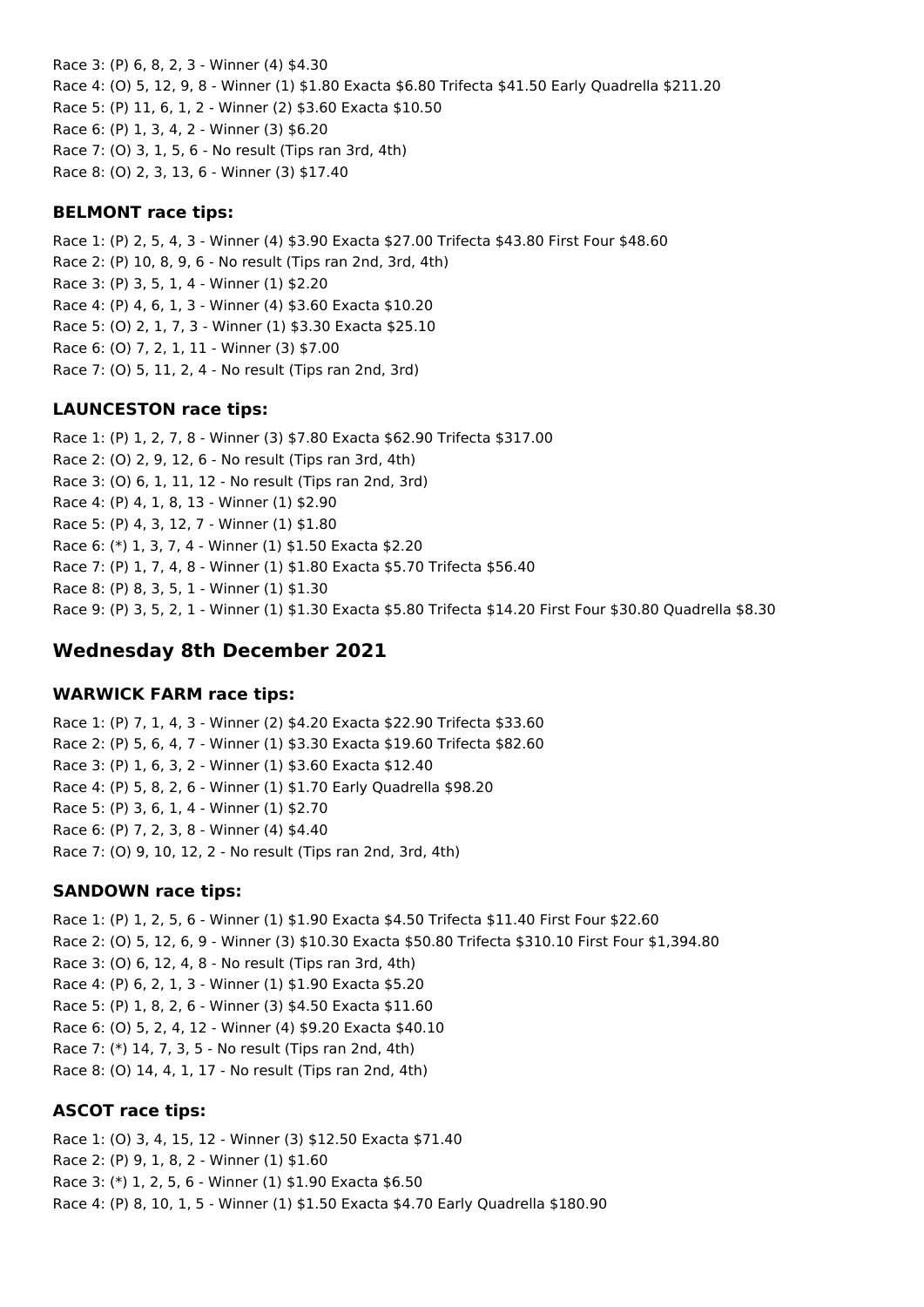Race 3: (P) 6, 8, 2, 3 - Winner (4) $4.30
Race 4: (O) 5, 12, 9, 8 - Winner (1) $1.80 Exacta $6.80 Trifecta $41.50 Early Quadrella $211.20
Race 5: (P) 11, 6, 1, 2 - Winner (2) $3.60 Exacta $10.50
Race 6: (P) 1, 3, 4, 2 - Winner (3) $6.20
Race 7: (O) 3, 1, 5, 6 - No result (Tips ran 3rd, 4th)
Race 8: (O) 2, 3, 13, 6 - Winner (3) $17.40

### BELMONT race tips:

Race 1: (P) 2, 5, 4, 3 - Winner (4) $3.90 Exacta $27.00 Trifecta $43.80 First Four $48.60
Race 2: (P) 10, 8, 9, 6 - No result (Tips ran 2nd, 3rd, 4th)
Race 3: (P) 3, 5, 1, 4 - Winner (1) $2.20
Race 4: (P) 4, 6, 1, 3 - Winner (4) $3.60 Exacta $10.20
Race 5: (O) 2, 1, 7, 3 - Winner (1) $3.30 Exacta $25.10
Race 6: (O) 7, 2, 1, 11 - Winner (3) $7.00
Race 7: (O) 5, 11, 2, 4 - No result (Tips ran 2nd, 3rd)

### LAUNCESTON race tips:

Race 1: (P) 1, 2, 7, 8 - Winner (3) $7.80 Exacta $62.90 Trifecta $317.00
Race 2: (O) 2, 9, 12, 6 - No result (Tips ran 3rd, 4th)
Race 3: (O) 6, 1, 11, 12 - No result (Tips ran 2nd, 3rd)
Race 4: (P) 4, 1, 8, 13 - Winner (1) $2.90
Race 5: (P) 4, 3, 12, 7 - Winner (1) $1.80
Race 6: (*) 1, 3, 7, 4 - Winner (1) $1.50 Exacta $2.20
Race 7: (P) 1, 7, 4, 8 - Winner (1) $1.80 Exacta $5.70 Trifecta $56.40
Race 8: (P) 8, 3, 5, 1 - Winner (1) $1.30
Race 9: (P) 3, 5, 2, 1 - Winner (1) $1.30 Exacta $5.80 Trifecta $14.20 First Four $30.80 Quadrella $8.30

## Wednesday 8th December 2021

### WARWICK FARM race tips:

Race 1: (P) 7, 1, 4, 3 - Winner (2) $4.20 Exacta $22.90 Trifecta $33.60
Race 2: (P) 5, 6, 4, 7 - Winner (1) $3.30 Exacta $19.60 Trifecta $82.60
Race 3: (P) 1, 6, 3, 2 - Winner (1) $3.60 Exacta $12.40
Race 4: (P) 5, 8, 2, 6 - Winner (1) $1.70 Early Quadrella $98.20
Race 5: (P) 3, 6, 1, 4 - Winner (1) $2.70
Race 6: (P) 7, 2, 3, 8 - Winner (4) $4.40
Race 7: (O) 9, 10, 12, 2 - No result (Tips ran 2nd, 3rd, 4th)

### SANDOWN race tips:

Race 1: (P) 1, 2, 5, 6 - Winner (1) $1.90 Exacta $4.50 Trifecta $11.40 First Four $22.60
Race 2: (O) 5, 12, 6, 9 - Winner (3) $10.30 Exacta $50.80 Trifecta $310.10 First Four $1,394.80
Race 3: (O) 6, 12, 4, 8 - No result (Tips ran 3rd, 4th)
Race 4: (P) 6, 2, 1, 3 - Winner (1) $1.90 Exacta $5.20
Race 5: (P) 1, 8, 2, 6 - Winner (3) $4.50 Exacta $11.60
Race 6: (O) 5, 2, 4, 12 - Winner (4) $9.20 Exacta $40.10
Race 7: (*) 14, 7, 3, 5 - No result (Tips ran 2nd, 4th)
Race 8: (O) 14, 4, 1, 17 - No result (Tips ran 2nd, 4th)

### ASCOT race tips:

Race 1: (O) 3, 4, 15, 12 - Winner (3) $12.50 Exacta $71.40
Race 2: (P) 9, 1, 8, 2 - Winner (1) $1.60
Race 3: (*) 1, 2, 5, 6 - Winner (1) $1.90 Exacta $6.50
Race 4: (P) 8, 10, 1, 5 - Winner (1) $1.50 Exacta $4.70 Early Quadrella $180.90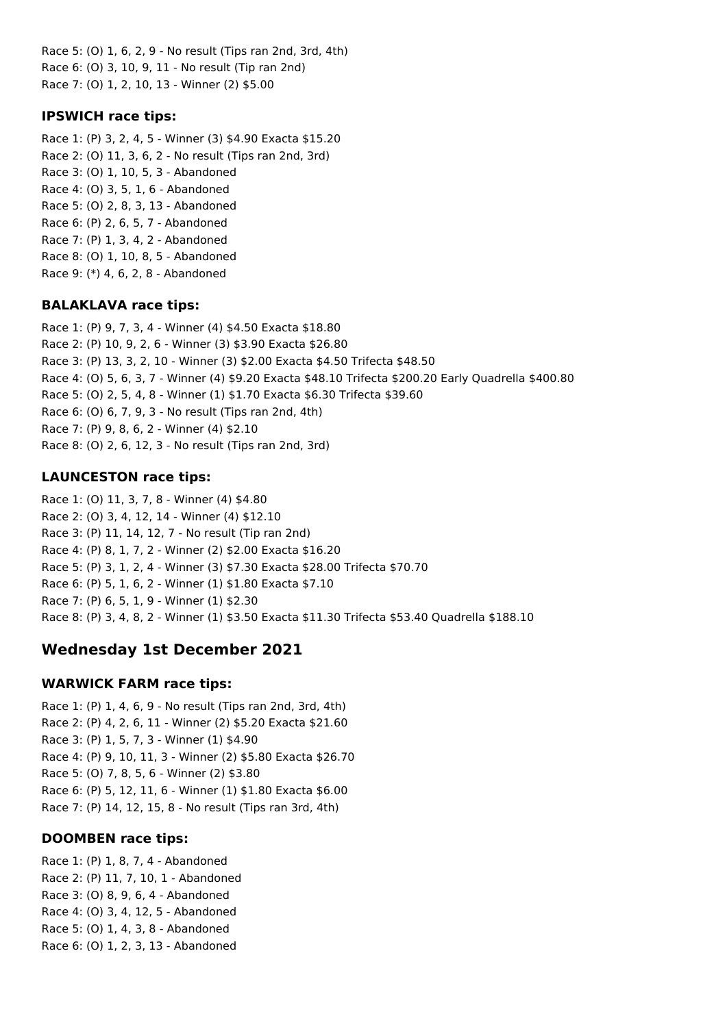Race 5: (O) 1, 6, 2, 9 - No result (Tips ran 2nd, 3rd, 4th)
Race 6: (O) 3, 10, 9, 11 - No result (Tip ran 2nd)
Race 7: (O) 1, 2, 10, 13 - Winner (2) $5.00

### IPSWICH race tips:

Race 1: (P) 3, 2, 4, 5 - Winner (3) $4.90 Exacta $15.20
Race 2: (O) 11, 3, 6, 2 - No result (Tips ran 2nd, 3rd)
Race 3: (O) 1, 10, 5, 3 - Abandoned
Race 4: (O) 3, 5, 1, 6 - Abandoned
Race 5: (O) 2, 8, 3, 13 - Abandoned
Race 6: (P) 2, 6, 5, 7 - Abandoned
Race 7: (P) 1, 3, 4, 2 - Abandoned
Race 8: (O) 1, 10, 8, 5 - Abandoned
Race 9: (*) 4, 6, 2, 8 - Abandoned

### BALAKLAVA race tips:

Race 1: (P) 9, 7, 3, 4 - Winner (4) $4.50 Exacta $18.80
Race 2: (P) 10, 9, 2, 6 - Winner (3) $3.90 Exacta $26.80
Race 3: (P) 13, 3, 2, 10 - Winner (3) $2.00 Exacta $4.50 Trifecta $48.50
Race 4: (O) 5, 6, 3, 7 - Winner (4) $9.20 Exacta $48.10 Trifecta $200.20 Early Quadrella $400.80
Race 5: (O) 2, 5, 4, 8 - Winner (1) $1.70 Exacta $6.30 Trifecta $39.60
Race 6: (O) 6, 7, 9, 3 - No result (Tips ran 2nd, 4th)
Race 7: (P) 9, 8, 6, 2 - Winner (4) $2.10
Race 8: (O) 2, 6, 12, 3 - No result (Tips ran 2nd, 3rd)

### LAUNCESTON race tips:

Race 1: (O) 11, 3, 7, 8 - Winner (4) $4.80
Race 2: (O) 3, 4, 12, 14 - Winner (4) $12.10
Race 3: (P) 11, 14, 12, 7 - No result (Tip ran 2nd)
Race 4: (P) 8, 1, 7, 2 - Winner (2) $2.00 Exacta $16.20
Race 5: (P) 3, 1, 2, 4 - Winner (3) $7.30 Exacta $28.00 Trifecta $70.70
Race 6: (P) 5, 1, 6, 2 - Winner (1) $1.80 Exacta $7.10
Race 7: (P) 6, 5, 1, 9 - Winner (1) $2.30
Race 8: (P) 3, 4, 8, 2 - Winner (1) $3.50 Exacta $11.30 Trifecta $53.40 Quadrella $188.10

## Wednesday 1st December 2021

### WARWICK FARM race tips:

Race 1: (P) 1, 4, 6, 9 - No result (Tips ran 2nd, 3rd, 4th)
Race 2: (P) 4, 2, 6, 11 - Winner (2) $5.20 Exacta $21.60
Race 3: (P) 1, 5, 7, 3 - Winner (1) $4.90
Race 4: (P) 9, 10, 11, 3 - Winner (2) $5.80 Exacta $26.70
Race 5: (O) 7, 8, 5, 6 - Winner (2) $3.80
Race 6: (P) 5, 12, 11, 6 - Winner (1) $1.80 Exacta $6.00
Race 7: (P) 14, 12, 15, 8 - No result (Tips ran 3rd, 4th)

### DOOMBEN race tips:

Race 1: (P) 1, 8, 7, 4 - Abandoned
Race 2: (P) 11, 7, 10, 1 - Abandoned
Race 3: (O) 8, 9, 6, 4 - Abandoned
Race 4: (O) 3, 4, 12, 5 - Abandoned
Race 5: (O) 1, 4, 3, 8 - Abandoned
Race 6: (O) 1, 2, 3, 13 - Abandoned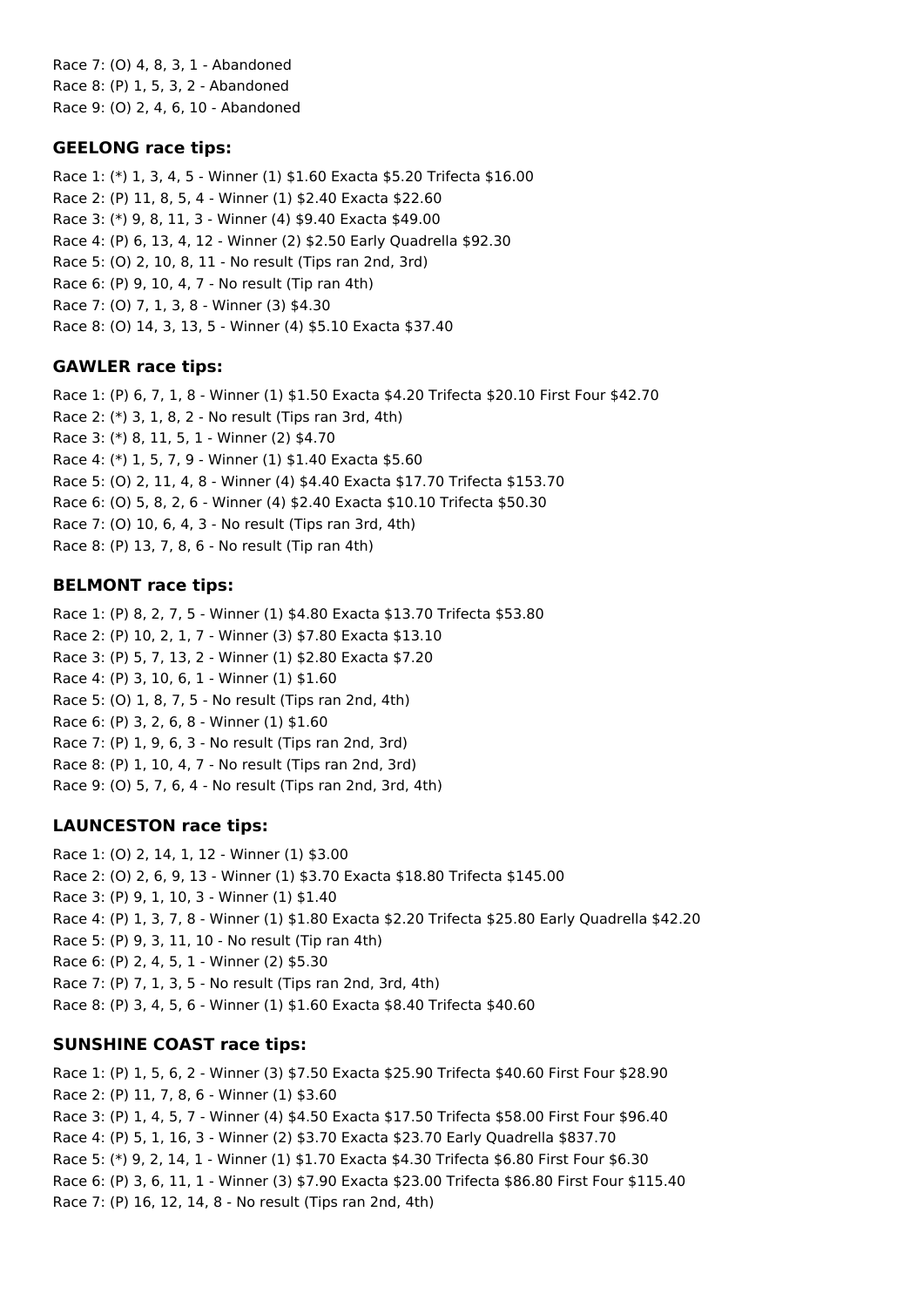Race 7: (O) 4, 8, 3, 1 - Abandoned
Race 8: (P) 1, 5, 3, 2 - Abandoned
Race 9: (O) 2, 4, 6, 10 - Abandoned

### GEELONG race tips:

Race 1: (*) 1, 3, 4, 5 - Winner (1) $1.60 Exacta $5.20 Trifecta $16.00
Race 2: (P) 11, 8, 5, 4 - Winner (1) $2.40 Exacta $22.60
Race 3: (*) 9, 8, 11, 3 - Winner (4) $9.40 Exacta $49.00
Race 4: (P) 6, 13, 4, 12 - Winner (2) $2.50 Early Quadrella $92.30
Race 5: (O) 2, 10, 8, 11 - No result (Tips ran 2nd, 3rd)
Race 6: (P) 9, 10, 4, 7 - No result (Tip ran 4th)
Race 7: (O) 7, 1, 3, 8 - Winner (3) $4.30
Race 8: (O) 14, 3, 13, 5 - Winner (4) $5.10 Exacta $37.40

### GAWLER race tips:

Race 1: (P) 6, 7, 1, 8 - Winner (1) $1.50 Exacta $4.20 Trifecta $20.10 First Four $42.70
Race 2: (*) 3, 1, 8, 2 - No result (Tips ran 3rd, 4th)
Race 3: (*) 8, 11, 5, 1 - Winner (2) $4.70
Race 4: (*) 1, 5, 7, 9 - Winner (1) $1.40 Exacta $5.60
Race 5: (O) 2, 11, 4, 8 - Winner (4) $4.40 Exacta $17.70 Trifecta $153.70
Race 6: (O) 5, 8, 2, 6 - Winner (4) $2.40 Exacta $10.10 Trifecta $50.30
Race 7: (O) 10, 6, 4, 3 - No result (Tips ran 3rd, 4th)
Race 8: (P) 13, 7, 8, 6 - No result (Tip ran 4th)

### BELMONT race tips:

Race 1: (P) 8, 2, 7, 5 - Winner (1) $4.80 Exacta $13.70 Trifecta $53.80
Race 2: (P) 10, 2, 1, 7 - Winner (3) $7.80 Exacta $13.10
Race 3: (P) 5, 7, 13, 2 - Winner (1) $2.80 Exacta $7.20
Race 4: (P) 3, 10, 6, 1 - Winner (1) $1.60
Race 5: (O) 1, 8, 7, 5 - No result (Tips ran 2nd, 4th)
Race 6: (P) 3, 2, 6, 8 - Winner (1) $1.60
Race 7: (P) 1, 9, 6, 3 - No result (Tips ran 2nd, 3rd)
Race 8: (P) 1, 10, 4, 7 - No result (Tips ran 2nd, 3rd)
Race 9: (O) 5, 7, 6, 4 - No result (Tips ran 2nd, 3rd, 4th)

### LAUNCESTON race tips:

Race 1: (O) 2, 14, 1, 12 - Winner (1) $3.00
Race 2: (O) 2, 6, 9, 13 - Winner (1) $3.70 Exacta $18.80 Trifecta $145.00
Race 3: (P) 9, 1, 10, 3 - Winner (1) $1.40
Race 4: (P) 1, 3, 7, 8 - Winner (1) $1.80 Exacta $2.20 Trifecta $25.80 Early Quadrella $42.20
Race 5: (P) 9, 3, 11, 10 - No result (Tip ran 4th)
Race 6: (P) 2, 4, 5, 1 - Winner (2) $5.30
Race 7: (P) 7, 1, 3, 5 - No result (Tips ran 2nd, 3rd, 4th)
Race 8: (P) 3, 4, 5, 6 - Winner (1) $1.60 Exacta $8.40 Trifecta $40.60

### SUNSHINE COAST race tips:

Race 1: (P) 1, 5, 6, 2 - Winner (3) $7.50 Exacta $25.90 Trifecta $40.60 First Four $28.90
Race 2: (P) 11, 7, 8, 6 - Winner (1) $3.60
Race 3: (P) 1, 4, 5, 7 - Winner (4) $4.50 Exacta $17.50 Trifecta $58.00 First Four $96.40
Race 4: (P) 5, 1, 16, 3 - Winner (2) $3.70 Exacta $23.70 Early Quadrella $837.70
Race 5: (*) 9, 2, 14, 1 - Winner (1) $1.70 Exacta $4.30 Trifecta $6.80 First Four $6.30
Race 6: (P) 3, 6, 11, 1 - Winner (3) $7.90 Exacta $23.00 Trifecta $86.80 First Four $115.40
Race 7: (P) 16, 12, 14, 8 - No result (Tips ran 2nd, 4th)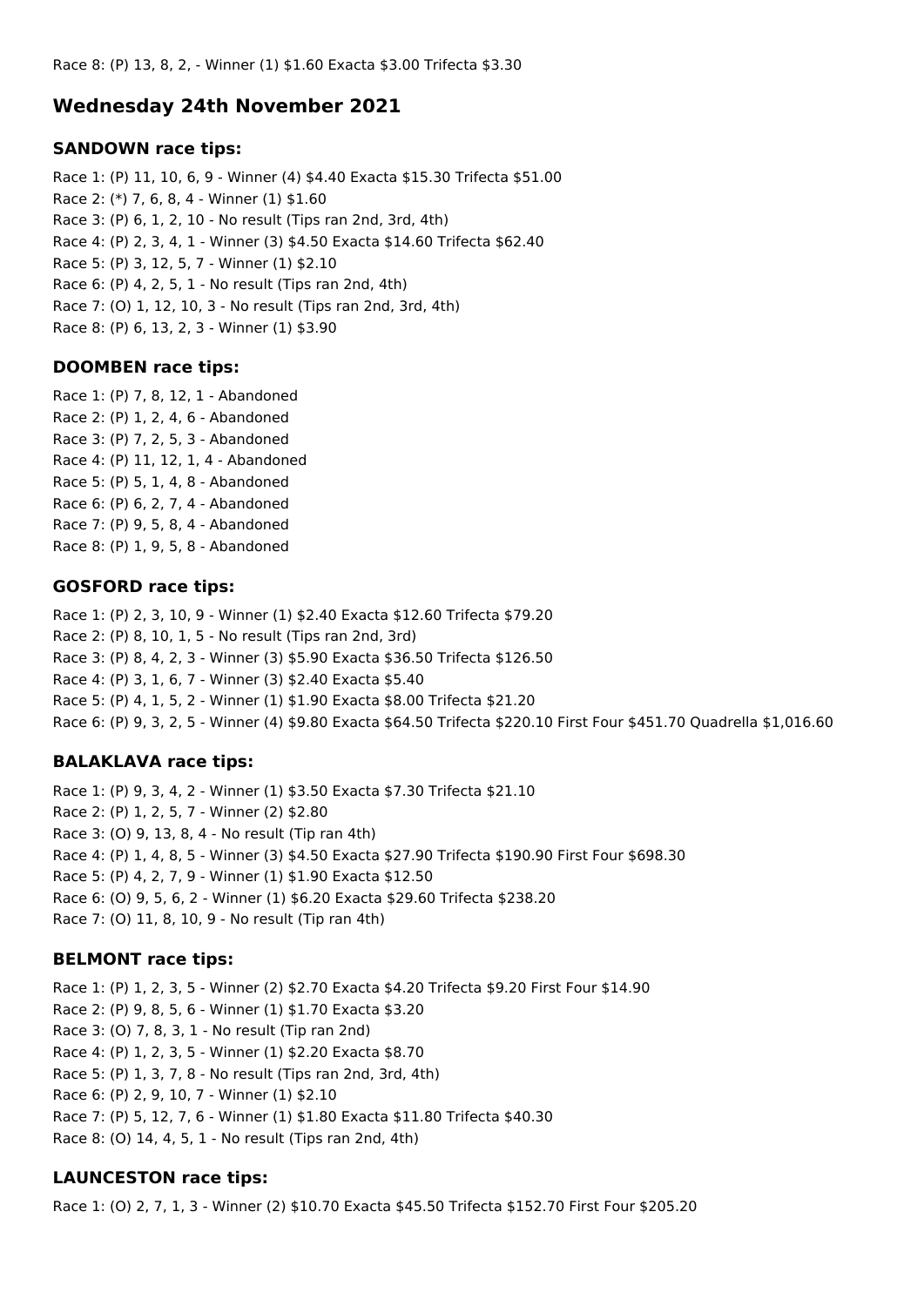Race 8: (P) 13, 8, 2, - Winner (1) $1.60 Exacta $3.00 Trifecta $3.30

## Wednesday 24th November 2021

### SANDOWN race tips:

Race 1: (P) 11, 10, 6, 9 - Winner (4) $4.40 Exacta $15.30 Trifecta $51.00
Race 2: (*) 7, 6, 8, 4 - Winner (1) $1.60
Race 3: (P) 6, 1, 2, 10 - No result (Tips ran 2nd, 3rd, 4th)
Race 4: (P) 2, 3, 4, 1 - Winner (3) $4.50 Exacta $14.60 Trifecta $62.40
Race 5: (P) 3, 12, 5, 7 - Winner (1) $2.10
Race 6: (P) 4, 2, 5, 1 - No result (Tips ran 2nd, 4th)
Race 7: (O) 1, 12, 10, 3 - No result (Tips ran 2nd, 3rd, 4th)
Race 8: (P) 6, 13, 2, 3 - Winner (1) $3.90

### DOOMBEN race tips:

Race 1: (P) 7, 8, 12, 1 - Abandoned
Race 2: (P) 1, 2, 4, 6 - Abandoned
Race 3: (P) 7, 2, 5, 3 - Abandoned
Race 4: (P) 11, 12, 1, 4 - Abandoned
Race 5: (P) 5, 1, 4, 8 - Abandoned
Race 6: (P) 6, 2, 7, 4 - Abandoned
Race 7: (P) 9, 5, 8, 4 - Abandoned
Race 8: (P) 1, 9, 5, 8 - Abandoned

### GOSFORD race tips:

Race 1: (P) 2, 3, 10, 9 - Winner (1) $2.40 Exacta $12.60 Trifecta $79.20
Race 2: (P) 8, 10, 1, 5 - No result (Tips ran 2nd, 3rd)
Race 3: (P) 8, 4, 2, 3 - Winner (3) $5.90 Exacta $36.50 Trifecta $126.50
Race 4: (P) 3, 1, 6, 7 - Winner (3) $2.40 Exacta $5.40
Race 5: (P) 4, 1, 5, 2 - Winner (1) $1.90 Exacta $8.00 Trifecta $21.20
Race 6: (P) 9, 3, 2, 5 - Winner (4) $9.80 Exacta $64.50 Trifecta $220.10 First Four $451.70 Quadrella $1,016.60

### BALAKLAVA race tips:

Race 1: (P) 9, 3, 4, 2 - Winner (1) $3.50 Exacta $7.30 Trifecta $21.10
Race 2: (P) 1, 2, 5, 7 - Winner (2) $2.80
Race 3: (O) 9, 13, 8, 4 - No result (Tip ran 4th)
Race 4: (P) 1, 4, 8, 5 - Winner (3) $4.50 Exacta $27.90 Trifecta $190.90 First Four $698.30
Race 5: (P) 4, 2, 7, 9 - Winner (1) $1.90 Exacta $12.50
Race 6: (O) 9, 5, 6, 2 - Winner (1) $6.20 Exacta $29.60 Trifecta $238.20
Race 7: (O) 11, 8, 10, 9 - No result (Tip ran 4th)

### BELMONT race tips:

Race 1: (P) 1, 2, 3, 5 - Winner (2) $2.70 Exacta $4.20 Trifecta $9.20 First Four $14.90
Race 2: (P) 9, 8, 5, 6 - Winner (1) $1.70 Exacta $3.20
Race 3: (O) 7, 8, 3, 1 - No result (Tip ran 2nd)
Race 4: (P) 1, 2, 3, 5 - Winner (1) $2.20 Exacta $8.70
Race 5: (P) 1, 3, 7, 8 - No result (Tips ran 2nd, 3rd, 4th)
Race 6: (P) 2, 9, 10, 7 - Winner (1) $2.10
Race 7: (P) 5, 12, 7, 6 - Winner (1) $1.80 Exacta $11.80 Trifecta $40.30
Race 8: (O) 14, 4, 5, 1 - No result (Tips ran 2nd, 4th)

### LAUNCESTON race tips:

Race 1: (O) 2, 7, 1, 3 - Winner (2) $10.70 Exacta $45.50 Trifecta $152.70 First Four $205.20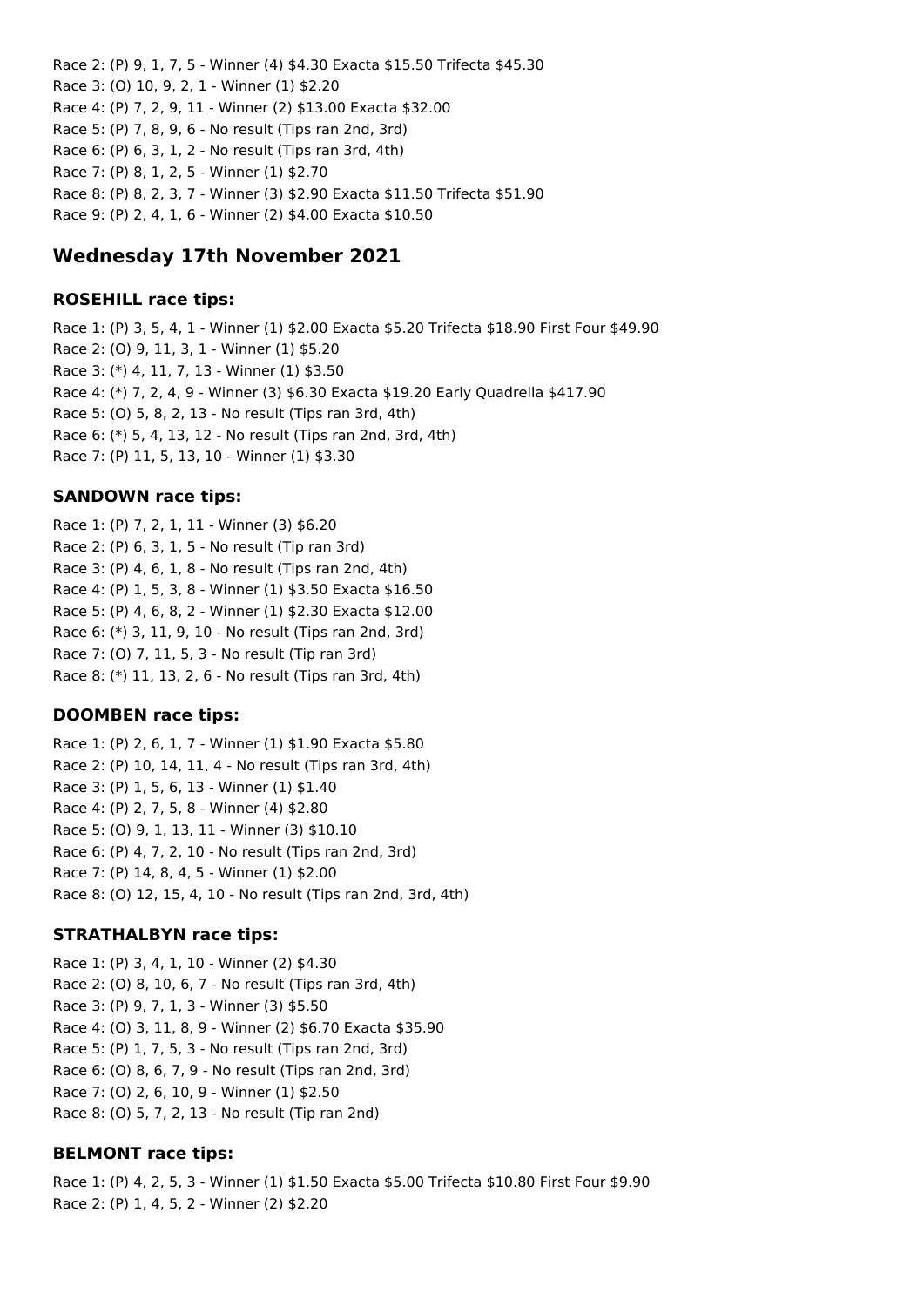Race 2: (P) 9, 1, 7, 5 - Winner (4) $4.30 Exacta $15.50 Trifecta $45.30
Race 3: (O) 10, 9, 2, 1 - Winner (1) $2.20
Race 4: (P) 7, 2, 9, 11 - Winner (2) $13.00 Exacta $32.00
Race 5: (P) 7, 8, 9, 6 - No result (Tips ran 2nd, 3rd)
Race 6: (P) 6, 3, 1, 2 - No result (Tips ran 3rd, 4th)
Race 7: (P) 8, 1, 2, 5 - Winner (1) $2.70
Race 8: (P) 8, 2, 3, 7 - Winner (3) $2.90 Exacta $11.50 Trifecta $51.90
Race 9: (P) 2, 4, 1, 6 - Winner (2) $4.00 Exacta $10.50

## Wednesday 17th November 2021

### ROSEHILL race tips:

Race 1: (P) 3, 5, 4, 1 - Winner (1) $2.00 Exacta $5.20 Trifecta $18.90 First Four $49.90
Race 2: (O) 9, 11, 3, 1 - Winner (1) $5.20
Race 3: (*) 4, 11, 7, 13 - Winner (1) $3.50
Race 4: (*) 7, 2, 4, 9 - Winner (3) $6.30 Exacta $19.20 Early Quadrella $417.90
Race 5: (O) 5, 8, 2, 13 - No result (Tips ran 3rd, 4th)
Race 6: (*) 5, 4, 13, 12 - No result (Tips ran 2nd, 3rd, 4th)
Race 7: (P) 11, 5, 13, 10 - Winner (1) $3.30

### SANDOWN race tips:

Race 1: (P) 7, 2, 1, 11 - Winner (3) $6.20
Race 2: (P) 6, 3, 1, 5 - No result (Tip ran 3rd)
Race 3: (P) 4, 6, 1, 8 - No result (Tips ran 2nd, 4th)
Race 4: (P) 1, 5, 3, 8 - Winner (1) $3.50 Exacta $16.50
Race 5: (P) 4, 6, 8, 2 - Winner (1) $2.30 Exacta $12.00
Race 6: (*) 3, 11, 9, 10 - No result (Tips ran 2nd, 3rd)
Race 7: (O) 7, 11, 5, 3 - No result (Tip ran 3rd)
Race 8: (*) 11, 13, 2, 6 - No result (Tips ran 3rd, 4th)

### DOOMBEN race tips:

Race 1: (P) 2, 6, 1, 7 - Winner (1) $1.90 Exacta $5.80
Race 2: (P) 10, 14, 11, 4 - No result (Tips ran 3rd, 4th)
Race 3: (P) 1, 5, 6, 13 - Winner (1) $1.40
Race 4: (P) 2, 7, 5, 8 - Winner (4) $2.80
Race 5: (O) 9, 1, 13, 11 - Winner (3) $10.10
Race 6: (P) 4, 7, 2, 10 - No result (Tips ran 2nd, 3rd)
Race 7: (P) 14, 8, 4, 5 - Winner (1) $2.00
Race 8: (O) 12, 15, 4, 10 - No result (Tips ran 2nd, 3rd, 4th)

### STRATHALBYN race tips:

Race 1: (P) 3, 4, 1, 10 - Winner (2) $4.30
Race 2: (O) 8, 10, 6, 7 - No result (Tips ran 3rd, 4th)
Race 3: (P) 9, 7, 1, 3 - Winner (3) $5.50
Race 4: (O) 3, 11, 8, 9 - Winner (2) $6.70 Exacta $35.90
Race 5: (P) 1, 7, 5, 3 - No result (Tips ran 2nd, 3rd)
Race 6: (O) 8, 6, 7, 9 - No result (Tips ran 2nd, 3rd)
Race 7: (O) 2, 6, 10, 9 - Winner (1) $2.50
Race 8: (O) 5, 7, 2, 13 - No result (Tip ran 2nd)

### BELMONT race tips:

Race 1: (P) 4, 2, 5, 3 - Winner (1) $1.50 Exacta $5.00 Trifecta $10.80 First Four $9.90
Race 2: (P) 1, 4, 5, 2 - Winner (2) $2.20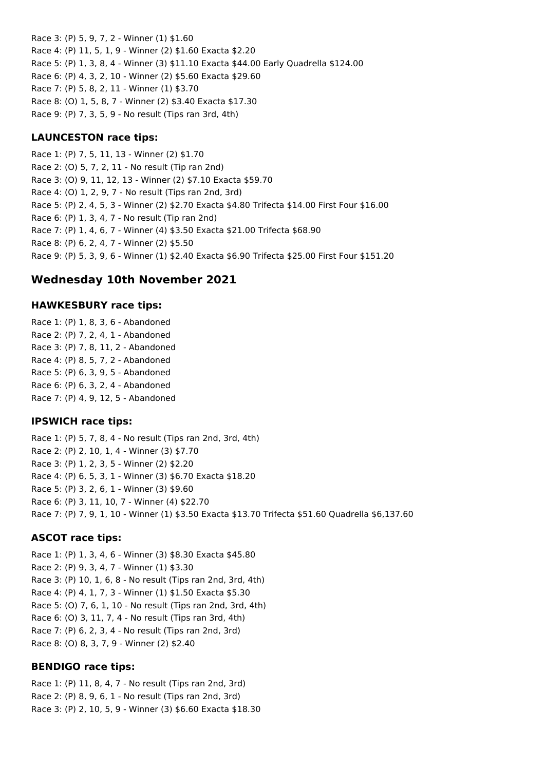Race 3: (P) 5, 9, 7, 2 - Winner (1) $1.60

Race 4: (P) 11, 5, 1, 9 - Winner (2) $1.60 Exacta $2.20

Race 5: (P) 1, 3, 8, 4 - Winner (3) $11.10 Exacta $44.00 Early Quadrella $124.00

Race 6: (P) 4, 3, 2, 10 - Winner (2) $5.60 Exacta $29.60

Race 7: (P) 5, 8, 2, 11 - Winner (1) $3.70

Race 8: (O) 1, 5, 8, 7 - Winner (2) $3.40 Exacta $17.30

Race 9: (P) 7, 3, 5, 9 - No result (Tips ran 3rd, 4th)

### LAUNCESTON race tips:

Race 1: (P) 7, 5, 11, 13 - Winner (2) $1.70

Race 2: (O) 5, 7, 2, 11 - No result (Tip ran 2nd)

Race 3: (O) 9, 11, 12, 13 - Winner (2) $7.10 Exacta $59.70

Race 4: (O) 1, 2, 9, 7 - No result (Tips ran 2nd, 3rd)

Race 5: (P) 2, 4, 5, 3 - Winner (2) $2.70 Exacta $4.80 Trifecta $14.00 First Four $16.00

Race 6: (P) 1, 3, 4, 7 - No result (Tip ran 2nd)

Race 7: (P) 1, 4, 6, 7 - Winner (4) $3.50 Exacta $21.00 Trifecta $68.90

Race 8: (P) 6, 2, 4, 7 - Winner (2) $5.50

Race 9: (P) 5, 3, 9, 6 - Winner (1) $2.40 Exacta $6.90 Trifecta $25.00 First Four $151.20

## Wednesday 10th November 2021

### HAWKESBURY race tips:

Race 1: (P) 1, 8, 3, 6 - Abandoned

Race 2: (P) 7, 2, 4, 1 - Abandoned

Race 3: (P) 7, 8, 11, 2 - Abandoned

Race 4: (P) 8, 5, 7, 2 - Abandoned

Race 5: (P) 6, 3, 9, 5 - Abandoned

Race 6: (P) 6, 3, 2, 4 - Abandoned

Race 7: (P) 4, 9, 12, 5 - Abandoned

### IPSWICH race tips:

Race 1: (P) 5, 7, 8, 4 - No result (Tips ran 2nd, 3rd, 4th)

Race 2: (P) 2, 10, 1, 4 - Winner (3) $7.70

Race 3: (P) 1, 2, 3, 5 - Winner (2) $2.20

Race 4: (P) 6, 5, 3, 1 - Winner (3) $6.70 Exacta $18.20

Race 5: (P) 3, 2, 6, 1 - Winner (3) $9.60

Race 6: (P) 3, 11, 10, 7 - Winner (4) $22.70

Race 7: (P) 7, 9, 1, 10 - Winner (1) $3.50 Exacta $13.70 Trifecta $51.60 Quadrella $6,137.60

### ASCOT race tips:

Race 1: (P) 1, 3, 4, 6 - Winner (3) $8.30 Exacta $45.80

Race 2: (P) 9, 3, 4, 7 - Winner (1) $3.30

Race 3: (P) 10, 1, 6, 8 - No result (Tips ran 2nd, 3rd, 4th)

Race 4: (P) 4, 1, 7, 3 - Winner (1) $1.50 Exacta $5.30

Race 5: (O) 7, 6, 1, 10 - No result (Tips ran 2nd, 3rd, 4th)

Race 6: (O) 3, 11, 7, 4 - No result (Tips ran 3rd, 4th)

Race 7: (P) 6, 2, 3, 4 - No result (Tips ran 2nd, 3rd)

Race 8: (O) 8, 3, 7, 9 - Winner (2) $2.40

### BENDIGO race tips:

Race 1: (P) 11, 8, 4, 7 - No result (Tips ran 2nd, 3rd)

Race 2: (P) 8, 9, 6, 1 - No result (Tips ran 2nd, 3rd)

Race 3: (P) 2, 10, 5, 9 - Winner (3) $6.60 Exacta $18.30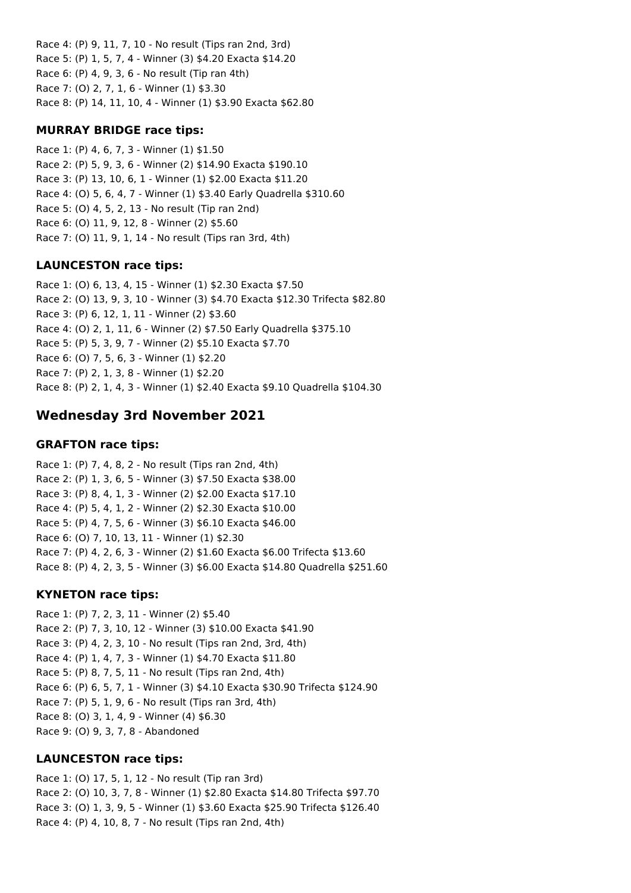Race 4: (P) 9, 11, 7, 10 - No result (Tips ran 2nd, 3rd)
Race 5: (P) 1, 5, 7, 4 - Winner (3) $4.20 Exacta $14.20
Race 6: (P) 4, 9, 3, 6 - No result (Tip ran 4th)
Race 7: (O) 2, 7, 1, 6 - Winner (1) $3.30
Race 8: (P) 14, 11, 10, 4 - Winner (1) $3.90 Exacta $62.80

### MURRAY BRIDGE race tips:

Race 1: (P) 4, 6, 7, 3 - Winner (1) $1.50
Race 2: (P) 5, 9, 3, 6 - Winner (2) $14.90 Exacta $190.10
Race 3: (P) 13, 10, 6, 1 - Winner (1) $2.00 Exacta $11.20
Race 4: (O) 5, 6, 4, 7 - Winner (1) $3.40 Early Quadrella $310.60
Race 5: (O) 4, 5, 2, 13 - No result (Tip ran 2nd)
Race 6: (O) 11, 9, 12, 8 - Winner (2) $5.60
Race 7: (O) 11, 9, 1, 14 - No result (Tips ran 3rd, 4th)

### LAUNCESTON race tips:

Race 1: (O) 6, 13, 4, 15 - Winner (1) $2.30 Exacta $7.50
Race 2: (O) 13, 9, 3, 10 - Winner (3) $4.70 Exacta $12.30 Trifecta $82.80
Race 3: (P) 6, 12, 1, 11 - Winner (2) $3.60
Race 4: (O) 2, 1, 11, 6 - Winner (2) $7.50 Early Quadrella $375.10
Race 5: (P) 5, 3, 9, 7 - Winner (2) $5.10 Exacta $7.70
Race 6: (O) 7, 5, 6, 3 - Winner (1) $2.20
Race 7: (P) 2, 1, 3, 8 - Winner (1) $2.20
Race 8: (P) 2, 1, 4, 3 - Winner (1) $2.40 Exacta $9.10 Quadrella $104.30

## Wednesday 3rd November 2021

### GRAFTON race tips:

Race 1: (P) 7, 4, 8, 2 - No result (Tips ran 2nd, 4th)
Race 2: (P) 1, 3, 6, 5 - Winner (3) $7.50 Exacta $38.00
Race 3: (P) 8, 4, 1, 3 - Winner (2) $2.00 Exacta $17.10
Race 4: (P) 5, 4, 1, 2 - Winner (2) $2.30 Exacta $10.00
Race 5: (P) 4, 7, 5, 6 - Winner (3) $6.10 Exacta $46.00
Race 6: (O) 7, 10, 13, 11 - Winner (1) $2.30
Race 7: (P) 4, 2, 6, 3 - Winner (2) $1.60 Exacta $6.00 Trifecta $13.60
Race 8: (P) 4, 2, 3, 5 - Winner (3) $6.00 Exacta $14.80 Quadrella $251.60

### KYNETON race tips:

Race 1: (P) 7, 2, 3, 11 - Winner (2) $5.40
Race 2: (P) 7, 3, 10, 12 - Winner (3) $10.00 Exacta $41.90
Race 3: (P) 4, 2, 3, 10 - No result (Tips ran 2nd, 3rd, 4th)
Race 4: (P) 1, 4, 7, 3 - Winner (1) $4.70 Exacta $11.80
Race 5: (P) 8, 7, 5, 11 - No result (Tips ran 2nd, 4th)
Race 6: (P) 6, 5, 7, 1 - Winner (3) $4.10 Exacta $30.90 Trifecta $124.90
Race 7: (P) 5, 1, 9, 6 - No result (Tips ran 3rd, 4th)
Race 8: (O) 3, 1, 4, 9 - Winner (4) $6.30
Race 9: (O) 9, 3, 7, 8 - Abandoned

### LAUNCESTON race tips:

Race 1: (O) 17, 5, 1, 12 - No result (Tip ran 3rd)
Race 2: (O) 10, 3, 7, 8 - Winner (1) $2.80 Exacta $14.80 Trifecta $97.70
Race 3: (O) 1, 3, 9, 5 - Winner (1) $3.60 Exacta $25.90 Trifecta $126.40
Race 4: (P) 4, 10, 8, 7 - No result (Tips ran 2nd, 4th)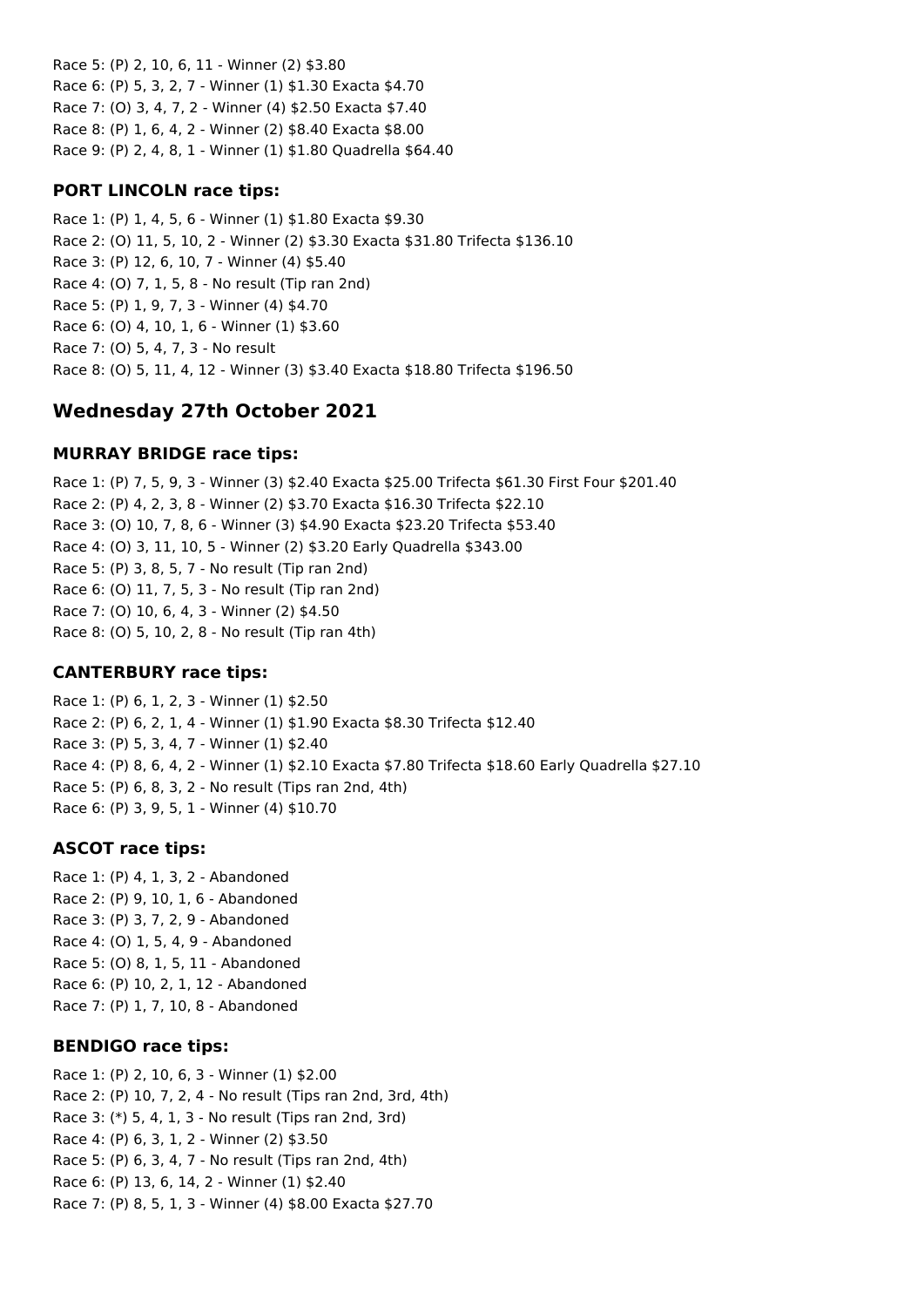Race 5: (P) 2, 10, 6, 11 - Winner (2) $3.80
Race 6: (P) 5, 3, 2, 7 - Winner (1) $1.30 Exacta $4.70
Race 7: (O) 3, 4, 7, 2 - Winner (4) $2.50 Exacta $7.40
Race 8: (P) 1, 6, 4, 2 - Winner (2) $8.40 Exacta $8.00
Race 9: (P) 2, 4, 8, 1 - Winner (1) $1.80 Quadrella $64.40

### PORT LINCOLN race tips:

Race 1: (P) 1, 4, 5, 6 - Winner (1) $1.80 Exacta $9.30
Race 2: (O) 11, 5, 10, 2 - Winner (2) $3.30 Exacta $31.80 Trifecta $136.10
Race 3: (P) 12, 6, 10, 7 - Winner (4) $5.40
Race 4: (O) 7, 1, 5, 8 - No result (Tip ran 2nd)
Race 5: (P) 1, 9, 7, 3 - Winner (4) $4.70
Race 6: (O) 4, 10, 1, 6 - Winner (1) $3.60
Race 7: (O) 5, 4, 7, 3 - No result
Race 8: (O) 5, 11, 4, 12 - Winner (3) $3.40 Exacta $18.80 Trifecta $196.50

## Wednesday 27th October 2021

### MURRAY BRIDGE race tips:

Race 1: (P) 7, 5, 9, 3 - Winner (3) $2.40 Exacta $25.00 Trifecta $61.30 First Four $201.40
Race 2: (P) 4, 2, 3, 8 - Winner (2) $3.70 Exacta $16.30 Trifecta $22.10
Race 3: (O) 10, 7, 8, 6 - Winner (3) $4.90 Exacta $23.20 Trifecta $53.40
Race 4: (O) 3, 11, 10, 5 - Winner (2) $3.20 Early Quadrella $343.00
Race 5: (P) 3, 8, 5, 7 - No result (Tip ran 2nd)
Race 6: (O) 11, 7, 5, 3 - No result (Tip ran 2nd)
Race 7: (O) 10, 6, 4, 3 - Winner (2) $4.50
Race 8: (O) 5, 10, 2, 8 - No result (Tip ran 4th)

### CANTERBURY race tips:

Race 1: (P) 6, 1, 2, 3 - Winner (1) $2.50
Race 2: (P) 6, 2, 1, 4 - Winner (1) $1.90 Exacta $8.30 Trifecta $12.40
Race 3: (P) 5, 3, 4, 7 - Winner (1) $2.40
Race 4: (P) 8, 6, 4, 2 - Winner (1) $2.10 Exacta $7.80 Trifecta $18.60 Early Quadrella $27.10
Race 5: (P) 6, 8, 3, 2 - No result (Tips ran 2nd, 4th)
Race 6: (P) 3, 9, 5, 1 - Winner (4) $10.70

### ASCOT race tips:

Race 1: (P) 4, 1, 3, 2 - Abandoned
Race 2: (P) 9, 10, 1, 6 - Abandoned
Race 3: (P) 3, 7, 2, 9 - Abandoned
Race 4: (O) 1, 5, 4, 9 - Abandoned
Race 5: (O) 8, 1, 5, 11 - Abandoned
Race 6: (P) 10, 2, 1, 12 - Abandoned
Race 7: (P) 1, 7, 10, 8 - Abandoned

### BENDIGO race tips:

Race 1: (P) 2, 10, 6, 3 - Winner (1) $2.00
Race 2: (P) 10, 7, 2, 4 - No result (Tips ran 2nd, 3rd, 4th)
Race 3: (*) 5, 4, 1, 3 - No result (Tips ran 2nd, 3rd)
Race 4: (P) 6, 3, 1, 2 - Winner (2) $3.50
Race 5: (P) 6, 3, 4, 7 - No result (Tips ran 2nd, 4th)
Race 6: (P) 13, 6, 14, 2 - Winner (1) $2.40
Race 7: (P) 8, 5, 1, 3 - Winner (4) $8.00 Exacta $27.70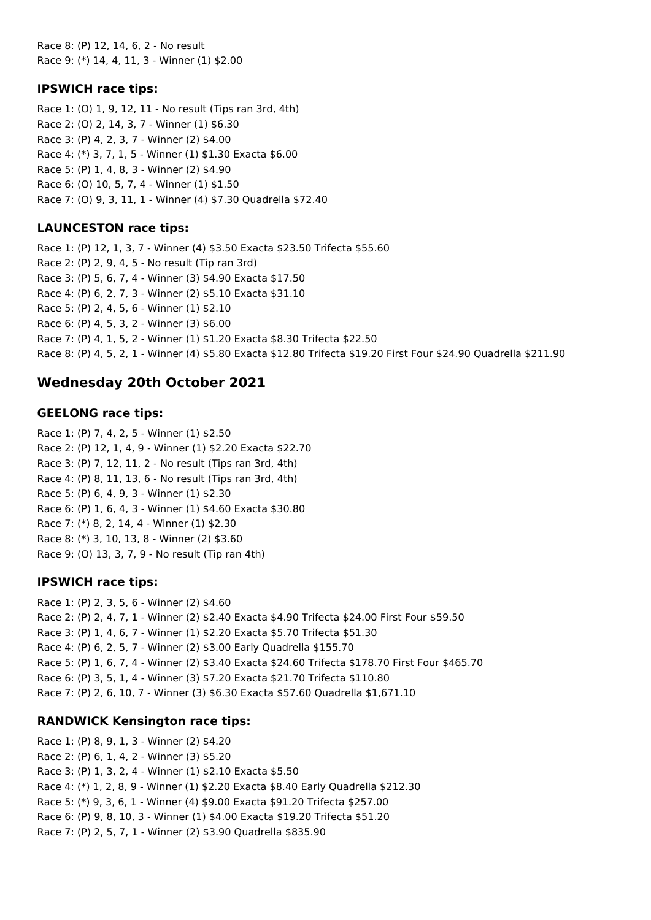Race 8: (P) 12, 14, 6, 2 - No result
Race 9: (*) 14, 4, 11, 3 - Winner (1) $2.00

### IPSWICH race tips:

Race 1: (O) 1, 9, 12, 11 - No result (Tips ran 3rd, 4th)
Race 2: (O) 2, 14, 3, 7 - Winner (1) $6.30
Race 3: (P) 4, 2, 3, 7 - Winner (2) $4.00
Race 4: (*) 3, 7, 1, 5 - Winner (1) $1.30 Exacta $6.00
Race 5: (P) 1, 4, 8, 3 - Winner (2) $4.90
Race 6: (O) 10, 5, 7, 4 - Winner (1) $1.50
Race 7: (O) 9, 3, 11, 1 - Winner (4) $7.30 Quadrella $72.40

### LAUNCESTON race tips:

Race 1: (P) 12, 1, 3, 7 - Winner (4) $3.50 Exacta $23.50 Trifecta $55.60
Race 2: (P) 2, 9, 4, 5 - No result (Tip ran 3rd)
Race 3: (P) 5, 6, 7, 4 - Winner (3) $4.90 Exacta $17.50
Race 4: (P) 6, 2, 7, 3 - Winner (2) $5.10 Exacta $31.10
Race 5: (P) 2, 4, 5, 6 - Winner (1) $2.10
Race 6: (P) 4, 5, 3, 2 - Winner (3) $6.00
Race 7: (P) 4, 1, 5, 2 - Winner (1) $1.20 Exacta $8.30 Trifecta $22.50
Race 8: (P) 4, 5, 2, 1 - Winner (4) $5.80 Exacta $12.80 Trifecta $19.20 First Four $24.90 Quadrella $211.90

## Wednesday 20th October 2021

### GEELONG race tips:

Race 1: (P) 7, 4, 2, 5 - Winner (1) $2.50
Race 2: (P) 12, 1, 4, 9 - Winner (1) $2.20 Exacta $22.70
Race 3: (P) 7, 12, 11, 2 - No result (Tips ran 3rd, 4th)
Race 4: (P) 8, 11, 13, 6 - No result (Tips ran 3rd, 4th)
Race 5: (P) 6, 4, 9, 3 - Winner (1) $2.30
Race 6: (P) 1, 6, 4, 3 - Winner (1) $4.60 Exacta $30.80
Race 7: (*) 8, 2, 14, 4 - Winner (1) $2.30
Race 8: (*) 3, 10, 13, 8 - Winner (2) $3.60
Race 9: (O) 13, 3, 7, 9 - No result (Tip ran 4th)

### IPSWICH race tips:

Race 1: (P) 2, 3, 5, 6 - Winner (2) $4.60
Race 2: (P) 2, 4, 7, 1 - Winner (2) $2.40 Exacta $4.90 Trifecta $24.00 First Four $59.50
Race 3: (P) 1, 4, 6, 7 - Winner (1) $2.20 Exacta $5.70 Trifecta $51.30
Race 4: (P) 6, 2, 5, 7 - Winner (2) $3.00 Early Quadrella $155.70
Race 5: (P) 1, 6, 7, 4 - Winner (2) $3.40 Exacta $24.60 Trifecta $178.70 First Four $465.70
Race 6: (P) 3, 5, 1, 4 - Winner (3) $7.20 Exacta $21.70 Trifecta $110.80
Race 7: (P) 2, 6, 10, 7 - Winner (3) $6.30 Exacta $57.60 Quadrella $1,671.10

### RANDWICK Kensington race tips:

Race 1: (P) 8, 9, 1, 3 - Winner (2) $4.20
Race 2: (P) 6, 1, 4, 2 - Winner (3) $5.20
Race 3: (P) 1, 3, 2, 4 - Winner (1) $2.10 Exacta $5.50
Race 4: (*) 1, 2, 8, 9 - Winner (1) $2.20 Exacta $8.40 Early Quadrella $212.30
Race 5: (*) 9, 3, 6, 1 - Winner (4) $9.00 Exacta $91.20 Trifecta $257.00
Race 6: (P) 9, 8, 10, 3 - Winner (1) $4.00 Exacta $19.20 Trifecta $51.20
Race 7: (P) 2, 5, 7, 1 - Winner (2) $3.90 Quadrella $835.90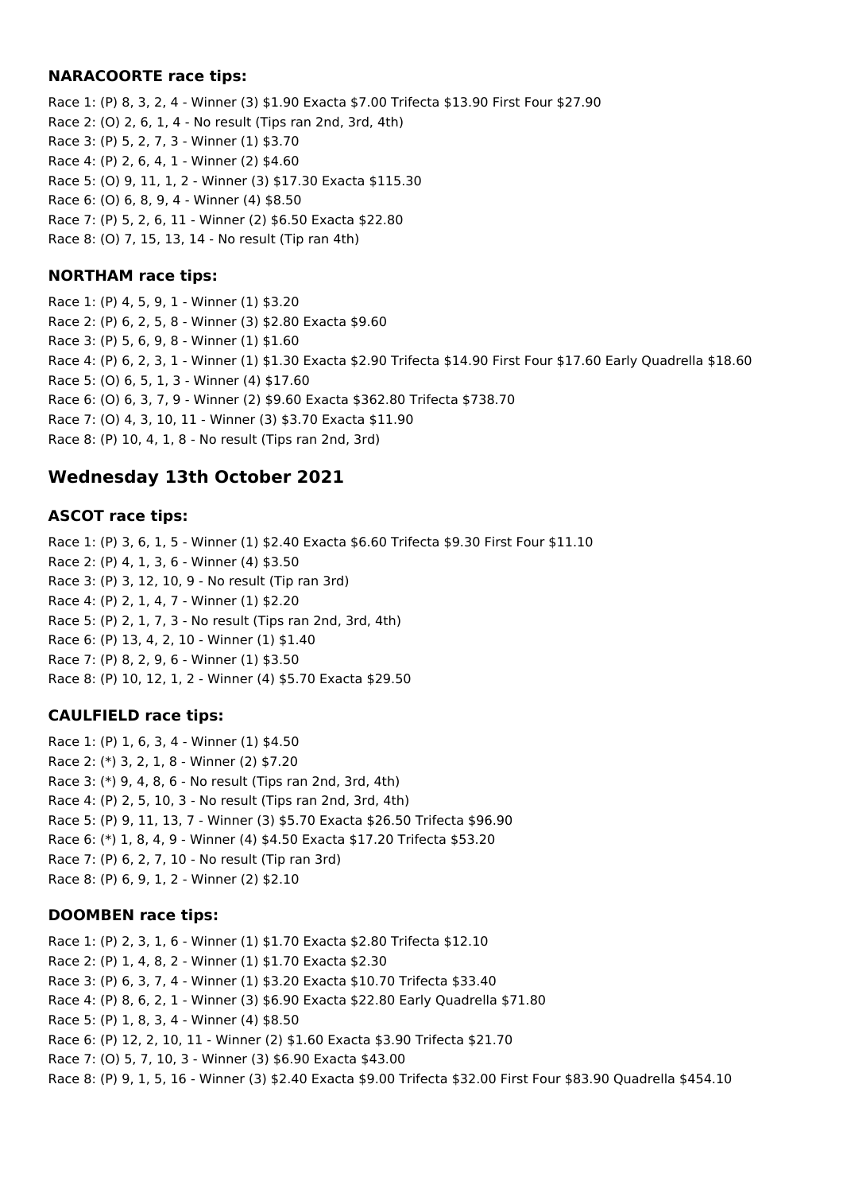### NARACOORTE race tips:

Race 1: (P) 8, 3, 2, 4 - Winner (3) $1.90 Exacta $7.00 Trifecta $13.90 First Four $27.90
Race 2: (O) 2, 6, 1, 4 - No result (Tips ran 2nd, 3rd, 4th)
Race 3: (P) 5, 2, 7, 3 - Winner (1) $3.70
Race 4: (P) 2, 6, 4, 1 - Winner (2) $4.60
Race 5: (O) 9, 11, 1, 2 - Winner (3) $17.30 Exacta $115.30
Race 6: (O) 6, 8, 9, 4 - Winner (4) $8.50
Race 7: (P) 5, 2, 6, 11 - Winner (2) $6.50 Exacta $22.80
Race 8: (O) 7, 15, 13, 14 - No result (Tip ran 4th)

### NORTHAM race tips:

Race 1: (P) 4, 5, 9, 1 - Winner (1) $3.20
Race 2: (P) 6, 2, 5, 8 - Winner (3) $2.80 Exacta $9.60
Race 3: (P) 5, 6, 9, 8 - Winner (1) $1.60
Race 4: (P) 6, 2, 3, 1 - Winner (1) $1.30 Exacta $2.90 Trifecta $14.90 First Four $17.60 Early Quadrella $18.60
Race 5: (O) 6, 5, 1, 3 - Winner (4) $17.60
Race 6: (O) 6, 3, 7, 9 - Winner (2) $9.60 Exacta $362.80 Trifecta $738.70
Race 7: (O) 4, 3, 10, 11 - Winner (3) $3.70 Exacta $11.90
Race 8: (P) 10, 4, 1, 8 - No result (Tips ran 2nd, 3rd)

## Wednesday 13th October 2021

### ASCOT race tips:

Race 1: (P) 3, 6, 1, 5 - Winner (1) $2.40 Exacta $6.60 Trifecta $9.30 First Four $11.10
Race 2: (P) 4, 1, 3, 6 - Winner (4) $3.50
Race 3: (P) 3, 12, 10, 9 - No result (Tip ran 3rd)
Race 4: (P) 2, 1, 4, 7 - Winner (1) $2.20
Race 5: (P) 2, 1, 7, 3 - No result (Tips ran 2nd, 3rd, 4th)
Race 6: (P) 13, 4, 2, 10 - Winner (1) $1.40
Race 7: (P) 8, 2, 9, 6 - Winner (1) $3.50
Race 8: (P) 10, 12, 1, 2 - Winner (4) $5.70 Exacta $29.50

### CAULFIELD race tips:

Race 1: (P) 1, 6, 3, 4 - Winner (1) $4.50
Race 2: (*) 3, 2, 1, 8 - Winner (2) $7.20
Race 3: (*) 9, 4, 8, 6 - No result (Tips ran 2nd, 3rd, 4th)
Race 4: (P) 2, 5, 10, 3 - No result (Tips ran 2nd, 3rd, 4th)
Race 5: (P) 9, 11, 13, 7 - Winner (3) $5.70 Exacta $26.50 Trifecta $96.90
Race 6: (*) 1, 8, 4, 9 - Winner (4) $4.50 Exacta $17.20 Trifecta $53.20
Race 7: (P) 6, 2, 7, 10 - No result (Tip ran 3rd)
Race 8: (P) 6, 9, 1, 2 - Winner (2) $2.10

### DOOMBEN race tips:

Race 1: (P) 2, 3, 1, 6 - Winner (1) $1.70 Exacta $2.80 Trifecta $12.10
Race 2: (P) 1, 4, 8, 2 - Winner (1) $1.70 Exacta $2.30
Race 3: (P) 6, 3, 7, 4 - Winner (1) $3.20 Exacta $10.70 Trifecta $33.40
Race 4: (P) 8, 6, 2, 1 - Winner (3) $6.90 Exacta $22.80 Early Quadrella $71.80
Race 5: (P) 1, 8, 3, 4 - Winner (4) $8.50
Race 6: (P) 12, 2, 10, 11 - Winner (2) $1.60 Exacta $3.90 Trifecta $21.70
Race 7: (O) 5, 7, 10, 3 - Winner (3) $6.90 Exacta $43.00
Race 8: (P) 9, 1, 5, 16 - Winner (3) $2.40 Exacta $9.00 Trifecta $32.00 First Four $83.90 Quadrella $454.10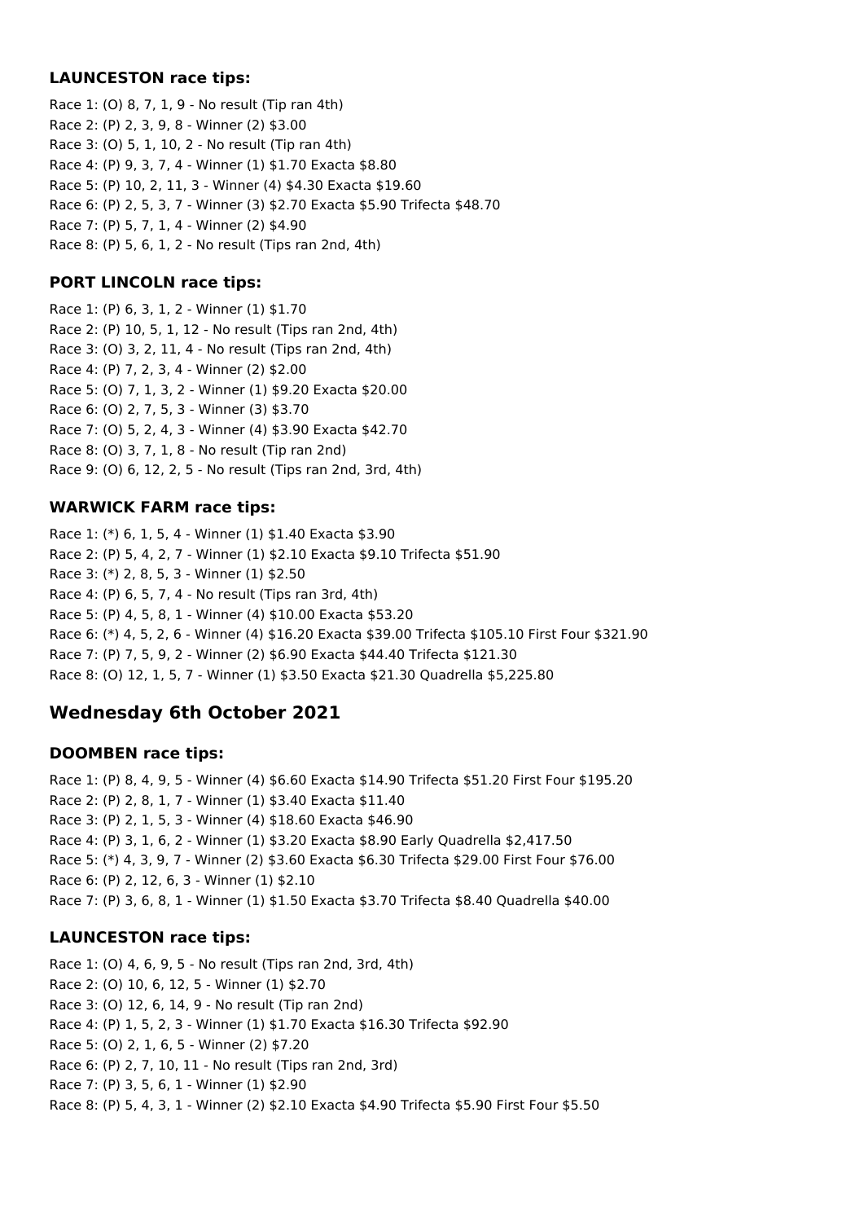### LAUNCESTON race tips:

Race 1: (O) 8, 7, 1, 9 - No result (Tip ran 4th)
Race 2: (P) 2, 3, 9, 8 - Winner (2) $3.00
Race 3: (O) 5, 1, 10, 2 - No result (Tip ran 4th)
Race 4: (P) 9, 3, 7, 4 - Winner (1) $1.70 Exacta $8.80
Race 5: (P) 10, 2, 11, 3 - Winner (4) $4.30 Exacta $19.60
Race 6: (P) 2, 5, 3, 7 - Winner (3) $2.70 Exacta $5.90 Trifecta $48.70
Race 7: (P) 5, 7, 1, 4 - Winner (2) $4.90
Race 8: (P) 5, 6, 1, 2 - No result (Tips ran 2nd, 4th)

### PORT LINCOLN race tips:

Race 1: (P) 6, 3, 1, 2 - Winner (1) $1.70
Race 2: (P) 10, 5, 1, 12 - No result (Tips ran 2nd, 4th)
Race 3: (O) 3, 2, 11, 4 - No result (Tips ran 2nd, 4th)
Race 4: (P) 7, 2, 3, 4 - Winner (2) $2.00
Race 5: (O) 7, 1, 3, 2 - Winner (1) $9.20 Exacta $20.00
Race 6: (O) 2, 7, 5, 3 - Winner (3) $3.70
Race 7: (O) 5, 2, 4, 3 - Winner (4) $3.90 Exacta $42.70
Race 8: (O) 3, 7, 1, 8 - No result (Tip ran 2nd)
Race 9: (O) 6, 12, 2, 5 - No result (Tips ran 2nd, 3rd, 4th)

### WARWICK FARM race tips:

Race 1: (*) 6, 1, 5, 4 - Winner (1) $1.40 Exacta $3.90
Race 2: (P) 5, 4, 2, 7 - Winner (1) $2.10 Exacta $9.10 Trifecta $51.90
Race 3: (*) 2, 8, 5, 3 - Winner (1) $2.50
Race 4: (P) 6, 5, 7, 4 - No result (Tips ran 3rd, 4th)
Race 5: (P) 4, 5, 8, 1 - Winner (4) $10.00 Exacta $53.20
Race 6: (*) 4, 5, 2, 6 - Winner (4) $16.20 Exacta $39.00 Trifecta $105.10 First Four $321.90
Race 7: (P) 7, 5, 9, 2 - Winner (2) $6.90 Exacta $44.40 Trifecta $121.30
Race 8: (O) 12, 1, 5, 7 - Winner (1) $3.50 Exacta $21.30 Quadrella $5,225.80

## Wednesday 6th October 2021

### DOOMBEN race tips:

Race 1: (P) 8, 4, 9, 5 - Winner (4) $6.60 Exacta $14.90 Trifecta $51.20 First Four $195.20
Race 2: (P) 2, 8, 1, 7 - Winner (1) $3.40 Exacta $11.40
Race 3: (P) 2, 1, 5, 3 - Winner (4) $18.60 Exacta $46.90
Race 4: (P) 3, 1, 6, 2 - Winner (1) $3.20 Exacta $8.90 Early Quadrella $2,417.50
Race 5: (*) 4, 3, 9, 7 - Winner (2) $3.60 Exacta $6.30 Trifecta $29.00 First Four $76.00
Race 6: (P) 2, 12, 6, 3 - Winner (1) $2.10
Race 7: (P) 3, 6, 8, 1 - Winner (1) $1.50 Exacta $3.70 Trifecta $8.40 Quadrella $40.00

### LAUNCESTON race tips:

Race 1: (O) 4, 6, 9, 5 - No result (Tips ran 2nd, 3rd, 4th)
Race 2: (O) 10, 6, 12, 5 - Winner (1) $2.70
Race 3: (O) 12, 6, 14, 9 - No result (Tip ran 2nd)
Race 4: (P) 1, 5, 2, 3 - Winner (1) $1.70 Exacta $16.30 Trifecta $92.90
Race 5: (O) 2, 1, 6, 5 - Winner (2) $7.20
Race 6: (P) 2, 7, 10, 11 - No result (Tips ran 2nd, 3rd)
Race 7: (P) 3, 5, 6, 1 - Winner (1) $2.90
Race 8: (P) 5, 4, 3, 1 - Winner (2) $2.10 Exacta $4.90 Trifecta $5.90 First Four $5.50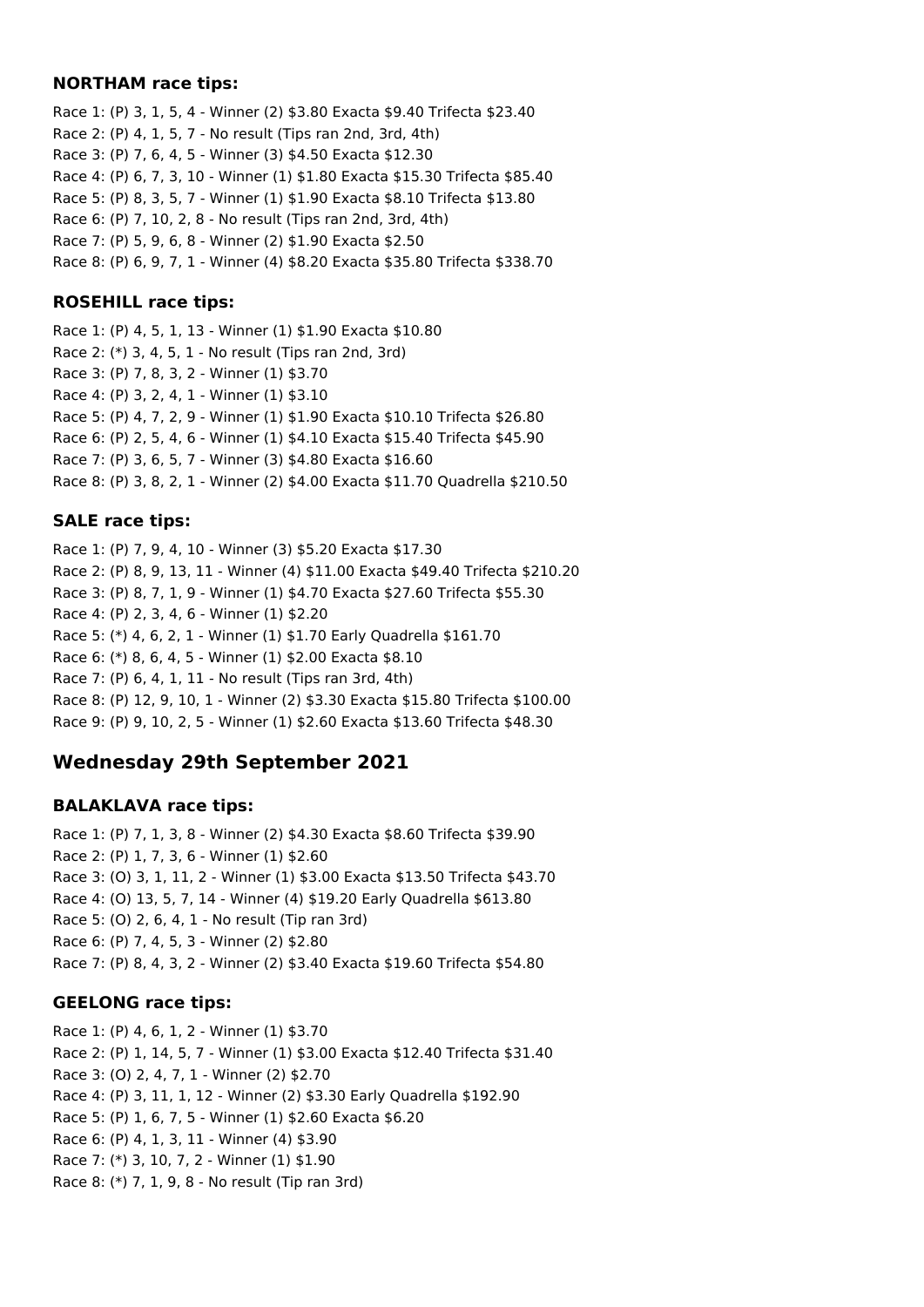### NORTHAM race tips:

Race 1: (P) 3, 1, 5, 4 - Winner (2) $3.80 Exacta $9.40 Trifecta $23.40
Race 2: (P) 4, 1, 5, 7 - No result (Tips ran 2nd, 3rd, 4th)
Race 3: (P) 7, 6, 4, 5 - Winner (3) $4.50 Exacta $12.30
Race 4: (P) 6, 7, 3, 10 - Winner (1) $1.80 Exacta $15.30 Trifecta $85.40
Race 5: (P) 8, 3, 5, 7 - Winner (1) $1.90 Exacta $8.10 Trifecta $13.80
Race 6: (P) 7, 10, 2, 8 - No result (Tips ran 2nd, 3rd, 4th)
Race 7: (P) 5, 9, 6, 8 - Winner (2) $1.90 Exacta $2.50
Race 8: (P) 6, 9, 7, 1 - Winner (4) $8.20 Exacta $35.80 Trifecta $338.70

### ROSEHILL race tips:

Race 1: (P) 4, 5, 1, 13 - Winner (1) $1.90 Exacta $10.80
Race 2: (*) 3, 4, 5, 1 - No result (Tips ran 2nd, 3rd)
Race 3: (P) 7, 8, 3, 2 - Winner (1) $3.70
Race 4: (P) 3, 2, 4, 1 - Winner (1) $3.10
Race 5: (P) 4, 7, 2, 9 - Winner (1) $1.90 Exacta $10.10 Trifecta $26.80
Race 6: (P) 2, 5, 4, 6 - Winner (1) $4.10 Exacta $15.40 Trifecta $45.90
Race 7: (P) 3, 6, 5, 7 - Winner (3) $4.80 Exacta $16.60
Race 8: (P) 3, 8, 2, 1 - Winner (2) $4.00 Exacta $11.70 Quadrella $210.50

### SALE race tips:

Race 1: (P) 7, 9, 4, 10 - Winner (3) $5.20 Exacta $17.30
Race 2: (P) 8, 9, 13, 11 - Winner (4) $11.00 Exacta $49.40 Trifecta $210.20
Race 3: (P) 8, 7, 1, 9 - Winner (1) $4.70 Exacta $27.60 Trifecta $55.30
Race 4: (P) 2, 3, 4, 6 - Winner (1) $2.20
Race 5: (*) 4, 6, 2, 1 - Winner (1) $1.70 Early Quadrella $161.70
Race 6: (*) 8, 6, 4, 5 - Winner (1) $2.00 Exacta $8.10
Race 7: (P) 6, 4, 1, 11 - No result (Tips ran 3rd, 4th)
Race 8: (P) 12, 9, 10, 1 - Winner (2) $3.30 Exacta $15.80 Trifecta $100.00
Race 9: (P) 9, 10, 2, 5 - Winner (1) $2.60 Exacta $13.60 Trifecta $48.30

## Wednesday 29th September 2021

### BALAKLAVA race tips:

Race 1: (P) 7, 1, 3, 8 - Winner (2) $4.30 Exacta $8.60 Trifecta $39.90
Race 2: (P) 1, 7, 3, 6 - Winner (1) $2.60
Race 3: (O) 3, 1, 11, 2 - Winner (1) $3.00 Exacta $13.50 Trifecta $43.70
Race 4: (O) 13, 5, 7, 14 - Winner (4) $19.20 Early Quadrella $613.80
Race 5: (O) 2, 6, 4, 1 - No result (Tip ran 3rd)
Race 6: (P) 7, 4, 5, 3 - Winner (2) $2.80
Race 7: (P) 8, 4, 3, 2 - Winner (2) $3.40 Exacta $19.60 Trifecta $54.80

### GEELONG race tips:

Race 1: (P) 4, 6, 1, 2 - Winner (1) $3.70
Race 2: (P) 1, 14, 5, 7 - Winner (1) $3.00 Exacta $12.40 Trifecta $31.40
Race 3: (O) 2, 4, 7, 1 - Winner (2) $2.70
Race 4: (P) 3, 11, 1, 12 - Winner (2) $3.30 Early Quadrella $192.90
Race 5: (P) 1, 6, 7, 5 - Winner (1) $2.60 Exacta $6.20
Race 6: (P) 4, 1, 3, 11 - Winner (4) $3.90
Race 7: (*) 3, 10, 7, 2 - Winner (1) $1.90
Race 8: (*) 7, 1, 9, 8 - No result (Tip ran 3rd)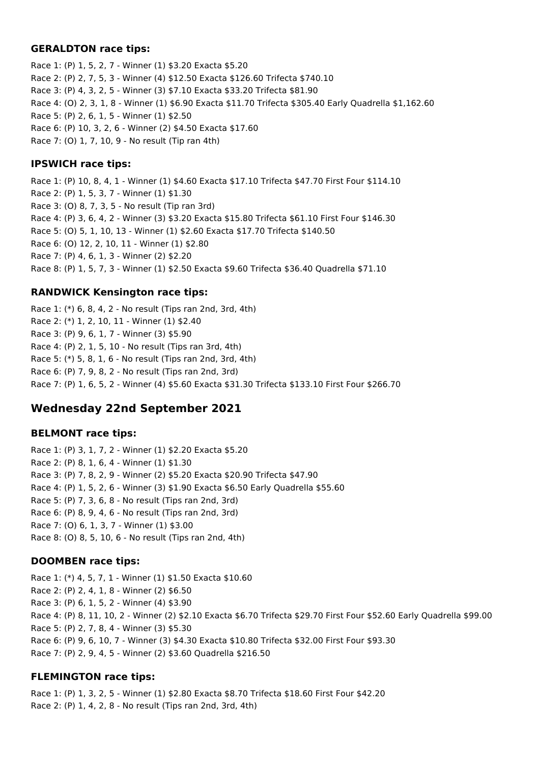### GERALDTON race tips:

Race 1: (P) 1, 5, 2, 7 - Winner (1) $3.20 Exacta $5.20
Race 2: (P) 2, 7, 5, 3 - Winner (4) $12.50 Exacta $126.60 Trifecta $740.10
Race 3: (P) 4, 3, 2, 5 - Winner (3) $7.10 Exacta $33.20 Trifecta $81.90
Race 4: (O) 2, 3, 1, 8 - Winner (1) $6.90 Exacta $11.70 Trifecta $305.40 Early Quadrella $1,162.60
Race 5: (P) 2, 6, 1, 5 - Winner (1) $2.50
Race 6: (P) 10, 3, 2, 6 - Winner (2) $4.50 Exacta $17.60
Race 7: (O) 1, 7, 10, 9 - No result (Tip ran 4th)

### IPSWICH race tips:

Race 1: (P) 10, 8, 4, 1 - Winner (1) $4.60 Exacta $17.10 Trifecta $47.70 First Four $114.10
Race 2: (P) 1, 5, 3, 7 - Winner (1) $1.30
Race 3: (O) 8, 7, 3, 5 - No result (Tip ran 3rd)
Race 4: (P) 3, 6, 4, 2 - Winner (3) $3.20 Exacta $15.80 Trifecta $61.10 First Four $146.30
Race 5: (O) 5, 1, 10, 13 - Winner (1) $2.60 Exacta $17.70 Trifecta $140.50
Race 6: (O) 12, 2, 10, 11 - Winner (1) $2.80
Race 7: (P) 4, 6, 1, 3 - Winner (2) $2.20
Race 8: (P) 1, 5, 7, 3 - Winner (1) $2.50 Exacta $9.60 Trifecta $36.40 Quadrella $71.10

### RANDWICK Kensington race tips:

Race 1: (*) 6, 8, 4, 2 - No result (Tips ran 2nd, 3rd, 4th)
Race 2: (*) 1, 2, 10, 11 - Winner (1) $2.40
Race 3: (P) 9, 6, 1, 7 - Winner (3) $5.90
Race 4: (P) 2, 1, 5, 10 - No result (Tips ran 3rd, 4th)
Race 5: (*) 5, 8, 1, 6 - No result (Tips ran 2nd, 3rd, 4th)
Race 6: (P) 7, 9, 8, 2 - No result (Tips ran 2nd, 3rd)
Race 7: (P) 1, 6, 5, 2 - Winner (4) $5.60 Exacta $31.30 Trifecta $133.10 First Four $266.70

## Wednesday 22nd September 2021

### BELMONT race tips:

Race 1: (P) 3, 1, 7, 2 - Winner (1) $2.20 Exacta $5.20
Race 2: (P) 8, 1, 6, 4 - Winner (1) $1.30
Race 3: (P) 7, 8, 2, 9 - Winner (2) $5.20 Exacta $20.90 Trifecta $47.90
Race 4: (P) 1, 5, 2, 6 - Winner (3) $1.90 Exacta $6.50 Early Quadrella $55.60
Race 5: (P) 7, 3, 6, 8 - No result (Tips ran 2nd, 3rd)
Race 6: (P) 8, 9, 4, 6 - No result (Tips ran 2nd, 3rd)
Race 7: (O) 6, 1, 3, 7 - Winner (1) $3.00
Race 8: (O) 8, 5, 10, 6 - No result (Tips ran 2nd, 4th)

### DOOMBEN race tips:

Race 1: (*) 4, 5, 7, 1 - Winner (1) $1.50 Exacta $10.60
Race 2: (P) 2, 4, 1, 8 - Winner (2) $6.50
Race 3: (P) 6, 1, 5, 2 - Winner (4) $3.90
Race 4: (P) 8, 11, 10, 2 - Winner (2) $2.10 Exacta $6.70 Trifecta $29.70 First Four $52.60 Early Quadrella $99.00
Race 5: (P) 2, 7, 8, 4 - Winner (3) $5.30
Race 6: (P) 9, 6, 10, 7 - Winner (3) $4.30 Exacta $10.80 Trifecta $32.00 First Four $93.30
Race 7: (P) 2, 9, 4, 5 - Winner (2) $3.60 Quadrella $216.50

### FLEMINGTON race tips:

Race 1: (P) 1, 3, 2, 5 - Winner (1) $2.80 Exacta $8.70 Trifecta $18.60 First Four $42.20
Race 2: (P) 1, 4, 2, 8 - No result (Tips ran 2nd, 3rd, 4th)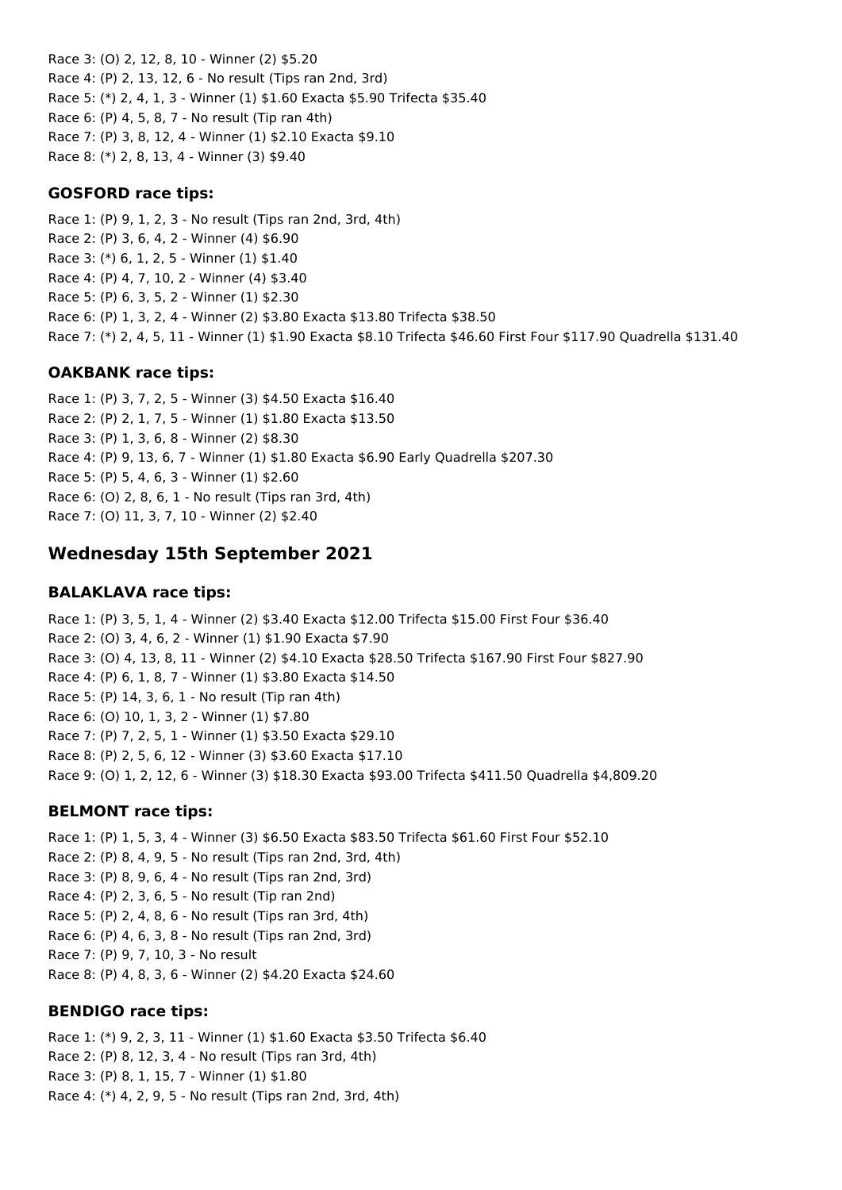Race 3: (O) 2, 12, 8, 10 - Winner (2) $5.20
Race 4: (P) 2, 13, 12, 6 - No result (Tips ran 2nd, 3rd)
Race 5: (*) 2, 4, 1, 3 - Winner (1) $1.60 Exacta $5.90 Trifecta $35.40
Race 6: (P) 4, 5, 8, 7 - No result (Tip ran 4th)
Race 7: (P) 3, 8, 12, 4 - Winner (1) $2.10 Exacta $9.10
Race 8: (*) 2, 8, 13, 4 - Winner (3) $9.40

### GOSFORD race tips:

Race 1: (P) 9, 1, 2, 3 - No result (Tips ran 2nd, 3rd, 4th)
Race 2: (P) 3, 6, 4, 2 - Winner (4) $6.90
Race 3: (*) 6, 1, 2, 5 - Winner (1) $1.40
Race 4: (P) 4, 7, 10, 2 - Winner (4) $3.40
Race 5: (P) 6, 3, 5, 2 - Winner (1) $2.30
Race 6: (P) 1, 3, 2, 4 - Winner (2) $3.80 Exacta $13.80 Trifecta $38.50
Race 7: (*) 2, 4, 5, 11 - Winner (1) $1.90 Exacta $8.10 Trifecta $46.60 First Four $117.90 Quadrella $131.40

### OAKBANK race tips:

Race 1: (P) 3, 7, 2, 5 - Winner (3) $4.50 Exacta $16.40
Race 2: (P) 2, 1, 7, 5 - Winner (1) $1.80 Exacta $13.50
Race 3: (P) 1, 3, 6, 8 - Winner (2) $8.30
Race 4: (P) 9, 13, 6, 7 - Winner (1) $1.80 Exacta $6.90 Early Quadrella $207.30
Race 5: (P) 5, 4, 6, 3 - Winner (1) $2.60
Race 6: (O) 2, 8, 6, 1 - No result (Tips ran 3rd, 4th)
Race 7: (O) 11, 3, 7, 10 - Winner (2) $2.40

## Wednesday 15th September 2021

### BALAKLAVA race tips:

Race 1: (P) 3, 5, 1, 4 - Winner (2) $3.40 Exacta $12.00 Trifecta $15.00 First Four $36.40
Race 2: (O) 3, 4, 6, 2 - Winner (1) $1.90 Exacta $7.90
Race 3: (O) 4, 13, 8, 11 - Winner (2) $4.10 Exacta $28.50 Trifecta $167.90 First Four $827.90
Race 4: (P) 6, 1, 8, 7 - Winner (1) $3.80 Exacta $14.50
Race 5: (P) 14, 3, 6, 1 - No result (Tip ran 4th)
Race 6: (O) 10, 1, 3, 2 - Winner (1) $7.80
Race 7: (P) 7, 2, 5, 1 - Winner (1) $3.50 Exacta $29.10
Race 8: (P) 2, 5, 6, 12 - Winner (3) $3.60 Exacta $17.10
Race 9: (O) 1, 2, 12, 6 - Winner (3) $18.30 Exacta $93.00 Trifecta $411.50 Quadrella $4,809.20

### BELMONT race tips:

Race 1: (P) 1, 5, 3, 4 - Winner (3) $6.50 Exacta $83.50 Trifecta $61.60 First Four $52.10
Race 2: (P) 8, 4, 9, 5 - No result (Tips ran 2nd, 3rd, 4th)
Race 3: (P) 8, 9, 6, 4 - No result (Tips ran 2nd, 3rd)
Race 4: (P) 2, 3, 6, 5 - No result (Tip ran 2nd)
Race 5: (P) 2, 4, 8, 6 - No result (Tips ran 3rd, 4th)
Race 6: (P) 4, 6, 3, 8 - No result (Tips ran 2nd, 3rd)
Race 7: (P) 9, 7, 10, 3 - No result
Race 8: (P) 4, 8, 3, 6 - Winner (2) $4.20 Exacta $24.60

### BENDIGO race tips:

Race 1: (*) 9, 2, 3, 11 - Winner (1) $1.60 Exacta $3.50 Trifecta $6.40
Race 2: (P) 8, 12, 3, 4 - No result (Tips ran 3rd, 4th)
Race 3: (P) 8, 1, 15, 7 - Winner (1) $1.80
Race 4: (*) 4, 2, 9, 5 - No result (Tips ran 2nd, 3rd, 4th)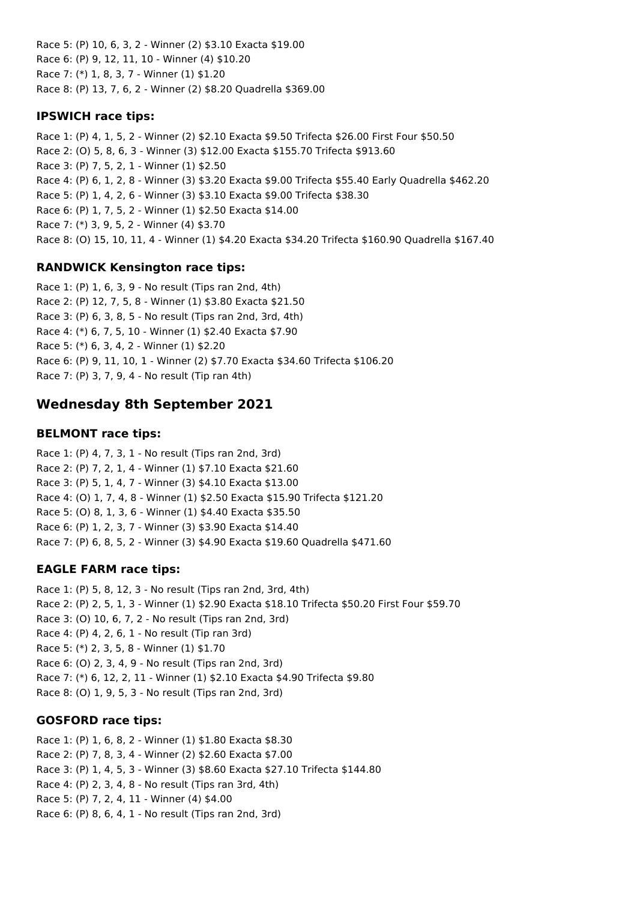Race 5: (P) 10, 6, 3, 2 - Winner (2) $3.10 Exacta $19.00
Race 6: (P) 9, 12, 11, 10 - Winner (4) $10.20
Race 7: (*) 1, 8, 3, 7 - Winner (1) $1.20
Race 8: (P) 13, 7, 6, 2 - Winner (2) $8.20 Quadrella $369.00

### IPSWICH race tips:

Race 1: (P) 4, 1, 5, 2 - Winner (2) $2.10 Exacta $9.50 Trifecta $26.00 First Four $50.50
Race 2: (O) 5, 8, 6, 3 - Winner (3) $12.00 Exacta $155.70 Trifecta $913.60
Race 3: (P) 7, 5, 2, 1 - Winner (1) $2.50
Race 4: (P) 6, 1, 2, 8 - Winner (3) $3.20 Exacta $9.00 Trifecta $55.40 Early Quadrella $462.20
Race 5: (P) 1, 4, 2, 6 - Winner (3) $3.10 Exacta $9.00 Trifecta $38.30
Race 6: (P) 1, 7, 5, 2 - Winner (1) $2.50 Exacta $14.00
Race 7: (*) 3, 9, 5, 2 - Winner (4) $3.70
Race 8: (O) 15, 10, 11, 4 - Winner (1) $4.20 Exacta $34.20 Trifecta $160.90 Quadrella $167.40

### RANDWICK Kensington race tips:

Race 1: (P) 1, 6, 3, 9 - No result (Tips ran 2nd, 4th)
Race 2: (P) 12, 7, 5, 8 - Winner (1) $3.80 Exacta $21.50
Race 3: (P) 6, 3, 8, 5 - No result (Tips ran 2nd, 3rd, 4th)
Race 4: (*) 6, 7, 5, 10 - Winner (1) $2.40 Exacta $7.90
Race 5: (*) 6, 3, 4, 2 - Winner (1) $2.20
Race 6: (P) 9, 11, 10, 1 - Winner (2) $7.70 Exacta $34.60 Trifecta $106.20
Race 7: (P) 3, 7, 9, 4 - No result (Tip ran 4th)

## Wednesday 8th September 2021

### BELMONT race tips:

Race 1: (P) 4, 7, 3, 1 - No result (Tips ran 2nd, 3rd)
Race 2: (P) 7, 2, 1, 4 - Winner (1) $7.10 Exacta $21.60
Race 3: (P) 5, 1, 4, 7 - Winner (3) $4.10 Exacta $13.00
Race 4: (O) 1, 7, 4, 8 - Winner (1) $2.50 Exacta $15.90 Trifecta $121.20
Race 5: (O) 8, 1, 3, 6 - Winner (1) $4.40 Exacta $35.50
Race 6: (P) 1, 2, 3, 7 - Winner (3) $3.90 Exacta $14.40
Race 7: (P) 6, 8, 5, 2 - Winner (3) $4.90 Exacta $19.60 Quadrella $471.60

### EAGLE FARM race tips:

Race 1: (P) 5, 8, 12, 3 - No result (Tips ran 2nd, 3rd, 4th)
Race 2: (P) 2, 5, 1, 3 - Winner (1) $2.90 Exacta $18.10 Trifecta $50.20 First Four $59.70
Race 3: (O) 10, 6, 7, 2 - No result (Tips ran 2nd, 3rd)
Race 4: (P) 4, 2, 6, 1 - No result (Tip ran 3rd)
Race 5: (*) 2, 3, 5, 8 - Winner (1) $1.70
Race 6: (O) 2, 3, 4, 9 - No result (Tips ran 2nd, 3rd)
Race 7: (*) 6, 12, 2, 11 - Winner (1) $2.10 Exacta $4.90 Trifecta $9.80
Race 8: (O) 1, 9, 5, 3 - No result (Tips ran 2nd, 3rd)

### GOSFORD race tips:

Race 1: (P) 1, 6, 8, 2 - Winner (1) $1.80 Exacta $8.30
Race 2: (P) 7, 8, 3, 4 - Winner (2) $2.60 Exacta $7.00
Race 3: (P) 1, 4, 5, 3 - Winner (3) $8.60 Exacta $27.10 Trifecta $144.80
Race 4: (P) 2, 3, 4, 8 - No result (Tips ran 3rd, 4th)
Race 5: (P) 7, 2, 4, 11 - Winner (4) $4.00
Race 6: (P) 8, 6, 4, 1 - No result (Tips ran 2nd, 3rd)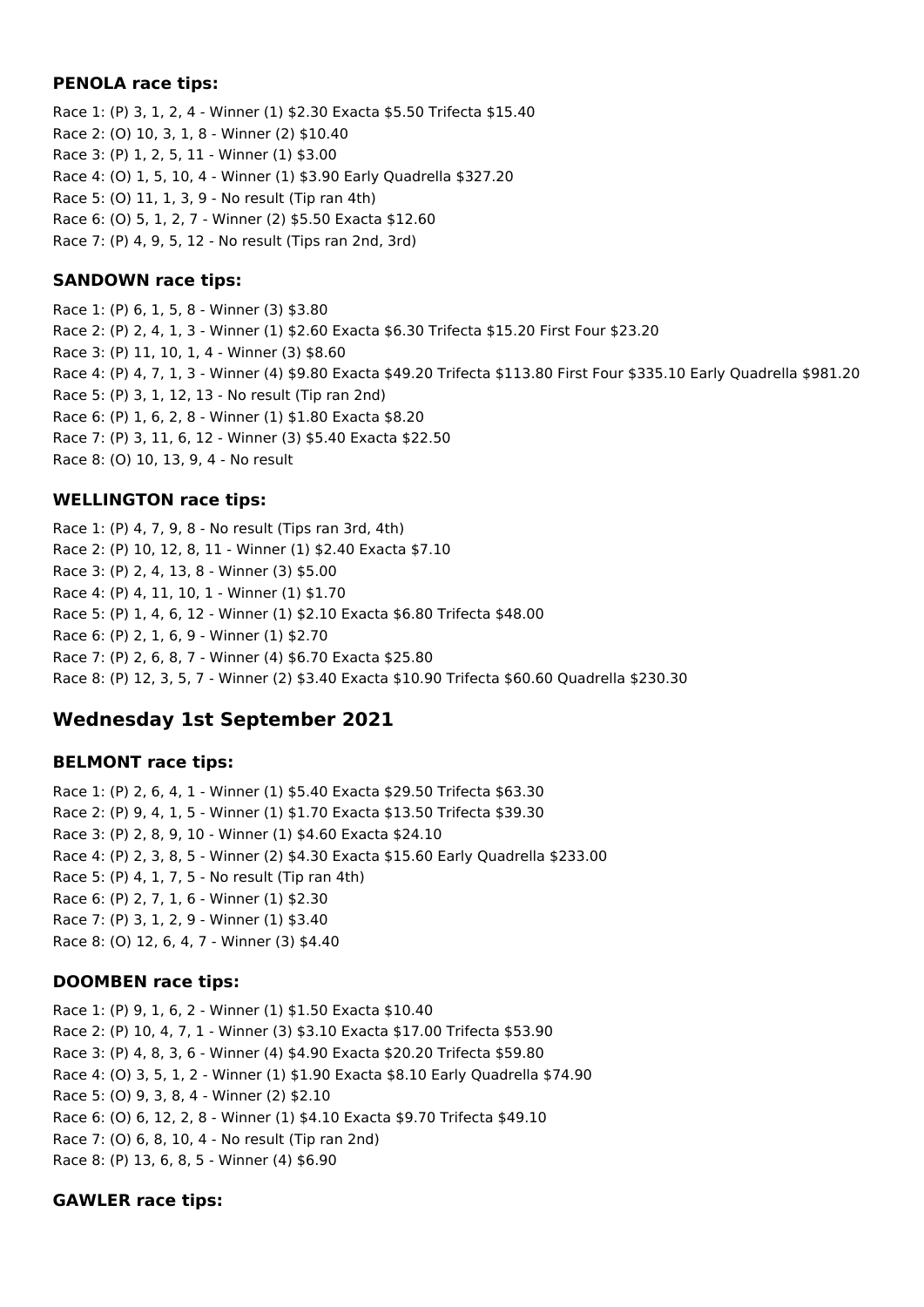### PENOLA race tips:

Race 1: (P) 3, 1, 2, 4 - Winner (1) $2.30 Exacta $5.50 Trifecta $15.40
Race 2: (O) 10, 3, 1, 8 - Winner (2) $10.40
Race 3: (P) 1, 2, 5, 11 - Winner (1) $3.00
Race 4: (O) 1, 5, 10, 4 - Winner (1) $3.90 Early Quadrella $327.20
Race 5: (O) 11, 1, 3, 9 - No result (Tip ran 4th)
Race 6: (O) 5, 1, 2, 7 - Winner (2) $5.50 Exacta $12.60
Race 7: (P) 4, 9, 5, 12 - No result (Tips ran 2nd, 3rd)

### SANDOWN race tips:

Race 1: (P) 6, 1, 5, 8 - Winner (3) $3.80
Race 2: (P) 2, 4, 1, 3 - Winner (1) $2.60 Exacta $6.30 Trifecta $15.20 First Four $23.20
Race 3: (P) 11, 10, 1, 4 - Winner (3) $8.60
Race 4: (P) 4, 7, 1, 3 - Winner (4) $9.80 Exacta $49.20 Trifecta $113.80 First Four $335.10 Early Quadrella $981.20
Race 5: (P) 3, 1, 12, 13 - No result (Tip ran 2nd)
Race 6: (P) 1, 6, 2, 8 - Winner (1) $1.80 Exacta $8.20
Race 7: (P) 3, 11, 6, 12 - Winner (3) $5.40 Exacta $22.50
Race 8: (O) 10, 13, 9, 4 - No result

### WELLINGTON race tips:

Race 1: (P) 4, 7, 9, 8 - No result (Tips ran 3rd, 4th)
Race 2: (P) 10, 12, 8, 11 - Winner (1) $2.40 Exacta $7.10
Race 3: (P) 2, 4, 13, 8 - Winner (3) $5.00
Race 4: (P) 4, 11, 10, 1 - Winner (1) $1.70
Race 5: (P) 1, 4, 6, 12 - Winner (1) $2.10 Exacta $6.80 Trifecta $48.00
Race 6: (P) 2, 1, 6, 9 - Winner (1) $2.70
Race 7: (P) 2, 6, 8, 7 - Winner (4) $6.70 Exacta $25.80
Race 8: (P) 12, 3, 5, 7 - Winner (2) $3.40 Exacta $10.90 Trifecta $60.60 Quadrella $230.30

## Wednesday 1st September 2021

### BELMONT race tips:

Race 1: (P) 2, 6, 4, 1 - Winner (1) $5.40 Exacta $29.50 Trifecta $63.30
Race 2: (P) 9, 4, 1, 5 - Winner (1) $1.70 Exacta $13.50 Trifecta $39.30
Race 3: (P) 2, 8, 9, 10 - Winner (1) $4.60 Exacta $24.10
Race 4: (P) 2, 3, 8, 5 - Winner (2) $4.30 Exacta $15.60 Early Quadrella $233.00
Race 5: (P) 4, 1, 7, 5 - No result (Tip ran 4th)
Race 6: (P) 2, 7, 1, 6 - Winner (1) $2.30
Race 7: (P) 3, 1, 2, 9 - Winner (1) $3.40
Race 8: (O) 12, 6, 4, 7 - Winner (3) $4.40

### DOOMBEN race tips:

Race 1: (P) 9, 1, 6, 2 - Winner (1) $1.50 Exacta $10.40
Race 2: (P) 10, 4, 7, 1 - Winner (3) $3.10 Exacta $17.00 Trifecta $53.90
Race 3: (P) 4, 8, 3, 6 - Winner (4) $4.90 Exacta $20.20 Trifecta $59.80
Race 4: (O) 3, 5, 1, 2 - Winner (1) $1.90 Exacta $8.10 Early Quadrella $74.90
Race 5: (O) 9, 3, 8, 4 - Winner (2) $2.10
Race 6: (O) 6, 12, 2, 8 - Winner (1) $4.10 Exacta $9.70 Trifecta $49.10
Race 7: (O) 6, 8, 10, 4 - No result (Tip ran 2nd)
Race 8: (P) 13, 6, 8, 5 - Winner (4) $6.90

### GAWLER race tips: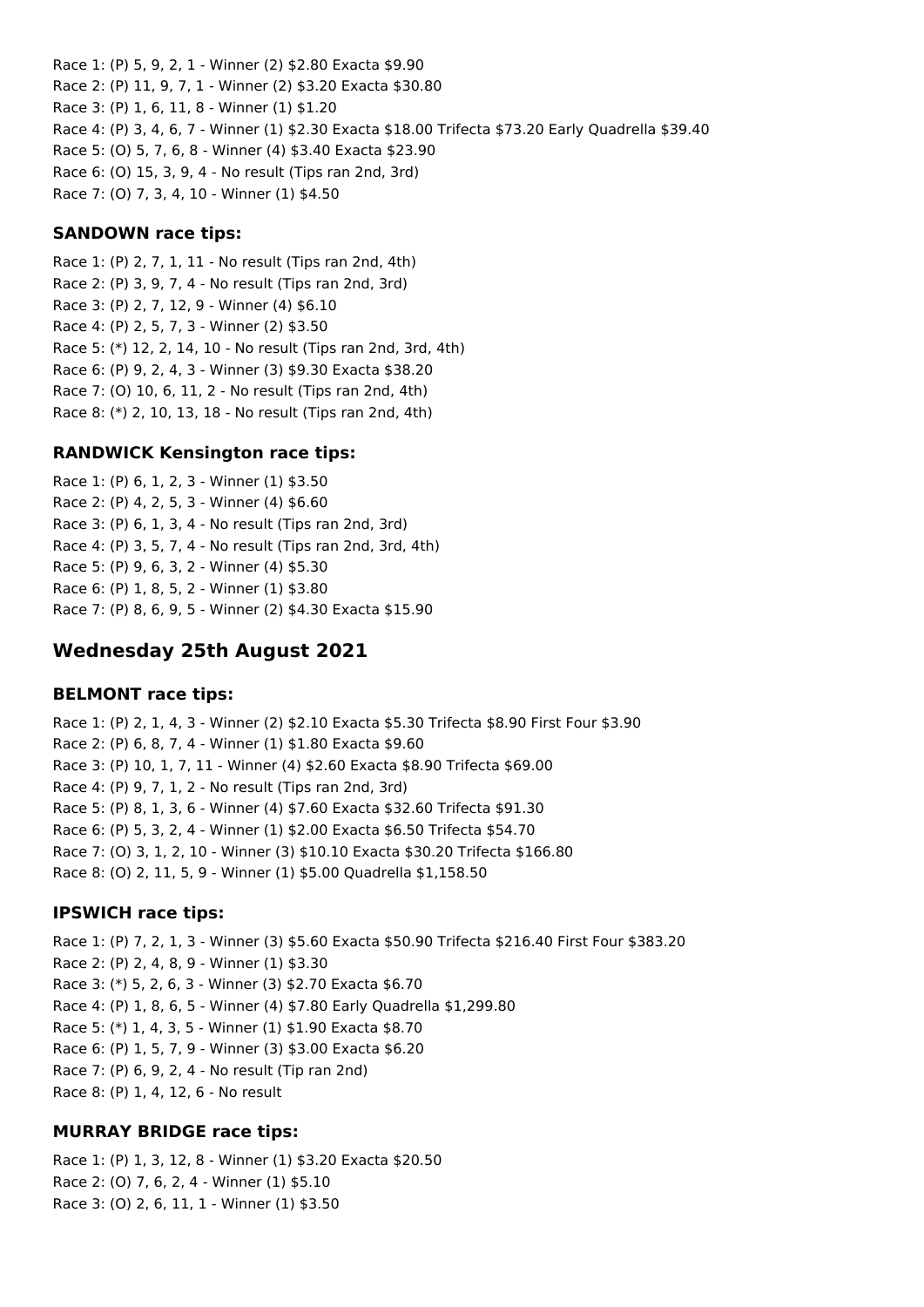Race 1: (P) 5, 9, 2, 1 - Winner (2) $2.80 Exacta $9.90
Race 2: (P) 11, 9, 7, 1 - Winner (2) $3.20 Exacta $30.80
Race 3: (P) 1, 6, 11, 8 - Winner (1) $1.20
Race 4: (P) 3, 4, 6, 7 - Winner (1) $2.30 Exacta $18.00 Trifecta $73.20 Early Quadrella $39.40
Race 5: (O) 5, 7, 6, 8 - Winner (4) $3.40 Exacta $23.90
Race 6: (O) 15, 3, 9, 4 - No result (Tips ran 2nd, 3rd)
Race 7: (O) 7, 3, 4, 10 - Winner (1) $4.50

### SANDOWN race tips:

Race 1: (P) 2, 7, 1, 11 - No result (Tips ran 2nd, 4th)
Race 2: (P) 3, 9, 7, 4 - No result (Tips ran 2nd, 3rd)
Race 3: (P) 2, 7, 12, 9 - Winner (4) $6.10
Race 4: (P) 2, 5, 7, 3 - Winner (2) $3.50
Race 5: (*) 12, 2, 14, 10 - No result (Tips ran 2nd, 3rd, 4th)
Race 6: (P) 9, 2, 4, 3 - Winner (3) $9.30 Exacta $38.20
Race 7: (O) 10, 6, 11, 2 - No result (Tips ran 2nd, 4th)
Race 8: (*) 2, 10, 13, 18 - No result (Tips ran 2nd, 4th)

### RANDWICK Kensington race tips:

Race 1: (P) 6, 1, 2, 3 - Winner (1) $3.50
Race 2: (P) 4, 2, 5, 3 - Winner (4) $6.60
Race 3: (P) 6, 1, 3, 4 - No result (Tips ran 2nd, 3rd)
Race 4: (P) 3, 5, 7, 4 - No result (Tips ran 2nd, 3rd, 4th)
Race 5: (P) 9, 6, 3, 2 - Winner (4) $5.30
Race 6: (P) 1, 8, 5, 2 - Winner (1) $3.80
Race 7: (P) 8, 6, 9, 5 - Winner (2) $4.30 Exacta $15.90

## Wednesday 25th August 2021

### BELMONT race tips:

Race 1: (P) 2, 1, 4, 3 - Winner (2) $2.10 Exacta $5.30 Trifecta $8.90 First Four $3.90
Race 2: (P) 6, 8, 7, 4 - Winner (1) $1.80 Exacta $9.60
Race 3: (P) 10, 1, 7, 11 - Winner (4) $2.60 Exacta $8.90 Trifecta $69.00
Race 4: (P) 9, 7, 1, 2 - No result (Tips ran 2nd, 3rd)
Race 5: (P) 8, 1, 3, 6 - Winner (4) $7.60 Exacta $32.60 Trifecta $91.30
Race 6: (P) 5, 3, 2, 4 - Winner (1) $2.00 Exacta $6.50 Trifecta $54.70
Race 7: (O) 3, 1, 2, 10 - Winner (3) $10.10 Exacta $30.20 Trifecta $166.80
Race 8: (O) 2, 11, 5, 9 - Winner (1) $5.00 Quadrella $1,158.50

### IPSWICH race tips:

Race 1: (P) 7, 2, 1, 3 - Winner (3) $5.60 Exacta $50.90 Trifecta $216.40 First Four $383.20
Race 2: (P) 2, 4, 8, 9 - Winner (1) $3.30
Race 3: (*) 5, 2, 6, 3 - Winner (3) $2.70 Exacta $6.70
Race 4: (P) 1, 8, 6, 5 - Winner (4) $7.80 Early Quadrella $1,299.80
Race 5: (*) 1, 4, 3, 5 - Winner (1) $1.90 Exacta $8.70
Race 6: (P) 1, 5, 7, 9 - Winner (3) $3.00 Exacta $6.20
Race 7: (P) 6, 9, 2, 4 - No result (Tip ran 2nd)
Race 8: (P) 1, 4, 12, 6 - No result

### MURRAY BRIDGE race tips:

Race 1: (P) 1, 3, 12, 8 - Winner (1) $3.20 Exacta $20.50
Race 2: (O) 7, 6, 2, 4 - Winner (1) $5.10
Race 3: (O) 2, 6, 11, 1 - Winner (1) $3.50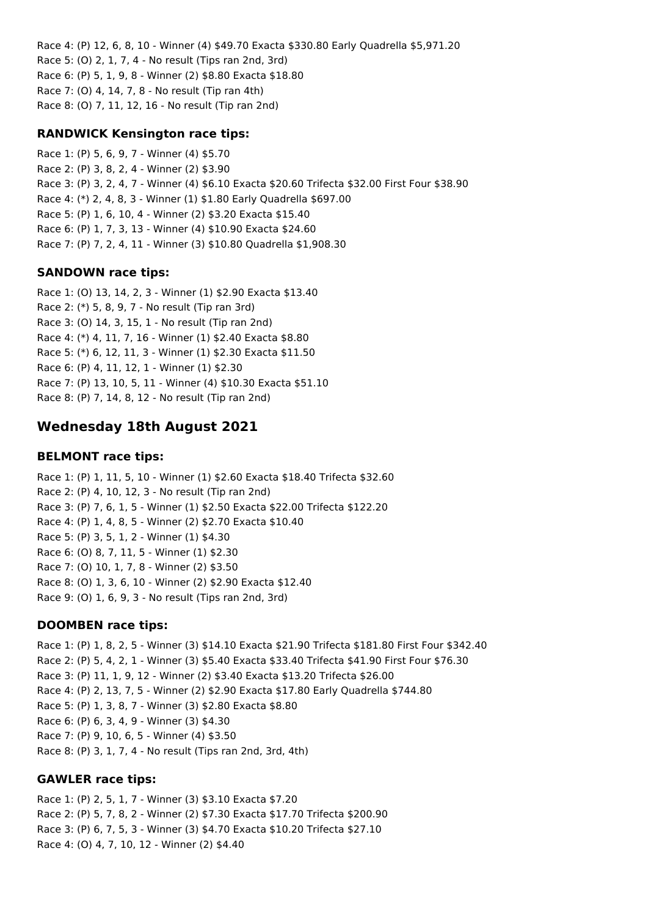Race 4: (P) 12, 6, 8, 10 - Winner (4) $49.70 Exacta $330.80 Early Quadrella $5,971.20
Race 5: (O) 2, 1, 7, 4 - No result (Tips ran 2nd, 3rd)
Race 6: (P) 5, 1, 9, 8 - Winner (2) $8.80 Exacta $18.80
Race 7: (O) 4, 14, 7, 8 - No result (Tip ran 4th)
Race 8: (O) 7, 11, 12, 16 - No result (Tip ran 2nd)

### RANDWICK Kensington race tips:

Race 1: (P) 5, 6, 9, 7 - Winner (4) $5.70
Race 2: (P) 3, 8, 2, 4 - Winner (2) $3.90
Race 3: (P) 3, 2, 4, 7 - Winner (4) $6.10 Exacta $20.60 Trifecta $32.00 First Four $38.90
Race 4: (*) 2, 4, 8, 3 - Winner (1) $1.80 Early Quadrella $697.00
Race 5: (P) 1, 6, 10, 4 - Winner (2) $3.20 Exacta $15.40
Race 6: (P) 1, 7, 3, 13 - Winner (4) $10.90 Exacta $24.60
Race 7: (P) 7, 2, 4, 11 - Winner (3) $10.80 Quadrella $1,908.30

### SANDOWN race tips:

Race 1: (O) 13, 14, 2, 3 - Winner (1) $2.90 Exacta $13.40
Race 2: (*) 5, 8, 9, 7 - No result (Tip ran 3rd)
Race 3: (O) 14, 3, 15, 1 - No result (Tip ran 2nd)
Race 4: (*) 4, 11, 7, 16 - Winner (1) $2.40 Exacta $8.80
Race 5: (*) 6, 12, 11, 3 - Winner (1) $2.30 Exacta $11.50
Race 6: (P) 4, 11, 12, 1 - Winner (1) $2.30
Race 7: (P) 13, 10, 5, 11 - Winner (4) $10.30 Exacta $51.10
Race 8: (P) 7, 14, 8, 12 - No result (Tip ran 2nd)

## Wednesday 18th August 2021

### BELMONT race tips:

Race 1: (P) 1, 11, 5, 10 - Winner (1) $2.60 Exacta $18.40 Trifecta $32.60
Race 2: (P) 4, 10, 12, 3 - No result (Tip ran 2nd)
Race 3: (P) 7, 6, 1, 5 - Winner (1) $2.50 Exacta $22.00 Trifecta $122.20
Race 4: (P) 1, 4, 8, 5 - Winner (2) $2.70 Exacta $10.40
Race 5: (P) 3, 5, 1, 2 - Winner (1) $4.30
Race 6: (O) 8, 7, 11, 5 - Winner (1) $2.30
Race 7: (O) 10, 1, 7, 8 - Winner (2) $3.50
Race 8: (O) 1, 3, 6, 10 - Winner (2) $2.90 Exacta $12.40
Race 9: (O) 1, 6, 9, 3 - No result (Tips ran 2nd, 3rd)

### DOOMBEN race tips:

Race 1: (P) 1, 8, 2, 5 - Winner (3) $14.10 Exacta $21.90 Trifecta $181.80 First Four $342.40
Race 2: (P) 5, 4, 2, 1 - Winner (3) $5.40 Exacta $33.40 Trifecta $41.90 First Four $76.30
Race 3: (P) 11, 1, 9, 12 - Winner (2) $3.40 Exacta $13.20 Trifecta $26.00
Race 4: (P) 2, 13, 7, 5 - Winner (2) $2.90 Exacta $17.80 Early Quadrella $744.80
Race 5: (P) 1, 3, 8, 7 - Winner (3) $2.80 Exacta $8.80
Race 6: (P) 6, 3, 4, 9 - Winner (3) $4.30
Race 7: (P) 9, 10, 6, 5 - Winner (4) $3.50
Race 8: (P) 3, 1, 7, 4 - No result (Tips ran 2nd, 3rd, 4th)

### GAWLER race tips:

Race 1: (P) 2, 5, 1, 7 - Winner (3) $3.10 Exacta $7.20
Race 2: (P) 5, 7, 8, 2 - Winner (2) $7.30 Exacta $17.70 Trifecta $200.90
Race 3: (P) 6, 7, 5, 3 - Winner (3) $4.70 Exacta $10.20 Trifecta $27.10
Race 4: (O) 4, 7, 10, 12 - Winner (2) $4.40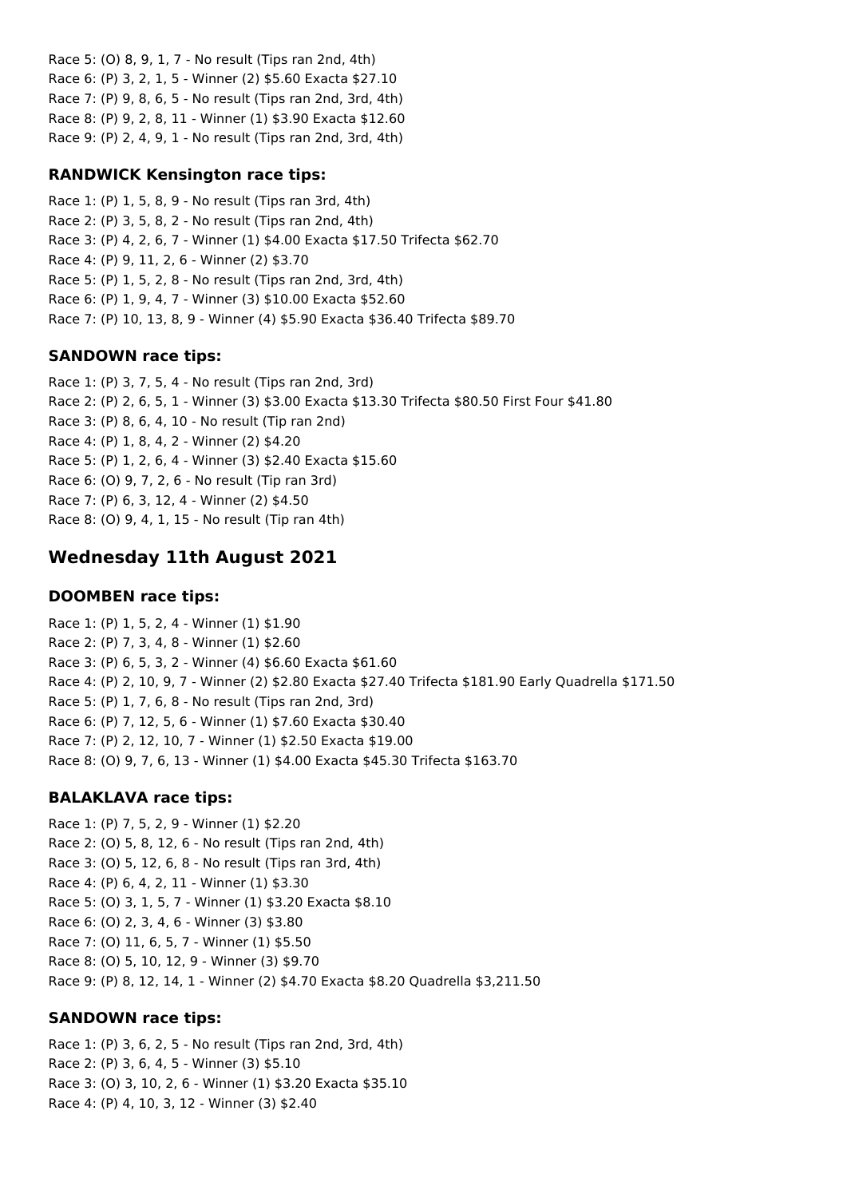Race 5: (O) 8, 9, 1, 7 - No result (Tips ran 2nd, 4th)
Race 6: (P) 3, 2, 1, 5 - Winner (2) $5.60 Exacta $27.10
Race 7: (P) 9, 8, 6, 5 - No result (Tips ran 2nd, 3rd, 4th)
Race 8: (P) 9, 2, 8, 11 - Winner (1) $3.90 Exacta $12.60
Race 9: (P) 2, 4, 9, 1 - No result (Tips ran 2nd, 3rd, 4th)

### RANDWICK Kensington race tips:

Race 1: (P) 1, 5, 8, 9 - No result (Tips ran 3rd, 4th)
Race 2: (P) 3, 5, 8, 2 - No result (Tips ran 2nd, 4th)
Race 3: (P) 4, 2, 6, 7 - Winner (1) $4.00 Exacta $17.50 Trifecta $62.70
Race 4: (P) 9, 11, 2, 6 - Winner (2) $3.70
Race 5: (P) 1, 5, 2, 8 - No result (Tips ran 2nd, 3rd, 4th)
Race 6: (P) 1, 9, 4, 7 - Winner (3) $10.00 Exacta $52.60
Race 7: (P) 10, 13, 8, 9 - Winner (4) $5.90 Exacta $36.40 Trifecta $89.70

### SANDOWN race tips:

Race 1: (P) 3, 7, 5, 4 - No result (Tips ran 2nd, 3rd)
Race 2: (P) 2, 6, 5, 1 - Winner (3) $3.00 Exacta $13.30 Trifecta $80.50 First Four $41.80
Race 3: (P) 8, 6, 4, 10 - No result (Tip ran 2nd)
Race 4: (P) 1, 8, 4, 2 - Winner (2) $4.20
Race 5: (P) 1, 2, 6, 4 - Winner (3) $2.40 Exacta $15.60
Race 6: (O) 9, 7, 2, 6 - No result (Tip ran 3rd)
Race 7: (P) 6, 3, 12, 4 - Winner (2) $4.50
Race 8: (O) 9, 4, 1, 15 - No result (Tip ran 4th)

## Wednesday 11th August 2021

### DOOMBEN race tips:

Race 1: (P) 1, 5, 2, 4 - Winner (1) $1.90
Race 2: (P) 7, 3, 4, 8 - Winner (1) $2.60
Race 3: (P) 6, 5, 3, 2 - Winner (4) $6.60 Exacta $61.60
Race 4: (P) 2, 10, 9, 7 - Winner (2) $2.80 Exacta $27.40 Trifecta $181.90 Early Quadrella $171.50
Race 5: (P) 1, 7, 6, 8 - No result (Tips ran 2nd, 3rd)
Race 6: (P) 7, 12, 5, 6 - Winner (1) $7.60 Exacta $30.40
Race 7: (P) 2, 12, 10, 7 - Winner (1) $2.50 Exacta $19.00
Race 8: (O) 9, 7, 6, 13 - Winner (1) $4.00 Exacta $45.30 Trifecta $163.70

### BALAKLAVA race tips:

Race 1: (P) 7, 5, 2, 9 - Winner (1) $2.20
Race 2: (O) 5, 8, 12, 6 - No result (Tips ran 2nd, 4th)
Race 3: (O) 5, 12, 6, 8 - No result (Tips ran 3rd, 4th)
Race 4: (P) 6, 4, 2, 11 - Winner (1) $3.30
Race 5: (O) 3, 1, 5, 7 - Winner (1) $3.20 Exacta $8.10
Race 6: (O) 2, 3, 4, 6 - Winner (3) $3.80
Race 7: (O) 11, 6, 5, 7 - Winner (1) $5.50
Race 8: (O) 5, 10, 12, 9 - Winner (3) $9.70
Race 9: (P) 8, 12, 14, 1 - Winner (2) $4.70 Exacta $8.20 Quadrella $3,211.50

### SANDOWN race tips:

Race 1: (P) 3, 6, 2, 5 - No result (Tips ran 2nd, 3rd, 4th)
Race 2: (P) 3, 6, 4, 5 - Winner (3) $5.10
Race 3: (O) 3, 10, 2, 6 - Winner (1) $3.20 Exacta $35.10
Race 4: (P) 4, 10, 3, 12 - Winner (3) $2.40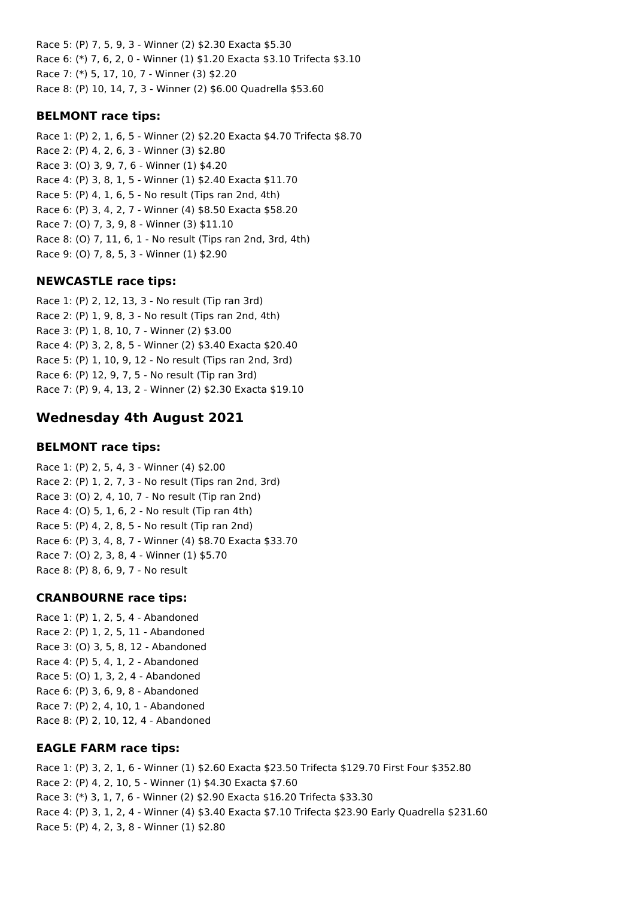Race 5: (P) 7, 5, 9, 3 - Winner (2) $2.30 Exacta $5.30
Race 6: (*) 7, 6, 2, 0 - Winner (1) $1.20 Exacta $3.10 Trifecta $3.10
Race 7: (*) 5, 17, 10, 7 - Winner (3) $2.20
Race 8: (P) 10, 14, 7, 3 - Winner (2) $6.00 Quadrella $53.60

### BELMONT race tips:

Race 1: (P) 2, 1, 6, 5 - Winner (2) $2.20 Exacta $4.70 Trifecta $8.70
Race 2: (P) 4, 2, 6, 3 - Winner (3) $2.80
Race 3: (O) 3, 9, 7, 6 - Winner (1) $4.20
Race 4: (P) 3, 8, 1, 5 - Winner (1) $2.40 Exacta $11.70
Race 5: (P) 4, 1, 6, 5 - No result (Tips ran 2nd, 4th)
Race 6: (P) 3, 4, 2, 7 - Winner (4) $8.50 Exacta $58.20
Race 7: (O) 7, 3, 9, 8 - Winner (3) $11.10
Race 8: (O) 7, 11, 6, 1 - No result (Tips ran 2nd, 3rd, 4th)
Race 9: (O) 7, 8, 5, 3 - Winner (1) $2.90

### NEWCASTLE race tips:

Race 1: (P) 2, 12, 13, 3 - No result (Tip ran 3rd)
Race 2: (P) 1, 9, 8, 3 - No result (Tips ran 2nd, 4th)
Race 3: (P) 1, 8, 10, 7 - Winner (2) $3.00
Race 4: (P) 3, 2, 8, 5 - Winner (2) $3.40 Exacta $20.40
Race 5: (P) 1, 10, 9, 12 - No result (Tips ran 2nd, 3rd)
Race 6: (P) 12, 9, 7, 5 - No result (Tip ran 3rd)
Race 7: (P) 9, 4, 13, 2 - Winner (2) $2.30 Exacta $19.10

## Wednesday 4th August 2021

### BELMONT race tips:

Race 1: (P) 2, 5, 4, 3 - Winner (4) $2.00
Race 2: (P) 1, 2, 7, 3 - No result (Tips ran 2nd, 3rd)
Race 3: (O) 2, 4, 10, 7 - No result (Tip ran 2nd)
Race 4: (O) 5, 1, 6, 2 - No result (Tip ran 4th)
Race 5: (P) 4, 2, 8, 5 - No result (Tip ran 2nd)
Race 6: (P) 3, 4, 8, 7 - Winner (4) $8.70 Exacta $33.70
Race 7: (O) 2, 3, 8, 4 - Winner (1) $5.70
Race 8: (P) 8, 6, 9, 7 - No result

### CRANBOURNE race tips:

Race 1: (P) 1, 2, 5, 4 - Abandoned
Race 2: (P) 1, 2, 5, 11 - Abandoned
Race 3: (O) 3, 5, 8, 12 - Abandoned
Race 4: (P) 5, 4, 1, 2 - Abandoned
Race 5: (O) 1, 3, 2, 4 - Abandoned
Race 6: (P) 3, 6, 9, 8 - Abandoned
Race 7: (P) 2, 4, 10, 1 - Abandoned
Race 8: (P) 2, 10, 12, 4 - Abandoned

### EAGLE FARM race tips:

Race 1: (P) 3, 2, 1, 6 - Winner (1) $2.60 Exacta $23.50 Trifecta $129.70 First Four $352.80
Race 2: (P) 4, 2, 10, 5 - Winner (1) $4.30 Exacta $7.60
Race 3: (*) 3, 1, 7, 6 - Winner (2) $2.90 Exacta $16.20 Trifecta $33.30
Race 4: (P) 3, 1, 2, 4 - Winner (4) $3.40 Exacta $7.10 Trifecta $23.90 Early Quadrella $231.60
Race 5: (P) 4, 2, 3, 8 - Winner (1) $2.80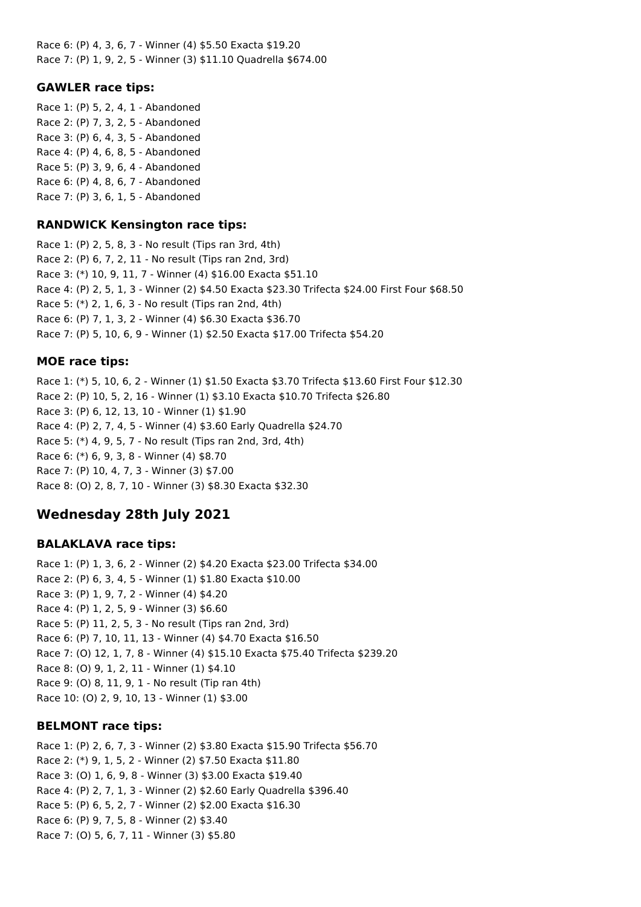Race 6: (P) 4, 3, 6, 7 - Winner (4) $5.50 Exacta $19.20
Race 7: (P) 1, 9, 2, 5 - Winner (3) $11.10 Quadrella $674.00

### GAWLER race tips:

Race 1: (P) 5, 2, 4, 1 - Abandoned
Race 2: (P) 7, 3, 2, 5 - Abandoned
Race 3: (P) 6, 4, 3, 5 - Abandoned
Race 4: (P) 4, 6, 8, 5 - Abandoned
Race 5: (P) 3, 9, 6, 4 - Abandoned
Race 6: (P) 4, 8, 6, 7 - Abandoned
Race 7: (P) 3, 6, 1, 5 - Abandoned

### RANDWICK Kensington race tips:

Race 1: (P) 2, 5, 8, 3 - No result (Tips ran 3rd, 4th)
Race 2: (P) 6, 7, 2, 11 - No result (Tips ran 2nd, 3rd)
Race 3: (*) 10, 9, 11, 7 - Winner (4) $16.00 Exacta $51.10
Race 4: (P) 2, 5, 1, 3 - Winner (2) $4.50 Exacta $23.30 Trifecta $24.00 First Four $68.50
Race 5: (*) 2, 1, 6, 3 - No result (Tips ran 2nd, 4th)
Race 6: (P) 7, 1, 3, 2 - Winner (4) $6.30 Exacta $36.70
Race 7: (P) 5, 10, 6, 9 - Winner (1) $2.50 Exacta $17.00 Trifecta $54.20

### MOE race tips:

Race 1: (*) 5, 10, 6, 2 - Winner (1) $1.50 Exacta $3.70 Trifecta $13.60 First Four $12.30
Race 2: (P) 10, 5, 2, 16 - Winner (1) $3.10 Exacta $10.70 Trifecta $26.80
Race 3: (P) 6, 12, 13, 10 - Winner (1) $1.90
Race 4: (P) 2, 7, 4, 5 - Winner (4) $3.60 Early Quadrella $24.70
Race 5: (*) 4, 9, 5, 7 - No result (Tips ran 2nd, 3rd, 4th)
Race 6: (*) 6, 9, 3, 8 - Winner (4) $8.70
Race 7: (P) 10, 4, 7, 3 - Winner (3) $7.00
Race 8: (O) 2, 8, 7, 10 - Winner (3) $8.30 Exacta $32.30

## Wednesday 28th July 2021

### BALAKLAVA race tips:

Race 1: (P) 1, 3, 6, 2 - Winner (2) $4.20 Exacta $23.00 Trifecta $34.00
Race 2: (P) 6, 3, 4, 5 - Winner (1) $1.80 Exacta $10.00
Race 3: (P) 1, 9, 7, 2 - Winner (4) $4.20
Race 4: (P) 1, 2, 5, 9 - Winner (3) $6.60
Race 5: (P) 11, 2, 5, 3 - No result (Tips ran 2nd, 3rd)
Race 6: (P) 7, 10, 11, 13 - Winner (4) $4.70 Exacta $16.50
Race 7: (O) 12, 1, 7, 8 - Winner (4) $15.10 Exacta $75.40 Trifecta $239.20
Race 8: (O) 9, 1, 2, 11 - Winner (1) $4.10
Race 9: (O) 8, 11, 9, 1 - No result (Tip ran 4th)
Race 10: (O) 2, 9, 10, 13 - Winner (1) $3.00

### BELMONT race tips:

Race 1: (P) 2, 6, 7, 3 - Winner (2) $3.80 Exacta $15.90 Trifecta $56.70
Race 2: (*) 9, 1, 5, 2 - Winner (2) $7.50 Exacta $11.80
Race 3: (O) 1, 6, 9, 8 - Winner (3) $3.00 Exacta $19.40
Race 4: (P) 2, 7, 1, 3 - Winner (2) $2.60 Early Quadrella $396.40
Race 5: (P) 6, 5, 2, 7 - Winner (2) $2.00 Exacta $16.30
Race 6: (P) 9, 7, 5, 8 - Winner (2) $3.40
Race 7: (O) 5, 6, 7, 11 - Winner (3) $5.80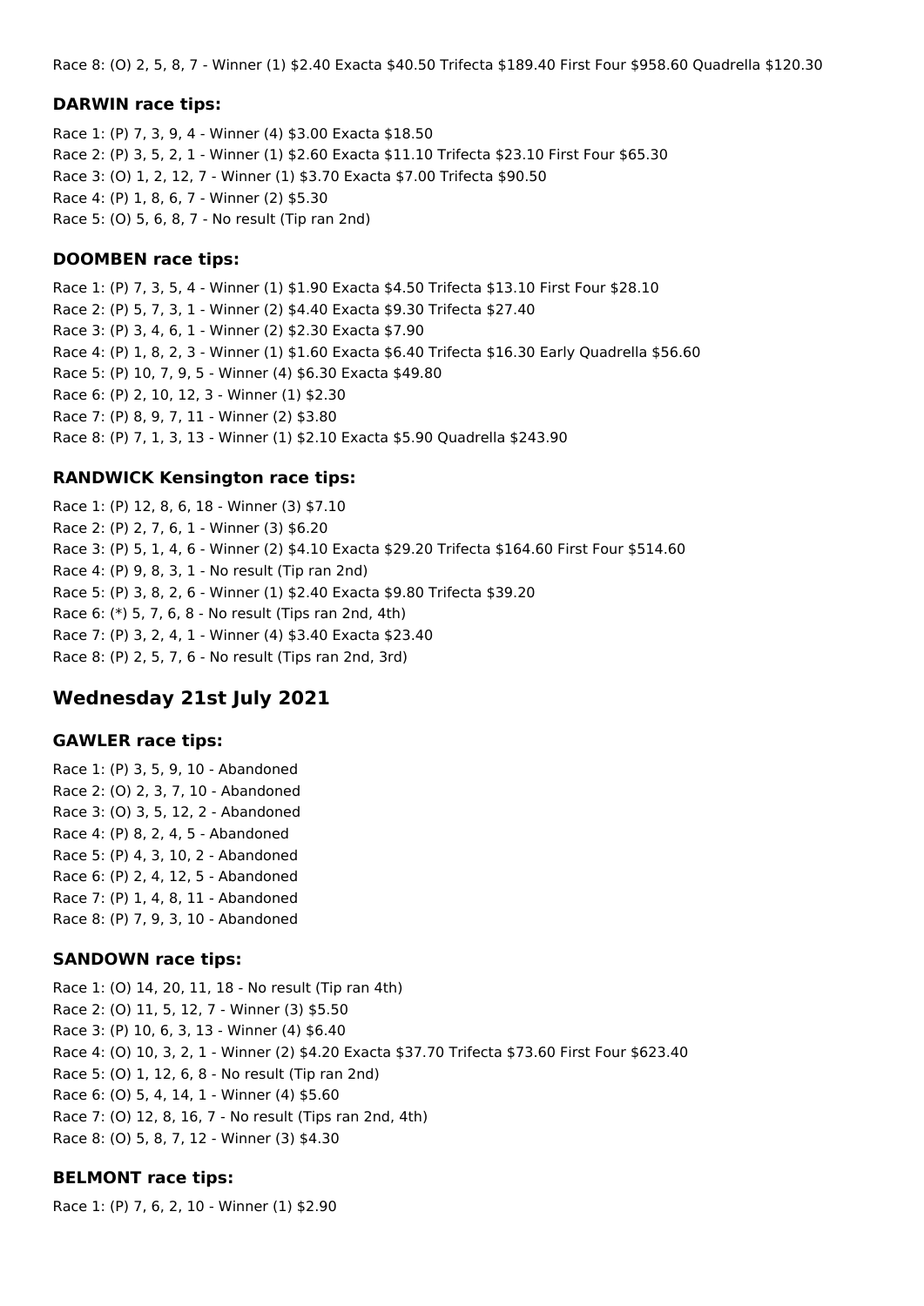Race 8: (O) 2, 5, 8, 7 - Winner (1) $2.40 Exacta $40.50 Trifecta $189.40 First Four $958.60 Quadrella $120.30

### DARWIN race tips:

Race 1: (P) 7, 3, 9, 4 - Winner (4) $3.00 Exacta $18.50
Race 2: (P) 3, 5, 2, 1 - Winner (1) $2.60 Exacta $11.10 Trifecta $23.10 First Four $65.30
Race 3: (O) 1, 2, 12, 7 - Winner (1) $3.70 Exacta $7.00 Trifecta $90.50
Race 4: (P) 1, 8, 6, 7 - Winner (2) $5.30
Race 5: (O) 5, 6, 8, 7 - No result (Tip ran 2nd)

### DOOMBEN race tips:

Race 1: (P) 7, 3, 5, 4 - Winner (1) $1.90 Exacta $4.50 Trifecta $13.10 First Four $28.10
Race 2: (P) 5, 7, 3, 1 - Winner (2) $4.40 Exacta $9.30 Trifecta $27.40
Race 3: (P) 3, 4, 6, 1 - Winner (2) $2.30 Exacta $7.90
Race 4: (P) 1, 8, 2, 3 - Winner (1) $1.60 Exacta $6.40 Trifecta $16.30 Early Quadrella $56.60
Race 5: (P) 10, 7, 9, 5 - Winner (4) $6.30 Exacta $49.80
Race 6: (P) 2, 10, 12, 3 - Winner (1) $2.30
Race 7: (P) 8, 9, 7, 11 - Winner (2) $3.80
Race 8: (P) 7, 1, 3, 13 - Winner (1) $2.10 Exacta $5.90 Quadrella $243.90

### RANDWICK Kensington race tips:

Race 1: (P) 12, 8, 6, 18 - Winner (3) $7.10
Race 2: (P) 2, 7, 6, 1 - Winner (3) $6.20
Race 3: (P) 5, 1, 4, 6 - Winner (2) $4.10 Exacta $29.20 Trifecta $164.60 First Four $514.60
Race 4: (P) 9, 8, 3, 1 - No result (Tip ran 2nd)
Race 5: (P) 3, 8, 2, 6 - Winner (1) $2.40 Exacta $9.80 Trifecta $39.20
Race 6: (*) 5, 7, 6, 8 - No result (Tips ran 2nd, 4th)
Race 7: (P) 3, 2, 4, 1 - Winner (4) $3.40 Exacta $23.40
Race 8: (P) 2, 5, 7, 6 - No result (Tips ran 2nd, 3rd)

## Wednesday 21st July 2021

### GAWLER race tips:

Race 1: (P) 3, 5, 9, 10 - Abandoned
Race 2: (O) 2, 3, 7, 10 - Abandoned
Race 3: (O) 3, 5, 12, 2 - Abandoned
Race 4: (P) 8, 2, 4, 5 - Abandoned
Race 5: (P) 4, 3, 10, 2 - Abandoned
Race 6: (P) 2, 4, 12, 5 - Abandoned
Race 7: (P) 1, 4, 8, 11 - Abandoned
Race 8: (P) 7, 9, 3, 10 - Abandoned

### SANDOWN race tips:

Race 1: (O) 14, 20, 11, 18 - No result (Tip ran 4th)
Race 2: (O) 11, 5, 12, 7 - Winner (3) $5.50
Race 3: (P) 10, 6, 3, 13 - Winner (4) $6.40
Race 4: (O) 10, 3, 2, 1 - Winner (2) $4.20 Exacta $37.70 Trifecta $73.60 First Four $623.40
Race 5: (O) 1, 12, 6, 8 - No result (Tip ran 2nd)
Race 6: (O) 5, 4, 14, 1 - Winner (4) $5.60
Race 7: (O) 12, 8, 16, 7 - No result (Tips ran 2nd, 4th)
Race 8: (O) 5, 8, 7, 12 - Winner (3) $4.30

### BELMONT race tips:

Race 1: (P) 7, 6, 2, 10 - Winner (1) $2.90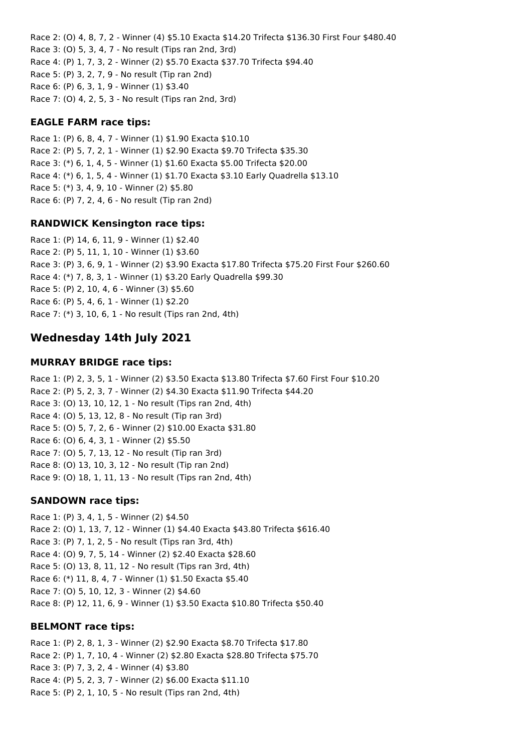Race 2: (O) 4, 8, 7, 2 - Winner (4) $5.10 Exacta $14.20 Trifecta $136.30 First Four $480.40
Race 3: (O) 5, 3, 4, 7 - No result (Tips ran 2nd, 3rd)
Race 4: (P) 1, 7, 3, 2 - Winner (2) $5.70 Exacta $37.70 Trifecta $94.40
Race 5: (P) 3, 2, 7, 9 - No result (Tip ran 2nd)
Race 6: (P) 6, 3, 1, 9 - Winner (1) $3.40
Race 7: (O) 4, 2, 5, 3 - No result (Tips ran 2nd, 3rd)

### EAGLE FARM race tips:

Race 1: (P) 6, 8, 4, 7 - Winner (1) $1.90 Exacta $10.10
Race 2: (P) 5, 7, 2, 1 - Winner (1) $2.90 Exacta $9.70 Trifecta $35.30
Race 3: (*) 6, 1, 4, 5 - Winner (1) $1.60 Exacta $5.00 Trifecta $20.00
Race 4: (*) 6, 1, 5, 4 - Winner (1) $1.70 Exacta $3.10 Early Quadrella $13.10
Race 5: (*) 3, 4, 9, 10 - Winner (2) $5.80
Race 6: (P) 7, 2, 4, 6 - No result (Tip ran 2nd)

### RANDWICK Kensington race tips:

Race 1: (P) 14, 6, 11, 9 - Winner (1) $2.40
Race 2: (P) 5, 11, 1, 10 - Winner (1) $3.60
Race 3: (P) 3, 6, 9, 1 - Winner (2) $3.90 Exacta $17.80 Trifecta $75.20 First Four $260.60
Race 4: (*) 7, 8, 3, 1 - Winner (1) $3.20 Early Quadrella $99.30
Race 5: (P) 2, 10, 4, 6 - Winner (3) $5.60
Race 6: (P) 5, 4, 6, 1 - Winner (1) $2.20
Race 7: (*) 3, 10, 6, 1 - No result (Tips ran 2nd, 4th)

## Wednesday 14th July 2021

### MURRAY BRIDGE race tips:

Race 1: (P) 2, 3, 5, 1 - Winner (2) $3.50 Exacta $13.80 Trifecta $7.60 First Four $10.20
Race 2: (P) 5, 2, 3, 7 - Winner (2) $4.30 Exacta $11.90 Trifecta $44.20
Race 3: (O) 13, 10, 12, 1 - No result (Tips ran 2nd, 4th)
Race 4: (O) 5, 13, 12, 8 - No result (Tip ran 3rd)
Race 5: (O) 5, 7, 2, 6 - Winner (2) $10.00 Exacta $31.80
Race 6: (O) 6, 4, 3, 1 - Winner (2) $5.50
Race 7: (O) 5, 7, 13, 12 - No result (Tip ran 3rd)
Race 8: (O) 13, 10, 3, 12 - No result (Tip ran 2nd)
Race 9: (O) 18, 1, 11, 13 - No result (Tips ran 2nd, 4th)

### SANDOWN race tips:

Race 1: (P) 3, 4, 1, 5 - Winner (2) $4.50
Race 2: (O) 1, 13, 7, 12 - Winner (1) $4.40 Exacta $43.80 Trifecta $616.40
Race 3: (P) 7, 1, 2, 5 - No result (Tips ran 3rd, 4th)
Race 4: (O) 9, 7, 5, 14 - Winner (2) $2.40 Exacta $28.60
Race 5: (O) 13, 8, 11, 12 - No result (Tips ran 3rd, 4th)
Race 6: (*) 11, 8, 4, 7 - Winner (1) $1.50 Exacta $5.40
Race 7: (O) 5, 10, 12, 3 - Winner (2) $4.60
Race 8: (P) 12, 11, 6, 9 - Winner (1) $3.50 Exacta $10.80 Trifecta $50.40

### BELMONT race tips:

Race 1: (P) 2, 8, 1, 3 - Winner (2) $2.90 Exacta $8.70 Trifecta $17.80
Race 2: (P) 1, 7, 10, 4 - Winner (2) $2.80 Exacta $28.80 Trifecta $75.70
Race 3: (P) 7, 3, 2, 4 - Winner (4) $3.80
Race 4: (P) 5, 2, 3, 7 - Winner (2) $6.00 Exacta $11.10
Race 5: (P) 2, 1, 10, 5 - No result (Tips ran 2nd, 4th)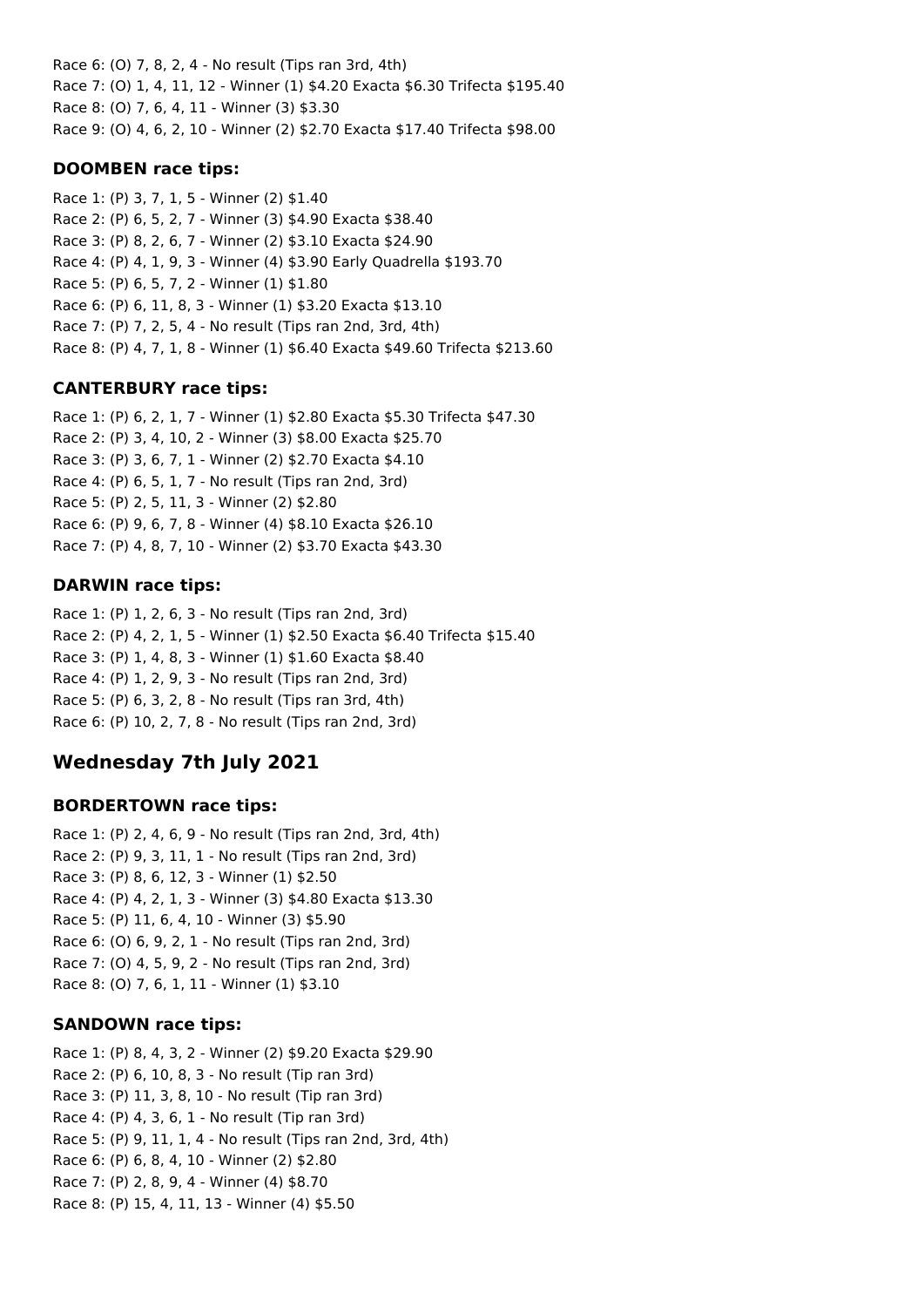Race 6: (O) 7, 8, 2, 4 - No result (Tips ran 3rd, 4th)
Race 7: (O) 1, 4, 11, 12 - Winner (1) $4.20 Exacta $6.30 Trifecta $195.40
Race 8: (O) 7, 6, 4, 11 - Winner (3) $3.30
Race 9: (O) 4, 6, 2, 10 - Winner (2) $2.70 Exacta $17.40 Trifecta $98.00

### DOOMBEN race tips:

Race 1: (P) 3, 7, 1, 5 - Winner (2) $1.40
Race 2: (P) 6, 5, 2, 7 - Winner (3) $4.90 Exacta $38.40
Race 3: (P) 8, 2, 6, 7 - Winner (2) $3.10 Exacta $24.90
Race 4: (P) 4, 1, 9, 3 - Winner (4) $3.90 Early Quadrella $193.70
Race 5: (P) 6, 5, 7, 2 - Winner (1) $1.80
Race 6: (P) 6, 11, 8, 3 - Winner (1) $3.20 Exacta $13.10
Race 7: (P) 7, 2, 5, 4 - No result (Tips ran 2nd, 3rd, 4th)
Race 8: (P) 4, 7, 1, 8 - Winner (1) $6.40 Exacta $49.60 Trifecta $213.60

### CANTERBURY race tips:

Race 1: (P) 6, 2, 1, 7 - Winner (1) $2.80 Exacta $5.30 Trifecta $47.30
Race 2: (P) 3, 4, 10, 2 - Winner (3) $8.00 Exacta $25.70
Race 3: (P) 3, 6, 7, 1 - Winner (2) $2.70 Exacta $4.10
Race 4: (P) 6, 5, 1, 7 - No result (Tips ran 2nd, 3rd)
Race 5: (P) 2, 5, 11, 3 - Winner (2) $2.80
Race 6: (P) 9, 6, 7, 8 - Winner (4) $8.10 Exacta $26.10
Race 7: (P) 4, 8, 7, 10 - Winner (2) $3.70 Exacta $43.30

### DARWIN race tips:

Race 1: (P) 1, 2, 6, 3 - No result (Tips ran 2nd, 3rd)
Race 2: (P) 4, 2, 1, 5 - Winner (1) $2.50 Exacta $6.40 Trifecta $15.40
Race 3: (P) 1, 4, 8, 3 - Winner (1) $1.60 Exacta $8.40
Race 4: (P) 1, 2, 9, 3 - No result (Tips ran 2nd, 3rd)
Race 5: (P) 6, 3, 2, 8 - No result (Tips ran 3rd, 4th)
Race 6: (P) 10, 2, 7, 8 - No result (Tips ran 2nd, 3rd)

## Wednesday 7th July 2021

### BORDERTOWN race tips:

Race 1: (P) 2, 4, 6, 9 - No result (Tips ran 2nd, 3rd, 4th)
Race 2: (P) 9, 3, 11, 1 - No result (Tips ran 2nd, 3rd)
Race 3: (P) 8, 6, 12, 3 - Winner (1) $2.50
Race 4: (P) 4, 2, 1, 3 - Winner (3) $4.80 Exacta $13.30
Race 5: (P) 11, 6, 4, 10 - Winner (3) $5.90
Race 6: (O) 6, 9, 2, 1 - No result (Tips ran 2nd, 3rd)
Race 7: (O) 4, 5, 9, 2 - No result (Tips ran 2nd, 3rd)
Race 8: (O) 7, 6, 1, 11 - Winner (1) $3.10

### SANDOWN race tips:

Race 1: (P) 8, 4, 3, 2 - Winner (2) $9.20 Exacta $29.90
Race 2: (P) 6, 10, 8, 3 - No result (Tip ran 3rd)
Race 3: (P) 11, 3, 8, 10 - No result (Tip ran 3rd)
Race 4: (P) 4, 3, 6, 1 - No result (Tip ran 3rd)
Race 5: (P) 9, 11, 1, 4 - No result (Tips ran 2nd, 3rd, 4th)
Race 6: (P) 6, 8, 4, 10 - Winner (2) $2.80
Race 7: (P) 2, 8, 9, 4 - Winner (4) $8.70
Race 8: (P) 15, 4, 11, 13 - Winner (4) $5.50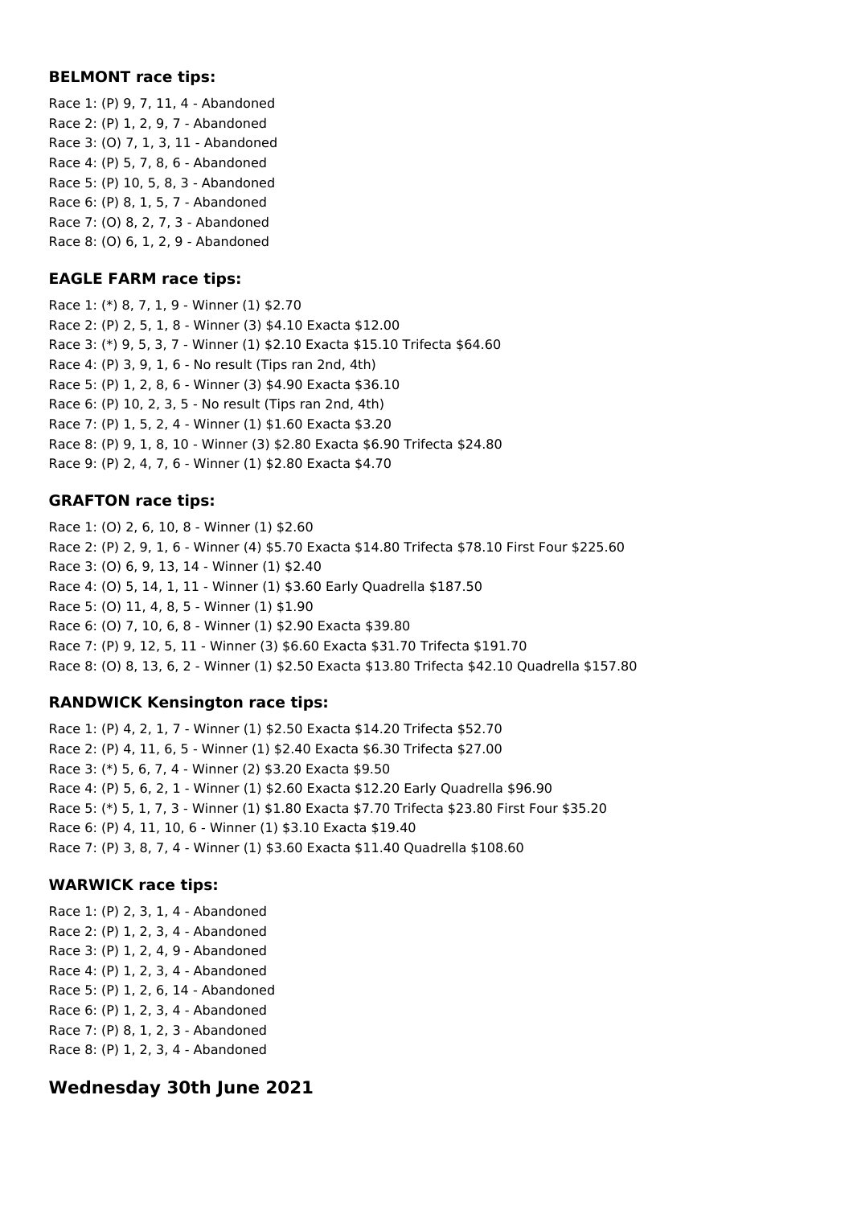### BELMONT race tips:

Race 1: (P) 9, 7, 11, 4 - Abandoned
Race 2: (P) 1, 2, 9, 7 - Abandoned
Race 3: (O) 7, 1, 3, 11 - Abandoned
Race 4: (P) 5, 7, 8, 6 - Abandoned
Race 5: (P) 10, 5, 8, 3 - Abandoned
Race 6: (P) 8, 1, 5, 7 - Abandoned
Race 7: (O) 8, 2, 7, 3 - Abandoned
Race 8: (O) 6, 1, 2, 9 - Abandoned

### EAGLE FARM race tips:

Race 1: (*) 8, 7, 1, 9 - Winner (1) $2.70
Race 2: (P) 2, 5, 1, 8 - Winner (3) $4.10 Exacta $12.00
Race 3: (*) 9, 5, 3, 7 - Winner (1) $2.10 Exacta $15.10 Trifecta $64.60
Race 4: (P) 3, 9, 1, 6 - No result (Tips ran 2nd, 4th)
Race 5: (P) 1, 2, 8, 6 - Winner (3) $4.90 Exacta $36.10
Race 6: (P) 10, 2, 3, 5 - No result (Tips ran 2nd, 4th)
Race 7: (P) 1, 5, 2, 4 - Winner (1) $1.60 Exacta $3.20
Race 8: (P) 9, 1, 8, 10 - Winner (3) $2.80 Exacta $6.90 Trifecta $24.80
Race 9: (P) 2, 4, 7, 6 - Winner (1) $2.80 Exacta $4.70

### GRAFTON race tips:

Race 1: (O) 2, 6, 10, 8 - Winner (1) $2.60
Race 2: (P) 2, 9, 1, 6 - Winner (4) $5.70 Exacta $14.80 Trifecta $78.10 First Four $225.60
Race 3: (O) 6, 9, 13, 14 - Winner (1) $2.40
Race 4: (O) 5, 14, 1, 11 - Winner (1) $3.60 Early Quadrella $187.50
Race 5: (O) 11, 4, 8, 5 - Winner (1) $1.90
Race 6: (O) 7, 10, 6, 8 - Winner (1) $2.90 Exacta $39.80
Race 7: (P) 9, 12, 5, 11 - Winner (3) $6.60 Exacta $31.70 Trifecta $191.70
Race 8: (O) 8, 13, 6, 2 - Winner (1) $2.50 Exacta $13.80 Trifecta $42.10 Quadrella $157.80

### RANDWICK Kensington race tips:

Race 1: (P) 4, 2, 1, 7 - Winner (1) $2.50 Exacta $14.20 Trifecta $52.70
Race 2: (P) 4, 11, 6, 5 - Winner (1) $2.40 Exacta $6.30 Trifecta $27.00
Race 3: (*) 5, 6, 7, 4 - Winner (2) $3.20 Exacta $9.50
Race 4: (P) 5, 6, 2, 1 - Winner (1) $2.60 Exacta $12.20 Early Quadrella $96.90
Race 5: (*) 5, 1, 7, 3 - Winner (1) $1.80 Exacta $7.70 Trifecta $23.80 First Four $35.20
Race 6: (P) 4, 11, 10, 6 - Winner (1) $3.10 Exacta $19.40
Race 7: (P) 3, 8, 7, 4 - Winner (1) $3.60 Exacta $11.40 Quadrella $108.60

### WARWICK race tips:

Race 1: (P) 2, 3, 1, 4 - Abandoned
Race 2: (P) 1, 2, 3, 4 - Abandoned
Race 3: (P) 1, 2, 4, 9 - Abandoned
Race 4: (P) 1, 2, 3, 4 - Abandoned
Race 5: (P) 1, 2, 6, 14 - Abandoned
Race 6: (P) 1, 2, 3, 4 - Abandoned
Race 7: (P) 8, 1, 2, 3 - Abandoned
Race 8: (P) 1, 2, 3, 4 - Abandoned

## Wednesday 30th June 2021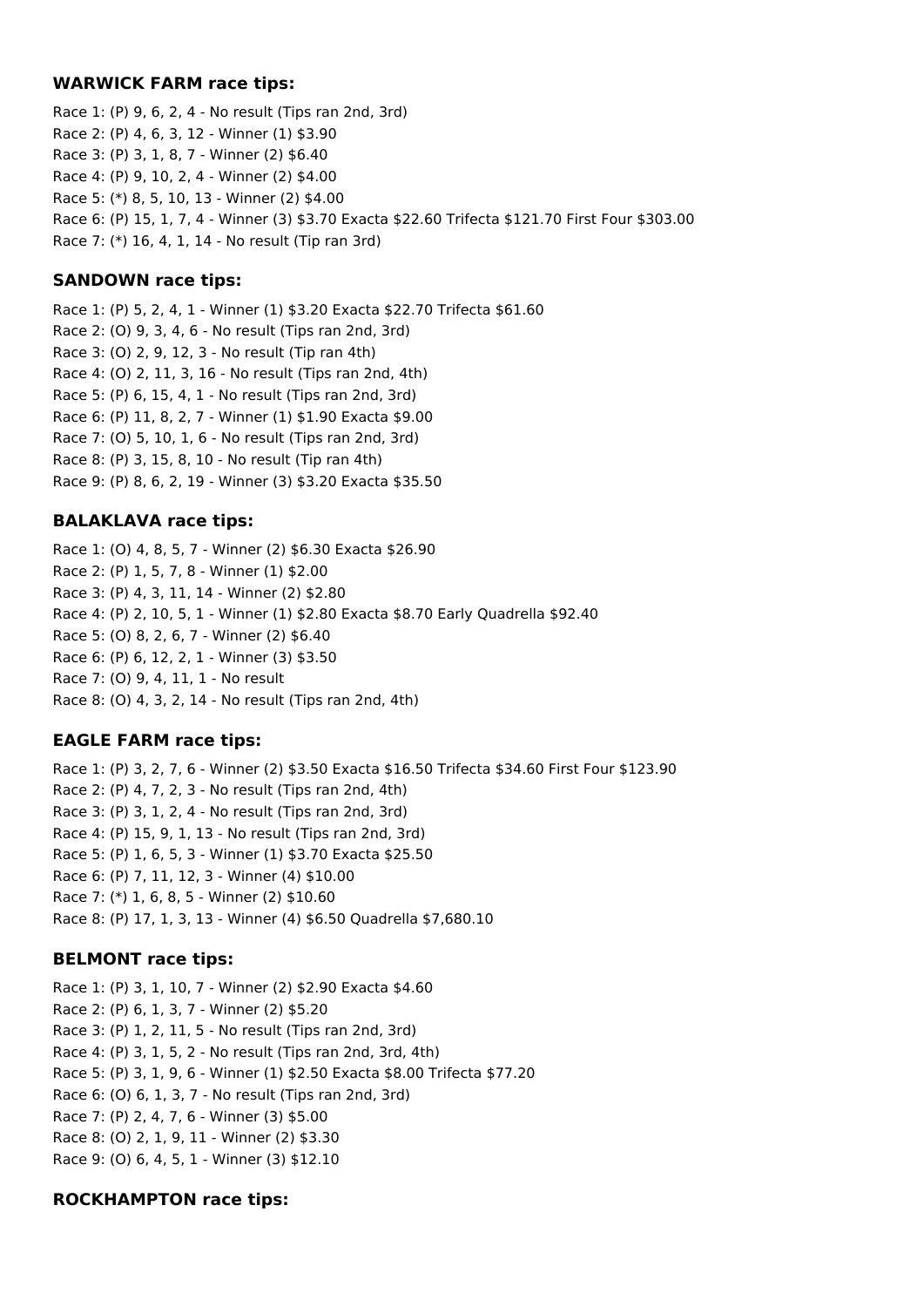### WARWICK FARM race tips:

Race 1: (P) 9, 6, 2, 4 - No result (Tips ran 2nd, 3rd)
Race 2: (P) 4, 6, 3, 12 - Winner (1) $3.90
Race 3: (P) 3, 1, 8, 7 - Winner (2) $6.40
Race 4: (P) 9, 10, 2, 4 - Winner (2) $4.00
Race 5: (*) 8, 5, 10, 13 - Winner (2) $4.00
Race 6: (P) 15, 1, 7, 4 - Winner (3) $3.70 Exacta $22.60 Trifecta $121.70 First Four $303.00
Race 7: (*) 16, 4, 1, 14 - No result (Tip ran 3rd)

### SANDOWN race tips:

Race 1: (P) 5, 2, 4, 1 - Winner (1) $3.20 Exacta $22.70 Trifecta $61.60
Race 2: (O) 9, 3, 4, 6 - No result (Tips ran 2nd, 3rd)
Race 3: (O) 2, 9, 12, 3 - No result (Tip ran 4th)
Race 4: (O) 2, 11, 3, 16 - No result (Tips ran 2nd, 4th)
Race 5: (P) 6, 15, 4, 1 - No result (Tips ran 2nd, 3rd)
Race 6: (P) 11, 8, 2, 7 - Winner (1) $1.90 Exacta $9.00
Race 7: (O) 5, 10, 1, 6 - No result (Tips ran 2nd, 3rd)
Race 8: (P) 3, 15, 8, 10 - No result (Tip ran 4th)
Race 9: (P) 8, 6, 2, 19 - Winner (3) $3.20 Exacta $35.50

### BALAKLAVA race tips:

Race 1: (O) 4, 8, 5, 7 - Winner (2) $6.30 Exacta $26.90
Race 2: (P) 1, 5, 7, 8 - Winner (1) $2.00
Race 3: (P) 4, 3, 11, 14 - Winner (2) $2.80
Race 4: (P) 2, 10, 5, 1 - Winner (1) $2.80 Exacta $8.70 Early Quadrella $92.40
Race 5: (O) 8, 2, 6, 7 - Winner (2) $6.40
Race 6: (P) 6, 12, 2, 1 - Winner (3) $3.50
Race 7: (O) 9, 4, 11, 1 - No result
Race 8: (O) 4, 3, 2, 14 - No result (Tips ran 2nd, 4th)

### EAGLE FARM race tips:

Race 1: (P) 3, 2, 7, 6 - Winner (2) $3.50 Exacta $16.50 Trifecta $34.60 First Four $123.90
Race 2: (P) 4, 7, 2, 3 - No result (Tips ran 2nd, 4th)
Race 3: (P) 3, 1, 2, 4 - No result (Tips ran 2nd, 3rd)
Race 4: (P) 15, 9, 1, 13 - No result (Tips ran 2nd, 3rd)
Race 5: (P) 1, 6, 5, 3 - Winner (1) $3.70 Exacta $25.50
Race 6: (P) 7, 11, 12, 3 - Winner (4) $10.00
Race 7: (*) 1, 6, 8, 5 - Winner (2) $10.60
Race 8: (P) 17, 1, 3, 13 - Winner (4) $6.50 Quadrella $7,680.10

### BELMONT race tips:

Race 1: (P) 3, 1, 10, 7 - Winner (2) $2.90 Exacta $4.60
Race 2: (P) 6, 1, 3, 7 - Winner (2) $5.20
Race 3: (P) 1, 2, 11, 5 - No result (Tips ran 2nd, 3rd)
Race 4: (P) 3, 1, 5, 2 - No result (Tips ran 2nd, 3rd, 4th)
Race 5: (P) 3, 1, 9, 6 - Winner (1) $2.50 Exacta $8.00 Trifecta $77.20
Race 6: (O) 6, 1, 3, 7 - No result (Tips ran 2nd, 3rd)
Race 7: (P) 2, 4, 7, 6 - Winner (3) $5.00
Race 8: (O) 2, 1, 9, 11 - Winner (2) $3.30
Race 9: (O) 6, 4, 5, 1 - Winner (3) $12.10

### ROCKHAMPTON race tips: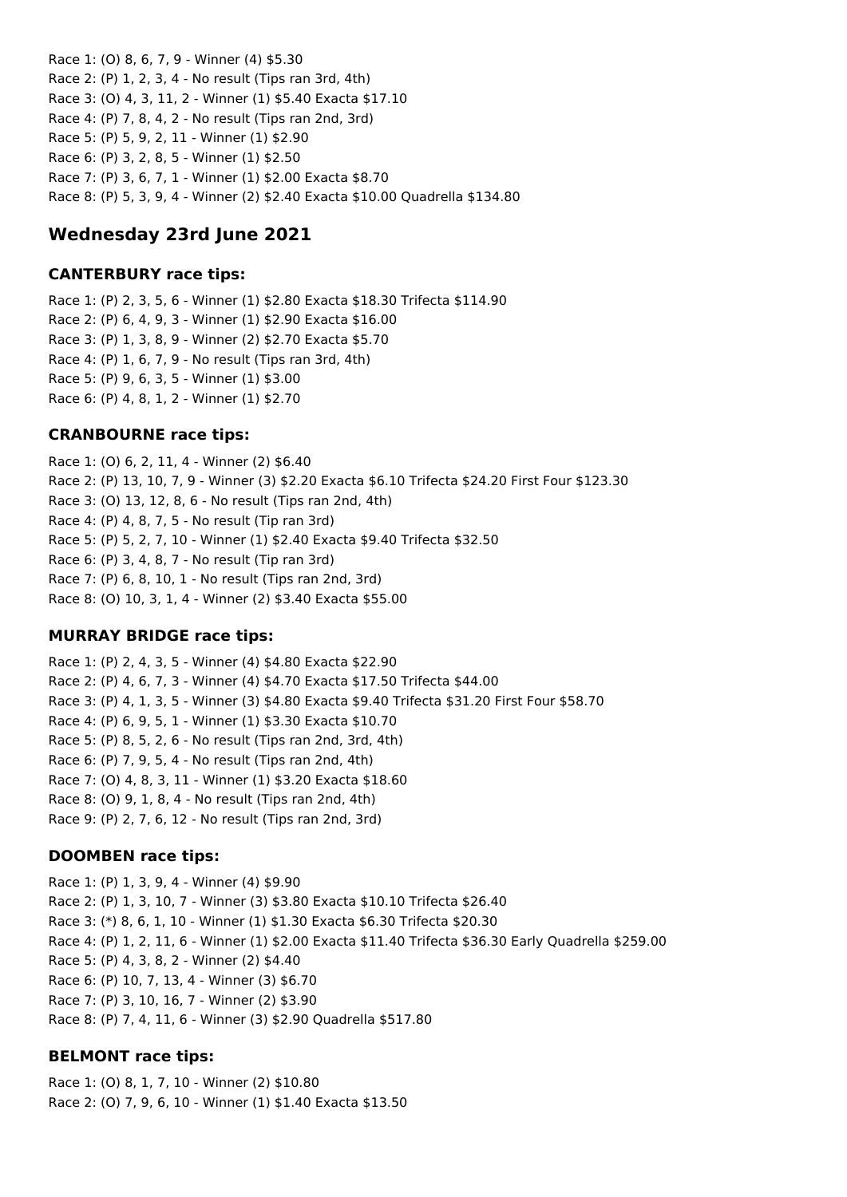Race 1: (O) 8, 6, 7, 9 - Winner (4) $5.30
Race 2: (P) 1, 2, 3, 4 - No result (Tips ran 3rd, 4th)
Race 3: (O) 4, 3, 11, 2 - Winner (1) $5.40 Exacta $17.10
Race 4: (P) 7, 8, 4, 2 - No result (Tips ran 2nd, 3rd)
Race 5: (P) 5, 9, 2, 11 - Winner (1) $2.90
Race 6: (P) 3, 2, 8, 5 - Winner (1) $2.50
Race 7: (P) 3, 6, 7, 1 - Winner (1) $2.00 Exacta $8.70
Race 8: (P) 5, 3, 9, 4 - Winner (2) $2.40 Exacta $10.00 Quadrella $134.80

## Wednesday 23rd June 2021

### CANTERBURY race tips:

Race 1: (P) 2, 3, 5, 6 - Winner (1) $2.80 Exacta $18.30 Trifecta $114.90
Race 2: (P) 6, 4, 9, 3 - Winner (1) $2.90 Exacta $16.00
Race 3: (P) 1, 3, 8, 9 - Winner (2) $2.70 Exacta $5.70
Race 4: (P) 1, 6, 7, 9 - No result (Tips ran 3rd, 4th)
Race 5: (P) 9, 6, 3, 5 - Winner (1) $3.00
Race 6: (P) 4, 8, 1, 2 - Winner (1) $2.70

### CRANBOURNE race tips:

Race 1: (O) 6, 2, 11, 4 - Winner (2) $6.40
Race 2: (P) 13, 10, 7, 9 - Winner (3) $2.20 Exacta $6.10 Trifecta $24.20 First Four $123.30
Race 3: (O) 13, 12, 8, 6 - No result (Tips ran 2nd, 4th)
Race 4: (P) 4, 8, 7, 5 - No result (Tip ran 3rd)
Race 5: (P) 5, 2, 7, 10 - Winner (1) $2.40 Exacta $9.40 Trifecta $32.50
Race 6: (P) 3, 4, 8, 7 - No result (Tip ran 3rd)
Race 7: (P) 6, 8, 10, 1 - No result (Tips ran 2nd, 3rd)
Race 8: (O) 10, 3, 1, 4 - Winner (2) $3.40 Exacta $55.00

### MURRAY BRIDGE race tips:

Race 1: (P) 2, 4, 3, 5 - Winner (4) $4.80 Exacta $22.90
Race 2: (P) 4, 6, 7, 3 - Winner (4) $4.70 Exacta $17.50 Trifecta $44.00
Race 3: (P) 4, 1, 3, 5 - Winner (3) $4.80 Exacta $9.40 Trifecta $31.20 First Four $58.70
Race 4: (P) 6, 9, 5, 1 - Winner (1) $3.30 Exacta $10.70
Race 5: (P) 8, 5, 2, 6 - No result (Tips ran 2nd, 3rd, 4th)
Race 6: (P) 7, 9, 5, 4 - No result (Tips ran 2nd, 4th)
Race 7: (O) 4, 8, 3, 11 - Winner (1) $3.20 Exacta $18.60
Race 8: (O) 9, 1, 8, 4 - No result (Tips ran 2nd, 4th)
Race 9: (P) 2, 7, 6, 12 - No result (Tips ran 2nd, 3rd)

### DOOMBEN race tips:

Race 1: (P) 1, 3, 9, 4 - Winner (4) $9.90
Race 2: (P) 1, 3, 10, 7 - Winner (3) $3.80 Exacta $10.10 Trifecta $26.40
Race 3: (*) 8, 6, 1, 10 - Winner (1) $1.30 Exacta $6.30 Trifecta $20.30
Race 4: (P) 1, 2, 11, 6 - Winner (1) $2.00 Exacta $11.40 Trifecta $36.30 Early Quadrella $259.00
Race 5: (P) 4, 3, 8, 2 - Winner (2) $4.40
Race 6: (P) 10, 7, 13, 4 - Winner (3) $6.70
Race 7: (P) 3, 10, 16, 7 - Winner (2) $3.90
Race 8: (P) 7, 4, 11, 6 - Winner (3) $2.90 Quadrella $517.80

### BELMONT race tips:

Race 1: (O) 8, 1, 7, 10 - Winner (2) $10.80
Race 2: (O) 7, 9, 6, 10 - Winner (1) $1.40 Exacta $13.50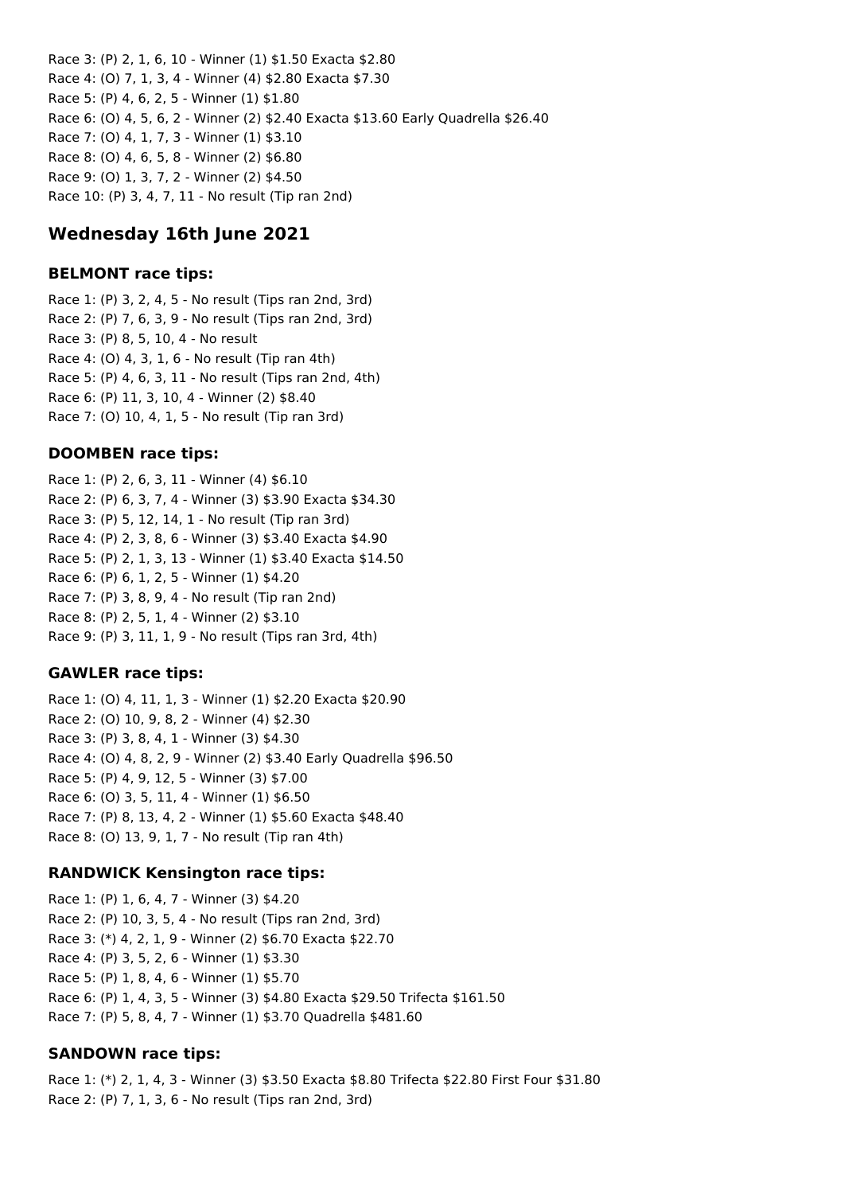Race 3: (P) 2, 1, 6, 10 - Winner (1) $1.50 Exacta $2.80
Race 4: (O) 7, 1, 3, 4 - Winner (4) $2.80 Exacta $7.30
Race 5: (P) 4, 6, 2, 5 - Winner (1) $1.80
Race 6: (O) 4, 5, 6, 2 - Winner (2) $2.40 Exacta $13.60 Early Quadrella $26.40
Race 7: (O) 4, 1, 7, 3 - Winner (1) $3.10
Race 8: (O) 4, 6, 5, 8 - Winner (2) $6.80
Race 9: (O) 1, 3, 7, 2 - Winner (2) $4.50
Race 10: (P) 3, 4, 7, 11 - No result (Tip ran 2nd)

## Wednesday 16th June 2021

### BELMONT race tips:

Race 1: (P) 3, 2, 4, 5 - No result (Tips ran 2nd, 3rd)
Race 2: (P) 7, 6, 3, 9 - No result (Tips ran 2nd, 3rd)
Race 3: (P) 8, 5, 10, 4 - No result
Race 4: (O) 4, 3, 1, 6 - No result (Tip ran 4th)
Race 5: (P) 4, 6, 3, 11 - No result (Tips ran 2nd, 4th)
Race 6: (P) 11, 3, 10, 4 - Winner (2) $8.40
Race 7: (O) 10, 4, 1, 5 - No result (Tip ran 3rd)

### DOOMBEN race tips:

Race 1: (P) 2, 6, 3, 11 - Winner (4) $6.10
Race 2: (P) 6, 3, 7, 4 - Winner (3) $3.90 Exacta $34.30
Race 3: (P) 5, 12, 14, 1 - No result (Tip ran 3rd)
Race 4: (P) 2, 3, 8, 6 - Winner (3) $3.40 Exacta $4.90
Race 5: (P) 2, 1, 3, 13 - Winner (1) $3.40 Exacta $14.50
Race 6: (P) 6, 1, 2, 5 - Winner (1) $4.20
Race 7: (P) 3, 8, 9, 4 - No result (Tip ran 2nd)
Race 8: (P) 2, 5, 1, 4 - Winner (2) $3.10
Race 9: (P) 3, 11, 1, 9 - No result (Tips ran 3rd, 4th)

### GAWLER race tips:

Race 1: (O) 4, 11, 1, 3 - Winner (1) $2.20 Exacta $20.90
Race 2: (O) 10, 9, 8, 2 - Winner (4) $2.30
Race 3: (P) 3, 8, 4, 1 - Winner (3) $4.30
Race 4: (O) 4, 8, 2, 9 - Winner (2) $3.40 Early Quadrella $96.50
Race 5: (P) 4, 9, 12, 5 - Winner (3) $7.00
Race 6: (O) 3, 5, 11, 4 - Winner (1) $6.50
Race 7: (P) 8, 13, 4, 2 - Winner (1) $5.60 Exacta $48.40
Race 8: (O) 13, 9, 1, 7 - No result (Tip ran 4th)

### RANDWICK Kensington race tips:

Race 1: (P) 1, 6, 4, 7 - Winner (3) $4.20
Race 2: (P) 10, 3, 5, 4 - No result (Tips ran 2nd, 3rd)
Race 3: (*) 4, 2, 1, 9 - Winner (2) $6.70 Exacta $22.70
Race 4: (P) 3, 5, 2, 6 - Winner (1) $3.30
Race 5: (P) 1, 8, 4, 6 - Winner (1) $5.70
Race 6: (P) 1, 4, 3, 5 - Winner (3) $4.80 Exacta $29.50 Trifecta $161.50
Race 7: (P) 5, 8, 4, 7 - Winner (1) $3.70 Quadrella $481.60

### SANDOWN race tips:

Race 1: (*) 2, 1, 4, 3 - Winner (3) $3.50 Exacta $8.80 Trifecta $22.80 First Four $31.80
Race 2: (P) 7, 1, 3, 6 - No result (Tips ran 2nd, 3rd)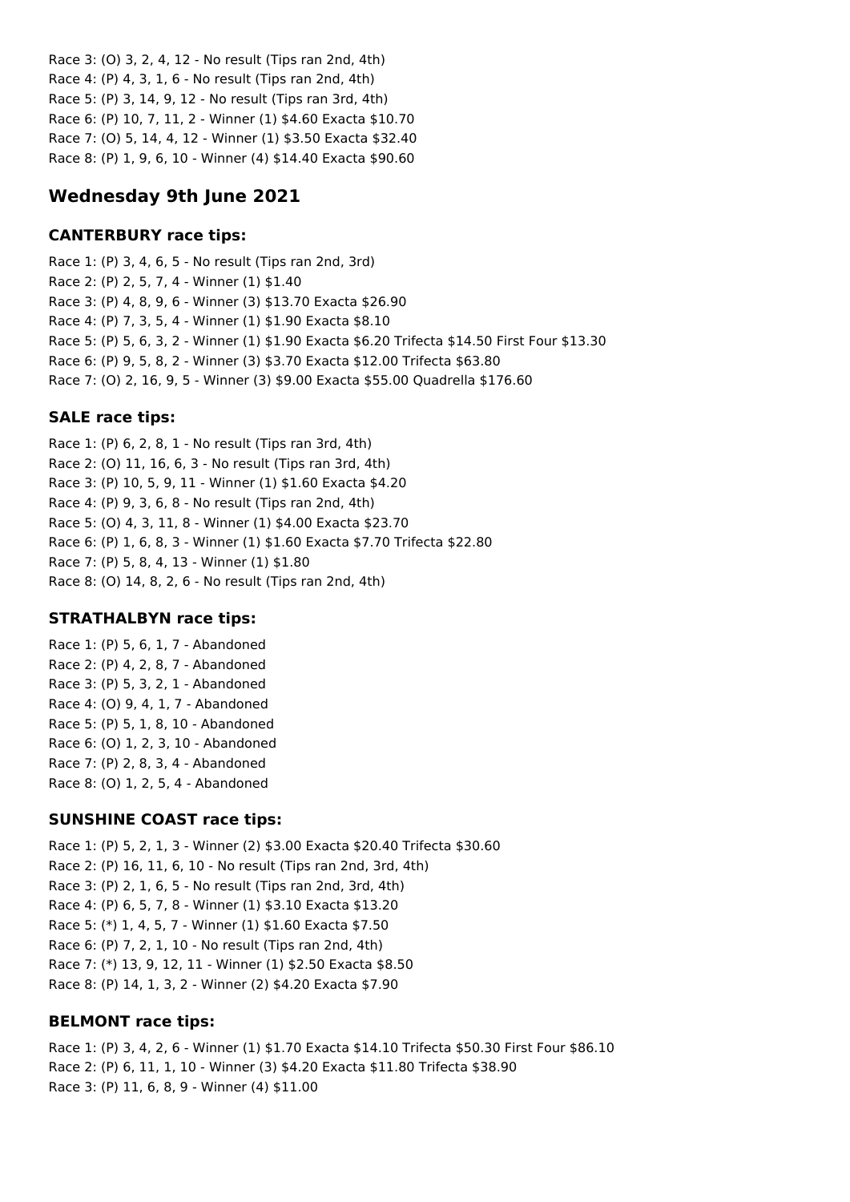Race 3: (O) 3, 2, 4, 12 - No result (Tips ran 2nd, 4th)
Race 4: (P) 4, 3, 1, 6 - No result (Tips ran 2nd, 4th)
Race 5: (P) 3, 14, 9, 12 - No result (Tips ran 3rd, 4th)
Race 6: (P) 10, 7, 11, 2 - Winner (1) $4.60 Exacta $10.70
Race 7: (O) 5, 14, 4, 12 - Winner (1) $3.50 Exacta $32.40
Race 8: (P) 1, 9, 6, 10 - Winner (4) $14.40 Exacta $90.60

## Wednesday 9th June 2021

### CANTERBURY race tips:

Race 1: (P) 3, 4, 6, 5 - No result (Tips ran 2nd, 3rd)
Race 2: (P) 2, 5, 7, 4 - Winner (1) $1.40
Race 3: (P) 4, 8, 9, 6 - Winner (3) $13.70 Exacta $26.90
Race 4: (P) 7, 3, 5, 4 - Winner (1) $1.90 Exacta $8.10
Race 5: (P) 5, 6, 3, 2 - Winner (1) $1.90 Exacta $6.20 Trifecta $14.50 First Four $13.30
Race 6: (P) 9, 5, 8, 2 - Winner (3) $3.70 Exacta $12.00 Trifecta $63.80
Race 7: (O) 2, 16, 9, 5 - Winner (3) $9.00 Exacta $55.00 Quadrella $176.60

### SALE race tips:

Race 1: (P) 6, 2, 8, 1 - No result (Tips ran 3rd, 4th)
Race 2: (O) 11, 16, 6, 3 - No result (Tips ran 3rd, 4th)
Race 3: (P) 10, 5, 9, 11 - Winner (1) $1.60 Exacta $4.20
Race 4: (P) 9, 3, 6, 8 - No result (Tips ran 2nd, 4th)
Race 5: (O) 4, 3, 11, 8 - Winner (1) $4.00 Exacta $23.70
Race 6: (P) 1, 6, 8, 3 - Winner (1) $1.60 Exacta $7.70 Trifecta $22.80
Race 7: (P) 5, 8, 4, 13 - Winner (1) $1.80
Race 8: (O) 14, 8, 2, 6 - No result (Tips ran 2nd, 4th)

### STRATHALBYN race tips:

Race 1: (P) 5, 6, 1, 7 - Abandoned
Race 2: (P) 4, 2, 8, 7 - Abandoned
Race 3: (P) 5, 3, 2, 1 - Abandoned
Race 4: (O) 9, 4, 1, 7 - Abandoned
Race 5: (P) 5, 1, 8, 10 - Abandoned
Race 6: (O) 1, 2, 3, 10 - Abandoned
Race 7: (P) 2, 8, 3, 4 - Abandoned
Race 8: (O) 1, 2, 5, 4 - Abandoned

### SUNSHINE COAST race tips:

Race 1: (P) 5, 2, 1, 3 - Winner (2) $3.00 Exacta $20.40 Trifecta $30.60
Race 2: (P) 16, 11, 6, 10 - No result (Tips ran 2nd, 3rd, 4th)
Race 3: (P) 2, 1, 6, 5 - No result (Tips ran 2nd, 3rd, 4th)
Race 4: (P) 6, 5, 7, 8 - Winner (1) $3.10 Exacta $13.20
Race 5: (*) 1, 4, 5, 7 - Winner (1) $1.60 Exacta $7.50
Race 6: (P) 7, 2, 1, 10 - No result (Tips ran 2nd, 4th)
Race 7: (*) 13, 9, 12, 11 - Winner (1) $2.50 Exacta $8.50
Race 8: (P) 14, 1, 3, 2 - Winner (2) $4.20 Exacta $7.90

### BELMONT race tips:

Race 1: (P) 3, 4, 2, 6 - Winner (1) $1.70 Exacta $14.10 Trifecta $50.30 First Four $86.10
Race 2: (P) 6, 11, 1, 10 - Winner (3) $4.20 Exacta $11.80 Trifecta $38.90
Race 3: (P) 11, 6, 8, 9 - Winner (4) $11.00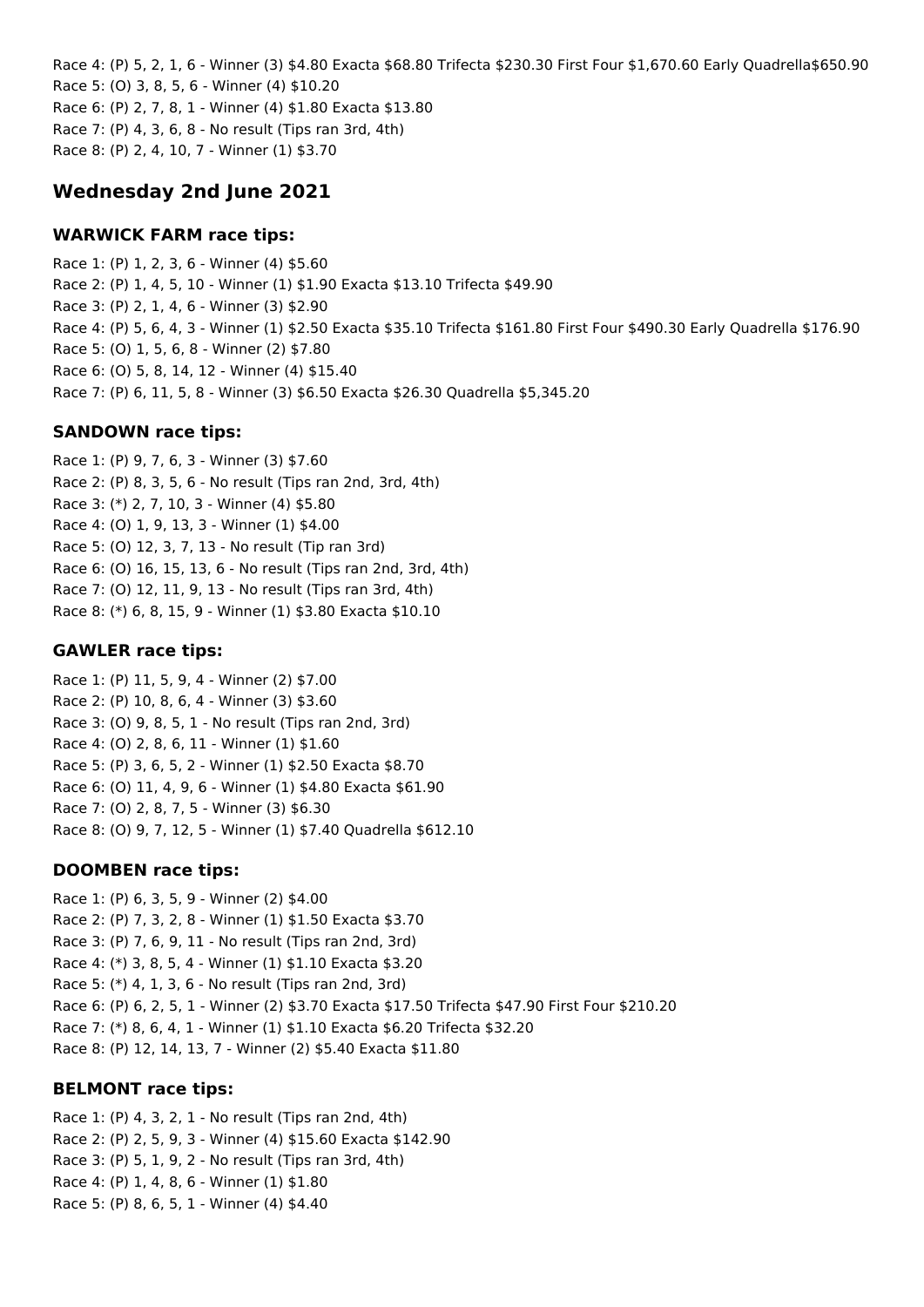Race 4: (P) 5, 2, 1, 6 - Winner (3) $4.80 Exacta $68.80 Trifecta $230.30 First Four $1,670.60 Early Quadrella$650.90
Race 5: (O) 3, 8, 5, 6 - Winner (4) $10.20
Race 6: (P) 2, 7, 8, 1 - Winner (4) $1.80 Exacta $13.80
Race 7: (P) 4, 3, 6, 8 - No result (Tips ran 3rd, 4th)
Race 8: (P) 2, 4, 10, 7 - Winner (1) $3.70

## Wednesday 2nd June 2021

### WARWICK FARM race tips:

Race 1: (P) 1, 2, 3, 6 - Winner (4) $5.60
Race 2: (P) 1, 4, 5, 10 - Winner (1) $1.90 Exacta $13.10 Trifecta $49.90
Race 3: (P) 2, 1, 4, 6 - Winner (3) $2.90
Race 4: (P) 5, 6, 4, 3 - Winner (1) $2.50 Exacta $35.10 Trifecta $161.80 First Four $490.30 Early Quadrella $176.90
Race 5: (O) 1, 5, 6, 8 - Winner (2) $7.80
Race 6: (O) 5, 8, 14, 12 - Winner (4) $15.40
Race 7: (P) 6, 11, 5, 8 - Winner (3) $6.50 Exacta $26.30 Quadrella $5,345.20

### SANDOWN race tips:

Race 1: (P) 9, 7, 6, 3 - Winner (3) $7.60
Race 2: (P) 8, 3, 5, 6 - No result (Tips ran 2nd, 3rd, 4th)
Race 3: (*) 2, 7, 10, 3 - Winner (4) $5.80
Race 4: (O) 1, 9, 13, 3 - Winner (1) $4.00
Race 5: (O) 12, 3, 7, 13 - No result (Tip ran 3rd)
Race 6: (O) 16, 15, 13, 6 - No result (Tips ran 2nd, 3rd, 4th)
Race 7: (O) 12, 11, 9, 13 - No result (Tips ran 3rd, 4th)
Race 8: (*) 6, 8, 15, 9 - Winner (1) $3.80 Exacta $10.10

### GAWLER race tips:

Race 1: (P) 11, 5, 9, 4 - Winner (2) $7.00
Race 2: (P) 10, 8, 6, 4 - Winner (3) $3.60
Race 3: (O) 9, 8, 5, 1 - No result (Tips ran 2nd, 3rd)
Race 4: (O) 2, 8, 6, 11 - Winner (1) $1.60
Race 5: (P) 3, 6, 5, 2 - Winner (1) $2.50 Exacta $8.70
Race 6: (O) 11, 4, 9, 6 - Winner (1) $4.80 Exacta $61.90
Race 7: (O) 2, 8, 7, 5 - Winner (3) $6.30
Race 8: (O) 9, 7, 12, 5 - Winner (1) $7.40 Quadrella $612.10

### DOOMBEN race tips:

Race 1: (P) 6, 3, 5, 9 - Winner (2) $4.00
Race 2: (P) 7, 3, 2, 8 - Winner (1) $1.50 Exacta $3.70
Race 3: (P) 7, 6, 9, 11 - No result (Tips ran 2nd, 3rd)
Race 4: (*) 3, 8, 5, 4 - Winner (1) $1.10 Exacta $3.20
Race 5: (*) 4, 1, 3, 6 - No result (Tips ran 2nd, 3rd)
Race 6: (P) 6, 2, 5, 1 - Winner (2) $3.70 Exacta $17.50 Trifecta $47.90 First Four $210.20
Race 7: (*) 8, 6, 4, 1 - Winner (1) $1.10 Exacta $6.20 Trifecta $32.20
Race 8: (P) 12, 14, 13, 7 - Winner (2) $5.40 Exacta $11.80

### BELMONT race tips:

Race 1: (P) 4, 3, 2, 1 - No result (Tips ran 2nd, 4th)
Race 2: (P) 2, 5, 9, 3 - Winner (4) $15.60 Exacta $142.90
Race 3: (P) 5, 1, 9, 2 - No result (Tips ran 3rd, 4th)
Race 4: (P) 1, 4, 8, 6 - Winner (1) $1.80
Race 5: (P) 8, 6, 5, 1 - Winner (4) $4.40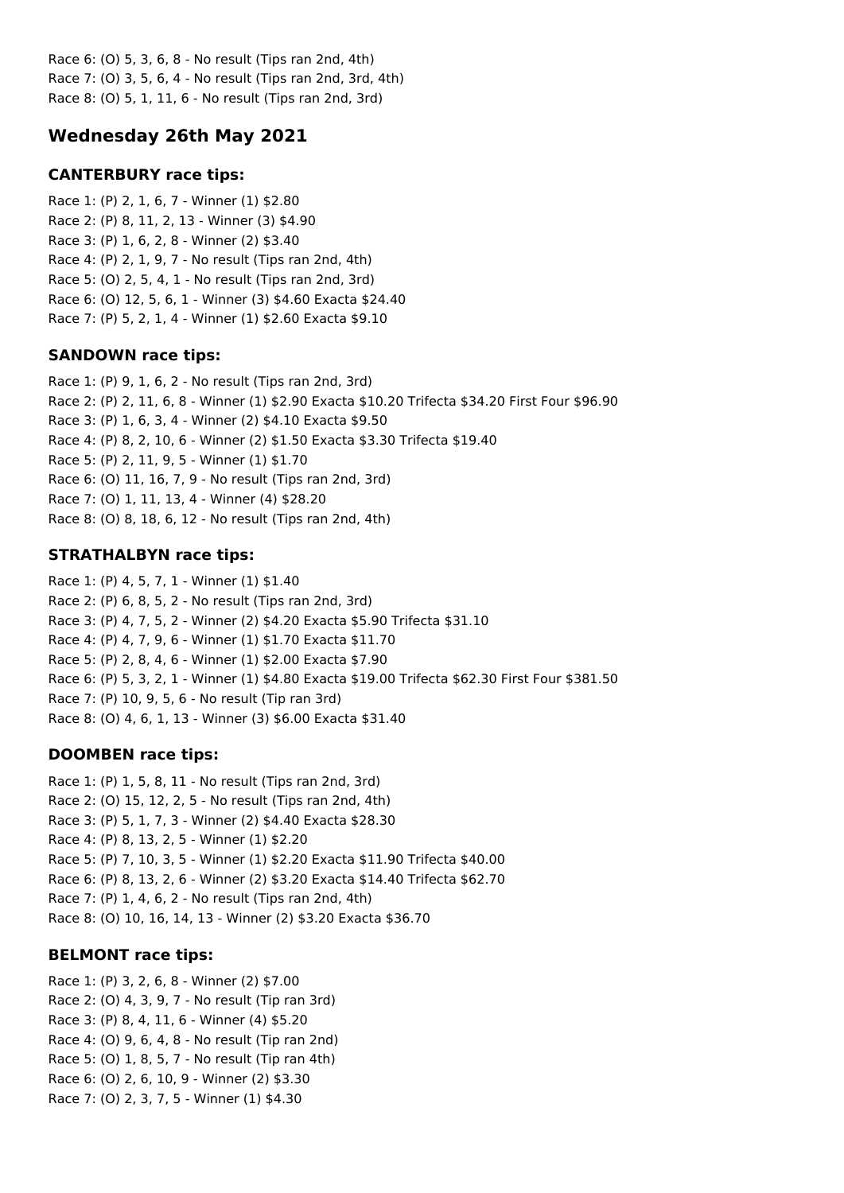Race 6: (O) 5, 3, 6, 8 - No result (Tips ran 2nd, 4th)
Race 7: (O) 3, 5, 6, 4 - No result (Tips ran 2nd, 3rd, 4th)
Race 8: (O) 5, 1, 11, 6 - No result (Tips ran 2nd, 3rd)

## Wednesday 26th May 2021

### CANTERBURY race tips:

Race 1: (P) 2, 1, 6, 7 - Winner (1) $2.80
Race 2: (P) 8, 11, 2, 13 - Winner (3) $4.90
Race 3: (P) 1, 6, 2, 8 - Winner (2) $3.40
Race 4: (P) 2, 1, 9, 7 - No result (Tips ran 2nd, 4th)
Race 5: (O) 2, 5, 4, 1 - No result (Tips ran 2nd, 3rd)
Race 6: (O) 12, 5, 6, 1 - Winner (3) $4.60 Exacta $24.40
Race 7: (P) 5, 2, 1, 4 - Winner (1) $2.60 Exacta $9.10

### SANDOWN race tips:

Race 1: (P) 9, 1, 6, 2 - No result (Tips ran 2nd, 3rd)
Race 2: (P) 2, 11, 6, 8 - Winner (1) $2.90 Exacta $10.20 Trifecta $34.20 First Four $96.90
Race 3: (P) 1, 6, 3, 4 - Winner (2) $4.10 Exacta $9.50
Race 4: (P) 8, 2, 10, 6 - Winner (2) $1.50 Exacta $3.30 Trifecta $19.40
Race 5: (P) 2, 11, 9, 5 - Winner (1) $1.70
Race 6: (O) 11, 16, 7, 9 - No result (Tips ran 2nd, 3rd)
Race 7: (O) 1, 11, 13, 4 - Winner (4) $28.20
Race 8: (O) 8, 18, 6, 12 - No result (Tips ran 2nd, 4th)

### STRATHALBYN race tips:

Race 1: (P) 4, 5, 7, 1 - Winner (1) $1.40
Race 2: (P) 6, 8, 5, 2 - No result (Tips ran 2nd, 3rd)
Race 3: (P) 4, 7, 5, 2 - Winner (2) $4.20 Exacta $5.90 Trifecta $31.10
Race 4: (P) 4, 7, 9, 6 - Winner (1) $1.70 Exacta $11.70
Race 5: (P) 2, 8, 4, 6 - Winner (1) $2.00 Exacta $7.90
Race 6: (P) 5, 3, 2, 1 - Winner (1) $4.80 Exacta $19.00 Trifecta $62.30 First Four $381.50
Race 7: (P) 10, 9, 5, 6 - No result (Tip ran 3rd)
Race 8: (O) 4, 6, 1, 13 - Winner (3) $6.00 Exacta $31.40

### DOOMBEN race tips:

Race 1: (P) 1, 5, 8, 11 - No result (Tips ran 2nd, 3rd)
Race 2: (O) 15, 12, 2, 5 - No result (Tips ran 2nd, 4th)
Race 3: (P) 5, 1, 7, 3 - Winner (2) $4.40 Exacta $28.30
Race 4: (P) 8, 13, 2, 5 - Winner (1) $2.20
Race 5: (P) 7, 10, 3, 5 - Winner (1) $2.20 Exacta $11.90 Trifecta $40.00
Race 6: (P) 8, 13, 2, 6 - Winner (2) $3.20 Exacta $14.40 Trifecta $62.70
Race 7: (P) 1, 4, 6, 2 - No result (Tips ran 2nd, 4th)
Race 8: (O) 10, 16, 14, 13 - Winner (2) $3.20 Exacta $36.70

### BELMONT race tips:

Race 1: (P) 3, 2, 6, 8 - Winner (2) $7.00
Race 2: (O) 4, 3, 9, 7 - No result (Tip ran 3rd)
Race 3: (P) 8, 4, 11, 6 - Winner (4) $5.20
Race 4: (O) 9, 6, 4, 8 - No result (Tip ran 2nd)
Race 5: (O) 1, 8, 5, 7 - No result (Tip ran 4th)
Race 6: (O) 2, 6, 10, 9 - Winner (2) $3.30
Race 7: (O) 2, 3, 7, 5 - Winner (1) $4.30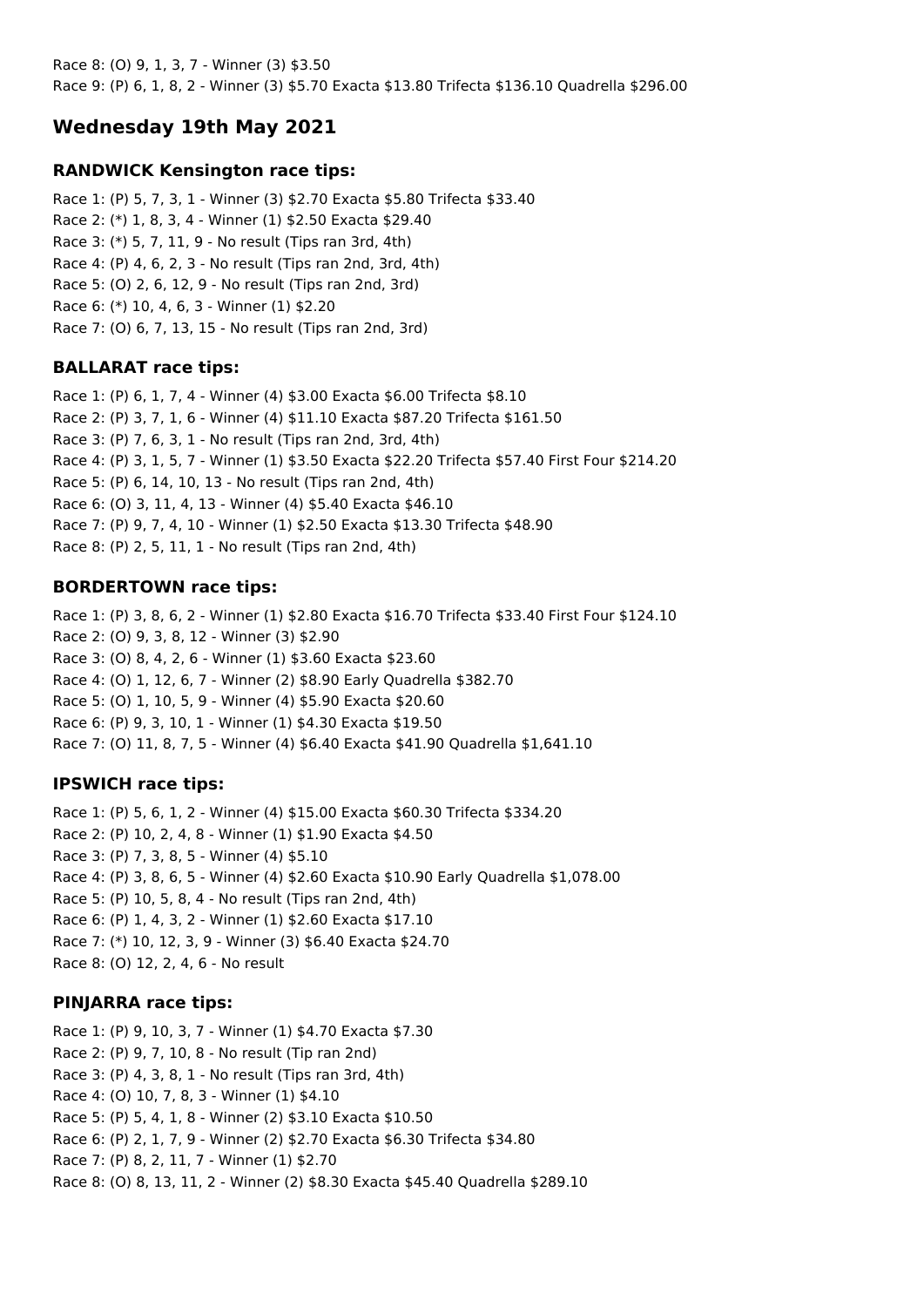Race 8: (O) 9, 1, 3, 7 - Winner (3) $3.50
Race 9: (P) 6, 1, 8, 2 - Winner (3) $5.70 Exacta $13.80 Trifecta $136.10 Quadrella $296.00

## Wednesday 19th May 2021

### RANDWICK Kensington race tips:

Race 1: (P) 5, 7, 3, 1 - Winner (3) $2.70 Exacta $5.80 Trifecta $33.40
Race 2: (*) 1, 8, 3, 4 - Winner (1) $2.50 Exacta $29.40
Race 3: (*) 5, 7, 11, 9 - No result (Tips ran 3rd, 4th)
Race 4: (P) 4, 6, 2, 3 - No result (Tips ran 2nd, 3rd, 4th)
Race 5: (O) 2, 6, 12, 9 - No result (Tips ran 2nd, 3rd)
Race 6: (*) 10, 4, 6, 3 - Winner (1) $2.20
Race 7: (O) 6, 7, 13, 15 - No result (Tips ran 2nd, 3rd)

### BALLARAT race tips:

Race 1: (P) 6, 1, 7, 4 - Winner (4) $3.00 Exacta $6.00 Trifecta $8.10
Race 2: (P) 3, 7, 1, 6 - Winner (4) $11.10 Exacta $87.20 Trifecta $161.50
Race 3: (P) 7, 6, 3, 1 - No result (Tips ran 2nd, 3rd, 4th)
Race 4: (P) 3, 1, 5, 7 - Winner (1) $3.50 Exacta $22.20 Trifecta $57.40 First Four $214.20
Race 5: (P) 6, 14, 10, 13 - No result (Tips ran 2nd, 4th)
Race 6: (O) 3, 11, 4, 13 - Winner (4) $5.40 Exacta $46.10
Race 7: (P) 9, 7, 4, 10 - Winner (1) $2.50 Exacta $13.30 Trifecta $48.90
Race 8: (P) 2, 5, 11, 1 - No result (Tips ran 2nd, 4th)

### BORDERTOWN race tips:

Race 1: (P) 3, 8, 6, 2 - Winner (1) $2.80 Exacta $16.70 Trifecta $33.40 First Four $124.10
Race 2: (O) 9, 3, 8, 12 - Winner (3) $2.90
Race 3: (O) 8, 4, 2, 6 - Winner (1) $3.60 Exacta $23.60
Race 4: (O) 1, 12, 6, 7 - Winner (2) $8.90 Early Quadrella $382.70
Race 5: (O) 1, 10, 5, 9 - Winner (4) $5.90 Exacta $20.60
Race 6: (P) 9, 3, 10, 1 - Winner (1) $4.30 Exacta $19.50
Race 7: (O) 11, 8, 7, 5 - Winner (4) $6.40 Exacta $41.90 Quadrella $1,641.10

### IPSWICH race tips:

Race 1: (P) 5, 6, 1, 2 - Winner (4) $15.00 Exacta $60.30 Trifecta $334.20
Race 2: (P) 10, 2, 4, 8 - Winner (1) $1.90 Exacta $4.50
Race 3: (P) 7, 3, 8, 5 - Winner (4) $5.10
Race 4: (P) 3, 8, 6, 5 - Winner (4) $2.60 Exacta $10.90 Early Quadrella $1,078.00
Race 5: (P) 10, 5, 8, 4 - No result (Tips ran 2nd, 4th)
Race 6: (P) 1, 4, 3, 2 - Winner (1) $2.60 Exacta $17.10
Race 7: (*) 10, 12, 3, 9 - Winner (3) $6.40 Exacta $24.70
Race 8: (O) 12, 2, 4, 6 - No result

### PINJARRA race tips:

Race 1: (P) 9, 10, 3, 7 - Winner (1) $4.70 Exacta $7.30
Race 2: (P) 9, 7, 10, 8 - No result (Tip ran 2nd)
Race 3: (P) 4, 3, 8, 1 - No result (Tips ran 3rd, 4th)
Race 4: (O) 10, 7, 8, 3 - Winner (1) $4.10
Race 5: (P) 5, 4, 1, 8 - Winner (2) $3.10 Exacta $10.50
Race 6: (P) 2, 1, 7, 9 - Winner (2) $2.70 Exacta $6.30 Trifecta $34.80
Race 7: (P) 8, 2, 11, 7 - Winner (1) $2.70
Race 8: (O) 8, 13, 11, 2 - Winner (2) $8.30 Exacta $45.40 Quadrella $289.10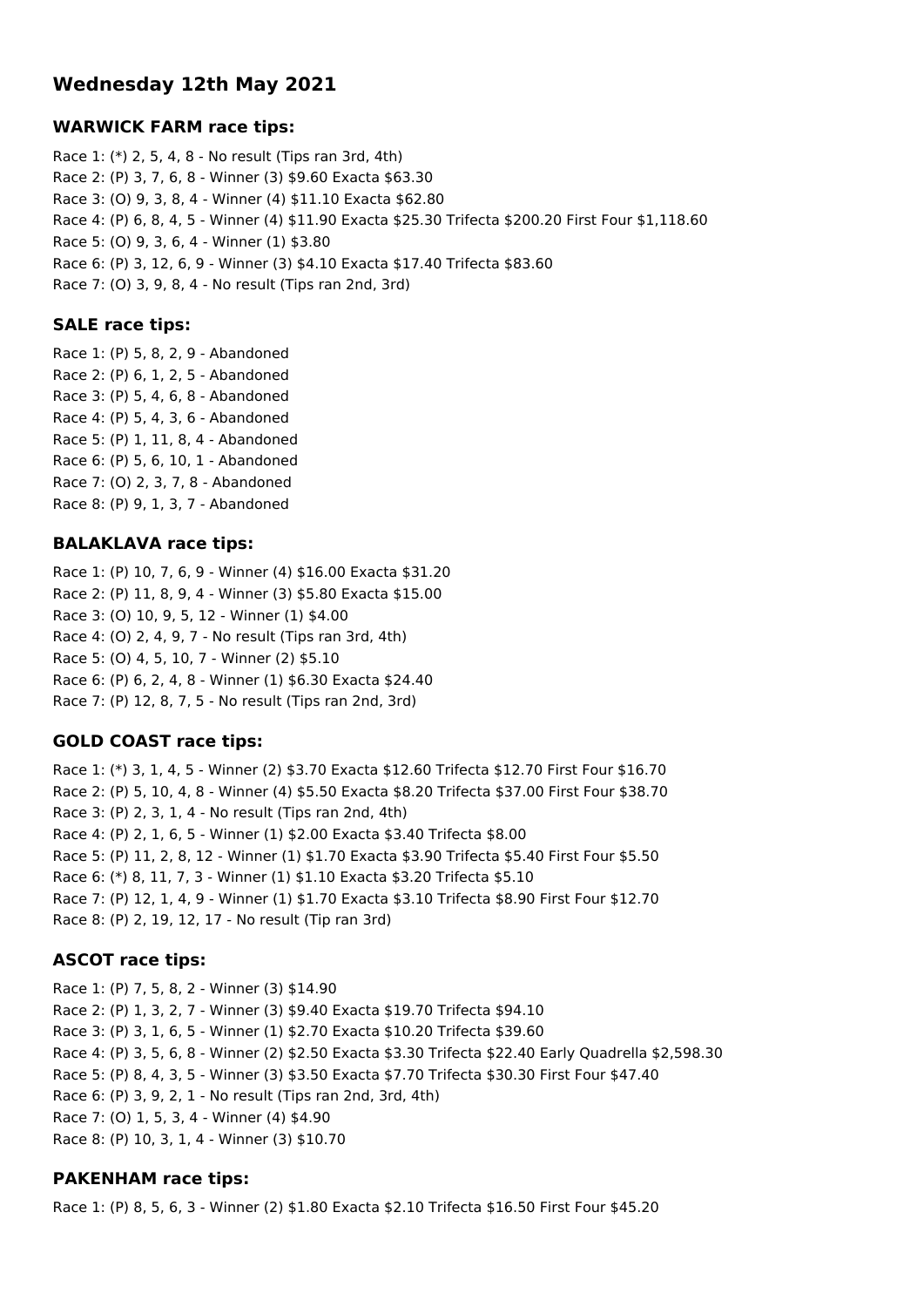# Wednesday 12th May 2021

### WARWICK FARM race tips:

Race 1: (*) 2, 5, 4, 8 - No result (Tips ran 3rd, 4th)
Race 2: (P) 3, 7, 6, 8 - Winner (3) $9.60 Exacta $63.30
Race 3: (O) 9, 3, 8, 4 - Winner (4) $11.10 Exacta $62.80
Race 4: (P) 6, 8, 4, 5 - Winner (4) $11.90 Exacta $25.30 Trifecta $200.20 First Four $1,118.60
Race 5: (O) 9, 3, 6, 4 - Winner (1) $3.80
Race 6: (P) 3, 12, 6, 9 - Winner (3) $4.10 Exacta $17.40 Trifecta $83.60
Race 7: (O) 3, 9, 8, 4 - No result (Tips ran 2nd, 3rd)

### SALE race tips:

Race 1: (P) 5, 8, 2, 9 - Abandoned
Race 2: (P) 6, 1, 2, 5 - Abandoned
Race 3: (P) 5, 4, 6, 8 - Abandoned
Race 4: (P) 5, 4, 3, 6 - Abandoned
Race 5: (P) 1, 11, 8, 4 - Abandoned
Race 6: (P) 5, 6, 10, 1 - Abandoned
Race 7: (O) 2, 3, 7, 8 - Abandoned
Race 8: (P) 9, 1, 3, 7 - Abandoned

### BALAKLAVA race tips:

Race 1: (P) 10, 7, 6, 9 - Winner (4) $16.00 Exacta $31.20
Race 2: (P) 11, 8, 9, 4 - Winner (3) $5.80 Exacta $15.00
Race 3: (O) 10, 9, 5, 12 - Winner (1) $4.00
Race 4: (O) 2, 4, 9, 7 - No result (Tips ran 3rd, 4th)
Race 5: (O) 4, 5, 10, 7 - Winner (2) $5.10
Race 6: (P) 6, 2, 4, 8 - Winner (1) $6.30 Exacta $24.40
Race 7: (P) 12, 8, 7, 5 - No result (Tips ran 2nd, 3rd)

### GOLD COAST race tips:

Race 1: (*) 3, 1, 4, 5 - Winner (2) $3.70 Exacta $12.60 Trifecta $12.70 First Four $16.70
Race 2: (P) 5, 10, 4, 8 - Winner (4) $5.50 Exacta $8.20 Trifecta $37.00 First Four $38.70
Race 3: (P) 2, 3, 1, 4 - No result (Tips ran 2nd, 4th)
Race 4: (P) 2, 1, 6, 5 - Winner (1) $2.00 Exacta $3.40 Trifecta $8.00
Race 5: (P) 11, 2, 8, 12 - Winner (1) $1.70 Exacta $3.90 Trifecta $5.40 First Four $5.50
Race 6: (*) 8, 11, 7, 3 - Winner (1) $1.10 Exacta $3.20 Trifecta $5.10
Race 7: (P) 12, 1, 4, 9 - Winner (1) $1.70 Exacta $3.10 Trifecta $8.90 First Four $12.70
Race 8: (P) 2, 19, 12, 17 - No result (Tip ran 3rd)

### ASCOT race tips:

Race 1: (P) 7, 5, 8, 2 - Winner (3) $14.90
Race 2: (P) 1, 3, 2, 7 - Winner (3) $9.40 Exacta $19.70 Trifecta $94.10
Race 3: (P) 3, 1, 6, 5 - Winner (1) $2.70 Exacta $10.20 Trifecta $39.60
Race 4: (P) 3, 5, 6, 8 - Winner (2) $2.50 Exacta $3.30 Trifecta $22.40 Early Quadrella $2,598.30
Race 5: (P) 8, 4, 3, 5 - Winner (3) $3.50 Exacta $7.70 Trifecta $30.30 First Four $47.40
Race 6: (P) 3, 9, 2, 1 - No result (Tips ran 2nd, 3rd, 4th)
Race 7: (O) 1, 5, 3, 4 - Winner (4) $4.90
Race 8: (P) 10, 3, 1, 4 - Winner (3) $10.70

### PAKENHAM race tips:

Race 1: (P) 8, 5, 6, 3 - Winner (2) $1.80 Exacta $2.10 Trifecta $16.50 First Four $45.20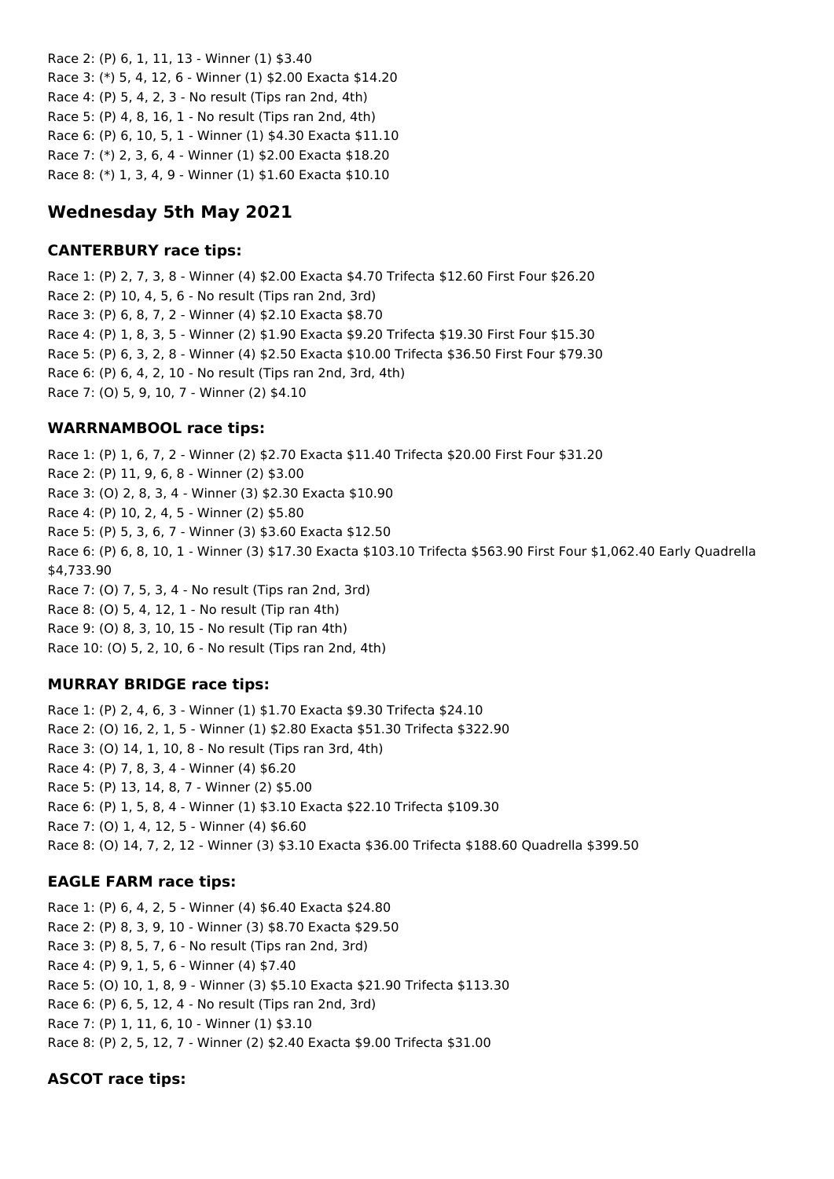Race 2: (P) 6, 1, 11, 13 - Winner (1) $3.40
Race 3: (*) 5, 4, 12, 6 - Winner (1) $2.00 Exacta $14.20
Race 4: (P) 5, 4, 2, 3 - No result (Tips ran 2nd, 4th)
Race 5: (P) 4, 8, 16, 1 - No result (Tips ran 2nd, 4th)
Race 6: (P) 6, 10, 5, 1 - Winner (1) $4.30 Exacta $11.10
Race 7: (*) 2, 3, 6, 4 - Winner (1) $2.00 Exacta $18.20
Race 8: (*) 1, 3, 4, 9 - Winner (1) $1.60 Exacta $10.10

## Wednesday 5th May 2021

### CANTERBURY race tips:

Race 1: (P) 2, 7, 3, 8 - Winner (4) $2.00 Exacta $4.70 Trifecta $12.60 First Four $26.20
Race 2: (P) 10, 4, 5, 6 - No result (Tips ran 2nd, 3rd)
Race 3: (P) 6, 8, 7, 2 - Winner (4) $2.10 Exacta $8.70
Race 4: (P) 1, 8, 3, 5 - Winner (2) $1.90 Exacta $9.20 Trifecta $19.30 First Four $15.30
Race 5: (P) 6, 3, 2, 8 - Winner (4) $2.50 Exacta $10.00 Trifecta $36.50 First Four $79.30
Race 6: (P) 6, 4, 2, 10 - No result (Tips ran 2nd, 3rd, 4th)
Race 7: (O) 5, 9, 10, 7 - Winner (2) $4.10

### WARRNAMBOOL race tips:

Race 1: (P) 1, 6, 7, 2 - Winner (2) $2.70 Exacta $11.40 Trifecta $20.00 First Four $31.20
Race 2: (P) 11, 9, 6, 8 - Winner (2) $3.00
Race 3: (O) 2, 8, 3, 4 - Winner (3) $2.30 Exacta $10.90
Race 4: (P) 10, 2, 4, 5 - Winner (2) $5.80
Race 5: (P) 5, 3, 6, 7 - Winner (3) $3.60 Exacta $12.50
Race 6: (P) 6, 8, 10, 1 - Winner (3) $17.30 Exacta $103.10 Trifecta $563.90 First Four $1,062.40 Early Quadrella $4,733.90
Race 7: (O) 7, 5, 3, 4 - No result (Tips ran 2nd, 3rd)
Race 8: (O) 5, 4, 12, 1 - No result (Tip ran 4th)
Race 9: (O) 8, 3, 10, 15 - No result (Tip ran 4th)
Race 10: (O) 5, 2, 10, 6 - No result (Tips ran 2nd, 4th)

### MURRAY BRIDGE race tips:

Race 1: (P) 2, 4, 6, 3 - Winner (1) $1.70 Exacta $9.30 Trifecta $24.10
Race 2: (O) 16, 2, 1, 5 - Winner (1) $2.80 Exacta $51.30 Trifecta $322.90
Race 3: (O) 14, 1, 10, 8 - No result (Tips ran 3rd, 4th)
Race 4: (P) 7, 8, 3, 4 - Winner (4) $6.20
Race 5: (P) 13, 14, 8, 7 - Winner (2) $5.00
Race 6: (P) 1, 5, 8, 4 - Winner (1) $3.10 Exacta $22.10 Trifecta $109.30
Race 7: (O) 1, 4, 12, 5 - Winner (4) $6.60
Race 8: (O) 14, 7, 2, 12 - Winner (3) $3.10 Exacta $36.00 Trifecta $188.60 Quadrella $399.50

### EAGLE FARM race tips:

Race 1: (P) 6, 4, 2, 5 - Winner (4) $6.40 Exacta $24.80
Race 2: (P) 8, 3, 9, 10 - Winner (3) $8.70 Exacta $29.50
Race 3: (P) 8, 5, 7, 6 - No result (Tips ran 2nd, 3rd)
Race 4: (P) 9, 1, 5, 6 - Winner (4) $7.40
Race 5: (O) 10, 1, 8, 9 - Winner (3) $5.10 Exacta $21.90 Trifecta $113.30
Race 6: (P) 6, 5, 12, 4 - No result (Tips ran 2nd, 3rd)
Race 7: (P) 1, 11, 6, 10 - Winner (1) $3.10
Race 8: (P) 2, 5, 12, 7 - Winner (2) $2.40 Exacta $9.00 Trifecta $31.00

### ASCOT race tips: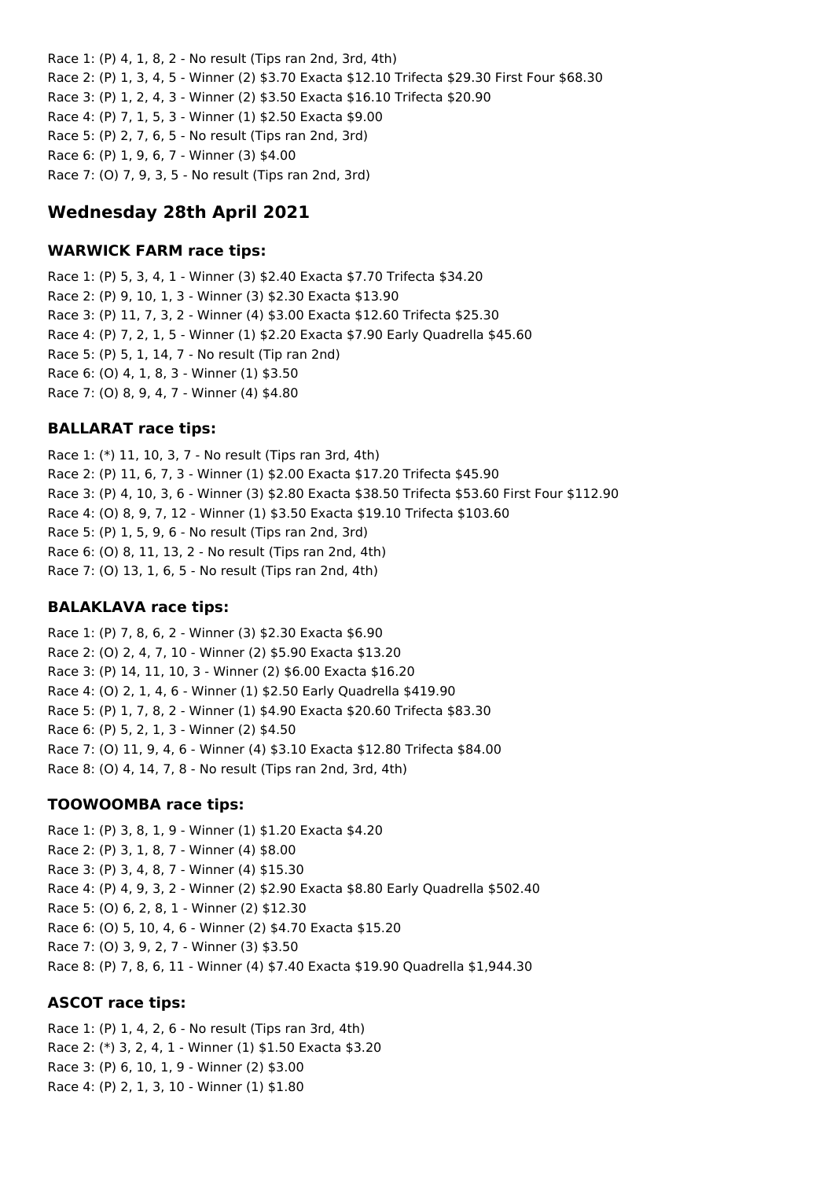Race 1: (P) 4, 1, 8, 2 - No result (Tips ran 2nd, 3rd, 4th)
Race 2: (P) 1, 3, 4, 5 - Winner (2) $3.70 Exacta $12.10 Trifecta $29.30 First Four $68.30
Race 3: (P) 1, 2, 4, 3 - Winner (2) $3.50 Exacta $16.10 Trifecta $20.90
Race 4: (P) 7, 1, 5, 3 - Winner (1) $2.50 Exacta $9.00
Race 5: (P) 2, 7, 6, 5 - No result (Tips ran 2nd, 3rd)
Race 6: (P) 1, 9, 6, 7 - Winner (3) $4.00
Race 7: (O) 7, 9, 3, 5 - No result (Tips ran 2nd, 3rd)

## Wednesday 28th April 2021

### WARWICK FARM race tips:

Race 1: (P) 5, 3, 4, 1 - Winner (3) $2.40 Exacta $7.70 Trifecta $34.20
Race 2: (P) 9, 10, 1, 3 - Winner (3) $2.30 Exacta $13.90
Race 3: (P) 11, 7, 3, 2 - Winner (4) $3.00 Exacta $12.60 Trifecta $25.30
Race 4: (P) 7, 2, 1, 5 - Winner (1) $2.20 Exacta $7.90 Early Quadrella $45.60
Race 5: (P) 5, 1, 14, 7 - No result (Tip ran 2nd)
Race 6: (O) 4, 1, 8, 3 - Winner (1) $3.50
Race 7: (O) 8, 9, 4, 7 - Winner (4) $4.80

### BALLARAT race tips:

Race 1: (*) 11, 10, 3, 7 - No result (Tips ran 3rd, 4th)
Race 2: (P) 11, 6, 7, 3 - Winner (1) $2.00 Exacta $17.20 Trifecta $45.90
Race 3: (P) 4, 10, 3, 6 - Winner (3) $2.80 Exacta $38.50 Trifecta $53.60 First Four $112.90
Race 4: (O) 8, 9, 7, 12 - Winner (1) $3.50 Exacta $19.10 Trifecta $103.60
Race 5: (P) 1, 5, 9, 6 - No result (Tips ran 2nd, 3rd)
Race 6: (O) 8, 11, 13, 2 - No result (Tips ran 2nd, 4th)
Race 7: (O) 13, 1, 6, 5 - No result (Tips ran 2nd, 4th)

### BALAKLAVA race tips:

Race 1: (P) 7, 8, 6, 2 - Winner (3) $2.30 Exacta $6.90
Race 2: (O) 2, 4, 7, 10 - Winner (2) $5.90 Exacta $13.20
Race 3: (P) 14, 11, 10, 3 - Winner (2) $6.00 Exacta $16.20
Race 4: (O) 2, 1, 4, 6 - Winner (1) $2.50 Early Quadrella $419.90
Race 5: (P) 1, 7, 8, 2 - Winner (1) $4.90 Exacta $20.60 Trifecta $83.30
Race 6: (P) 5, 2, 1, 3 - Winner (2) $4.50
Race 7: (O) 11, 9, 4, 6 - Winner (4) $3.10 Exacta $12.80 Trifecta $84.00
Race 8: (O) 4, 14, 7, 8 - No result (Tips ran 2nd, 3rd, 4th)

### TOOWOOMBA race tips:

Race 1: (P) 3, 8, 1, 9 - Winner (1) $1.20 Exacta $4.20
Race 2: (P) 3, 1, 8, 7 - Winner (4) $8.00
Race 3: (P) 3, 4, 8, 7 - Winner (4) $15.30
Race 4: (P) 4, 9, 3, 2 - Winner (2) $2.90 Exacta $8.80 Early Quadrella $502.40
Race 5: (O) 6, 2, 8, 1 - Winner (2) $12.30
Race 6: (O) 5, 10, 4, 6 - Winner (2) $4.70 Exacta $15.20
Race 7: (O) 3, 9, 2, 7 - Winner (3) $3.50
Race 8: (P) 7, 8, 6, 11 - Winner (4) $7.40 Exacta $19.90 Quadrella $1,944.30

### ASCOT race tips:

Race 1: (P) 1, 4, 2, 6 - No result (Tips ran 3rd, 4th)
Race 2: (*) 3, 2, 4, 1 - Winner (1) $1.50 Exacta $3.20
Race 3: (P) 6, 10, 1, 9 - Winner (2) $3.00
Race 4: (P) 2, 1, 3, 10 - Winner (1) $1.80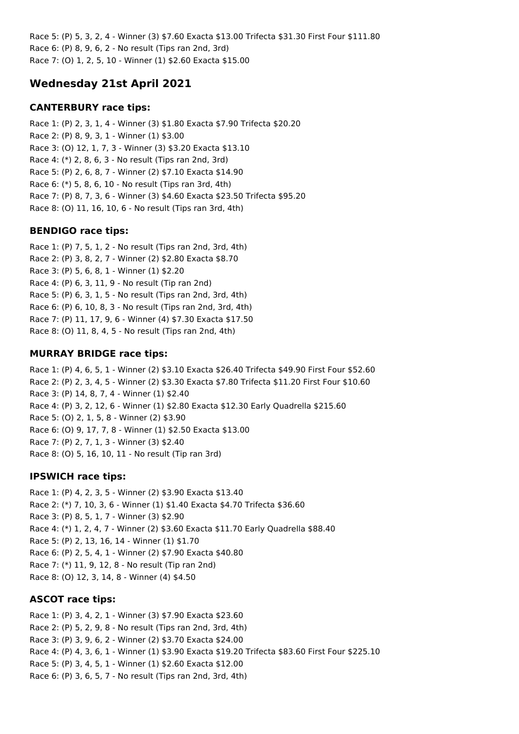Race 5: (P) 5, 3, 2, 4 - Winner (3) $7.60 Exacta $13.00 Trifecta $31.30 First Four $111.80
Race 6: (P) 8, 9, 6, 2 - No result (Tips ran 2nd, 3rd)
Race 7: (O) 1, 2, 5, 10 - Winner (1) $2.60 Exacta $15.00

## Wednesday 21st April 2021

### CANTERBURY race tips:

Race 1: (P) 2, 3, 1, 4 - Winner (3) $1.80 Exacta $7.90 Trifecta $20.20
Race 2: (P) 8, 9, 3, 1 - Winner (1) $3.00
Race 3: (O) 12, 1, 7, 3 - Winner (3) $3.20 Exacta $13.10
Race 4: (*) 2, 8, 6, 3 - No result (Tips ran 2nd, 3rd)
Race 5: (P) 2, 6, 8, 7 - Winner (2) $7.10 Exacta $14.90
Race 6: (*) 5, 8, 6, 10 - No result (Tips ran 3rd, 4th)
Race 7: (P) 8, 7, 3, 6 - Winner (3) $4.60 Exacta $23.50 Trifecta $95.20
Race 8: (O) 11, 16, 10, 6 - No result (Tips ran 3rd, 4th)

### BENDIGO race tips:

Race 1: (P) 7, 5, 1, 2 - No result (Tips ran 2nd, 3rd, 4th)
Race 2: (P) 3, 8, 2, 7 - Winner (2) $2.80 Exacta $8.70
Race 3: (P) 5, 6, 8, 1 - Winner (1) $2.20
Race 4: (P) 6, 3, 11, 9 - No result (Tip ran 2nd)
Race 5: (P) 6, 3, 1, 5 - No result (Tips ran 2nd, 3rd, 4th)
Race 6: (P) 6, 10, 8, 3 - No result (Tips ran 2nd, 3rd, 4th)
Race 7: (P) 11, 17, 9, 6 - Winner (4) $7.30 Exacta $17.50
Race 8: (O) 11, 8, 4, 5 - No result (Tips ran 2nd, 4th)

### MURRAY BRIDGE race tips:

Race 1: (P) 4, 6, 5, 1 - Winner (2) $3.10 Exacta $26.40 Trifecta $49.90 First Four $52.60
Race 2: (P) 2, 3, 4, 5 - Winner (2) $3.30 Exacta $7.80 Trifecta $11.20 First Four $10.60
Race 3: (P) 14, 8, 7, 4 - Winner (1) $2.40
Race 4: (P) 3, 2, 12, 6 - Winner (1) $2.80 Exacta $12.30 Early Quadrella $215.60
Race 5: (O) 2, 1, 5, 8 - Winner (2) $3.90
Race 6: (O) 9, 17, 7, 8 - Winner (1) $2.50 Exacta $13.00
Race 7: (P) 2, 7, 1, 3 - Winner (3) $2.40
Race 8: (O) 5, 16, 10, 11 - No result (Tip ran 3rd)

### IPSWICH race tips:

Race 1: (P) 4, 2, 3, 5 - Winner (2) $3.90 Exacta $13.40
Race 2: (*) 7, 10, 3, 6 - Winner (1) $1.40 Exacta $4.70 Trifecta $36.60
Race 3: (P) 8, 5, 1, 7 - Winner (3) $2.90
Race 4: (*) 1, 2, 4, 7 - Winner (2) $3.60 Exacta $11.70 Early Quadrella $88.40
Race 5: (P) 2, 13, 16, 14 - Winner (1) $1.70
Race 6: (P) 2, 5, 4, 1 - Winner (2) $7.90 Exacta $40.80
Race 7: (*) 11, 9, 12, 8 - No result (Tip ran 2nd)
Race 8: (O) 12, 3, 14, 8 - Winner (4) $4.50

### ASCOT race tips:

Race 1: (P) 3, 4, 2, 1 - Winner (3) $7.90 Exacta $23.60
Race 2: (P) 5, 2, 9, 8 - No result (Tips ran 2nd, 3rd, 4th)
Race 3: (P) 3, 9, 6, 2 - Winner (2) $3.70 Exacta $24.00
Race 4: (P) 4, 3, 6, 1 - Winner (1) $3.90 Exacta $19.20 Trifecta $83.60 First Four $225.10
Race 5: (P) 3, 4, 5, 1 - Winner (1) $2.60 Exacta $12.00
Race 6: (P) 3, 6, 5, 7 - No result (Tips ran 2nd, 3rd, 4th)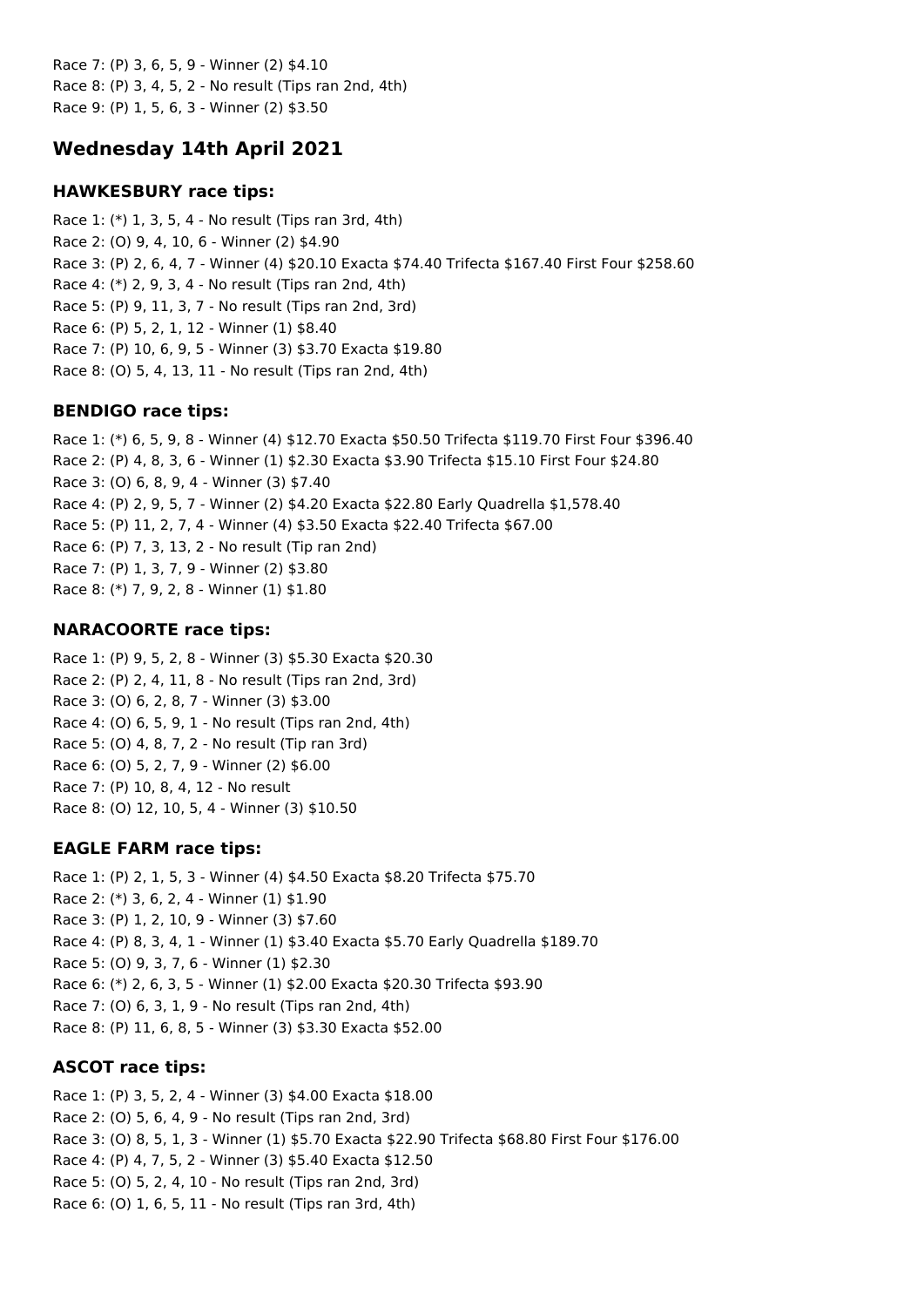Race 7: (P) 3, 6, 5, 9 - Winner (2) $4.10
Race 8: (P) 3, 4, 5, 2 - No result (Tips ran 2nd, 4th)
Race 9: (P) 1, 5, 6, 3 - Winner (2) $3.50

## Wednesday 14th April 2021

### HAWKESBURY race tips:

Race 1: (*) 1, 3, 5, 4 - No result (Tips ran 3rd, 4th)
Race 2: (O) 9, 4, 10, 6 - Winner (2) $4.90
Race 3: (P) 2, 6, 4, 7 - Winner (4) $20.10 Exacta $74.40 Trifecta $167.40 First Four $258.60
Race 4: (*) 2, 9, 3, 4 - No result (Tips ran 2nd, 4th)
Race 5: (P) 9, 11, 3, 7 - No result (Tips ran 2nd, 3rd)
Race 6: (P) 5, 2, 1, 12 - Winner (1) $8.40
Race 7: (P) 10, 6, 9, 5 - Winner (3) $3.70 Exacta $19.80
Race 8: (O) 5, 4, 13, 11 - No result (Tips ran 2nd, 4th)

### BENDIGO race tips:

Race 1: (*) 6, 5, 9, 8 - Winner (4) $12.70 Exacta $50.50 Trifecta $119.70 First Four $396.40
Race 2: (P) 4, 8, 3, 6 - Winner (1) $2.30 Exacta $3.90 Trifecta $15.10 First Four $24.80
Race 3: (O) 6, 8, 9, 4 - Winner (3) $7.40
Race 4: (P) 2, 9, 5, 7 - Winner (2) $4.20 Exacta $22.80 Early Quadrella $1,578.40
Race 5: (P) 11, 2, 7, 4 - Winner (4) $3.50 Exacta $22.40 Trifecta $67.00
Race 6: (P) 7, 3, 13, 2 - No result (Tip ran 2nd)
Race 7: (P) 1, 3, 7, 9 - Winner (2) $3.80
Race 8: (*) 7, 9, 2, 8 - Winner (1) $1.80

### NARACOORTE race tips:

Race 1: (P) 9, 5, 2, 8 - Winner (3) $5.30 Exacta $20.30
Race 2: (P) 2, 4, 11, 8 - No result (Tips ran 2nd, 3rd)
Race 3: (O) 6, 2, 8, 7 - Winner (3) $3.00
Race 4: (O) 6, 5, 9, 1 - No result (Tips ran 2nd, 4th)
Race 5: (O) 4, 8, 7, 2 - No result (Tip ran 3rd)
Race 6: (O) 5, 2, 7, 9 - Winner (2) $6.00
Race 7: (P) 10, 8, 4, 12 - No result
Race 8: (O) 12, 10, 5, 4 - Winner (3) $10.50

### EAGLE FARM race tips:

Race 1: (P) 2, 1, 5, 3 - Winner (4) $4.50 Exacta $8.20 Trifecta $75.70
Race 2: (*) 3, 6, 2, 4 - Winner (1) $1.90
Race 3: (P) 1, 2, 10, 9 - Winner (3) $7.60
Race 4: (P) 8, 3, 4, 1 - Winner (1) $3.40 Exacta $5.70 Early Quadrella $189.70
Race 5: (O) 9, 3, 7, 6 - Winner (1) $2.30
Race 6: (*) 2, 6, 3, 5 - Winner (1) $2.00 Exacta $20.30 Trifecta $93.90
Race 7: (O) 6, 3, 1, 9 - No result (Tips ran 2nd, 4th)
Race 8: (P) 11, 6, 8, 5 - Winner (3) $3.30 Exacta $52.00

### ASCOT race tips:

Race 1: (P) 3, 5, 2, 4 - Winner (3) $4.00 Exacta $18.00
Race 2: (O) 5, 6, 4, 9 - No result (Tips ran 2nd, 3rd)
Race 3: (O) 8, 5, 1, 3 - Winner (1) $5.70 Exacta $22.90 Trifecta $68.80 First Four $176.00
Race 4: (P) 4, 7, 5, 2 - Winner (3) $5.40 Exacta $12.50
Race 5: (O) 5, 2, 4, 10 - No result (Tips ran 2nd, 3rd)
Race 6: (O) 1, 6, 5, 11 - No result (Tips ran 3rd, 4th)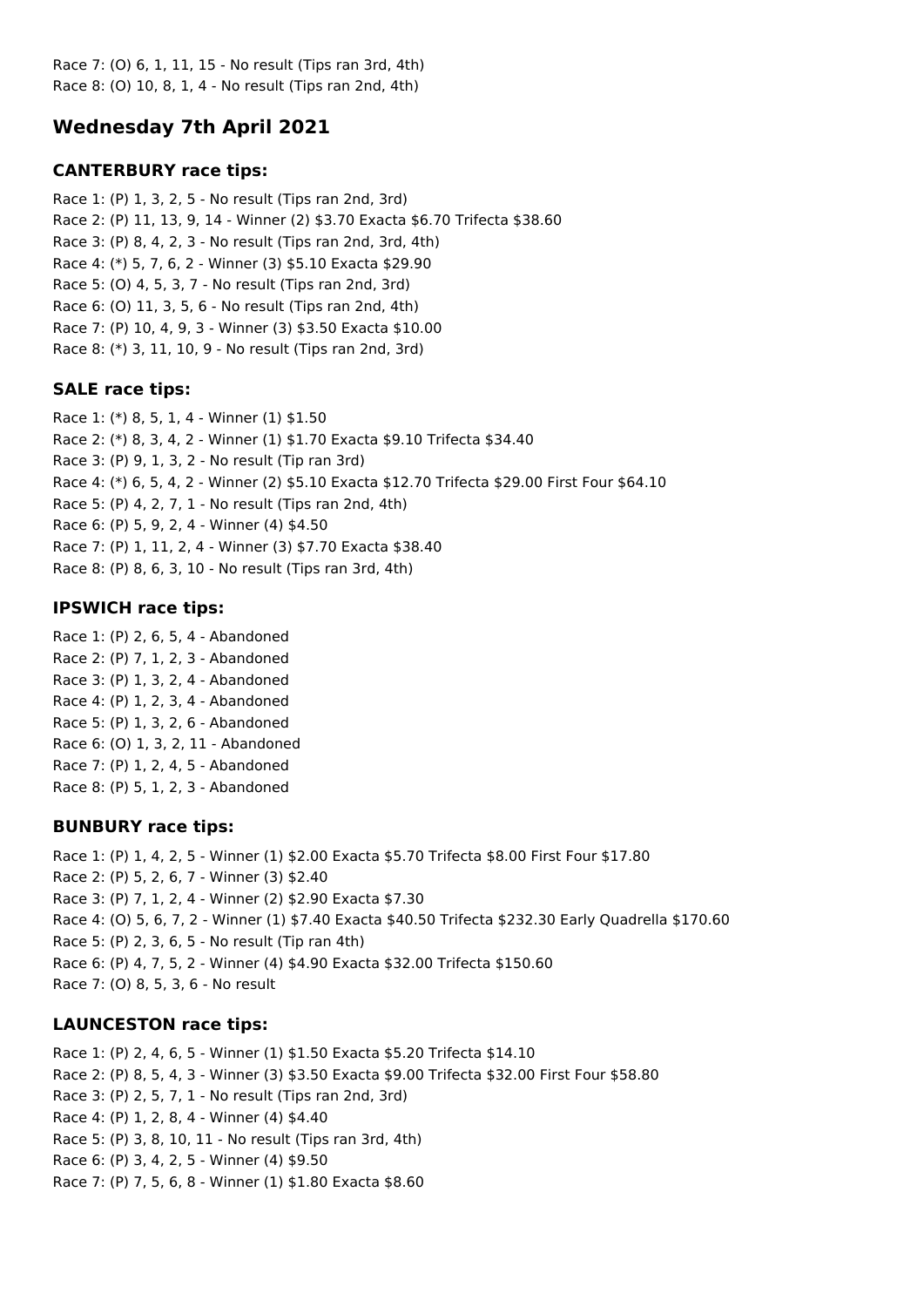Race 7: (O) 6, 1, 11, 15 - No result (Tips ran 3rd, 4th)
Race 8: (O) 10, 8, 1, 4 - No result (Tips ran 2nd, 4th)

## Wednesday 7th April 2021

### CANTERBURY race tips:

Race 1: (P) 1, 3, 2, 5 - No result (Tips ran 2nd, 3rd)
Race 2: (P) 11, 13, 9, 14 - Winner (2) $3.70 Exacta $6.70 Trifecta $38.60
Race 3: (P) 8, 4, 2, 3 - No result (Tips ran 2nd, 3rd, 4th)
Race 4: (*) 5, 7, 6, 2 - Winner (3) $5.10 Exacta $29.90
Race 5: (O) 4, 5, 3, 7 - No result (Tips ran 2nd, 3rd)
Race 6: (O) 11, 3, 5, 6 - No result (Tips ran 2nd, 4th)
Race 7: (P) 10, 4, 9, 3 - Winner (3) $3.50 Exacta $10.00
Race 8: (*) 3, 11, 10, 9 - No result (Tips ran 2nd, 3rd)

### SALE race tips:

Race 1: (*) 8, 5, 1, 4 - Winner (1) $1.50
Race 2: (*) 8, 3, 4, 2 - Winner (1) $1.70 Exacta $9.10 Trifecta $34.40
Race 3: (P) 9, 1, 3, 2 - No result (Tip ran 3rd)
Race 4: (*) 6, 5, 4, 2 - Winner (2) $5.10 Exacta $12.70 Trifecta $29.00 First Four $64.10
Race 5: (P) 4, 2, 7, 1 - No result (Tips ran 2nd, 4th)
Race 6: (P) 5, 9, 2, 4 - Winner (4) $4.50
Race 7: (P) 1, 11, 2, 4 - Winner (3) $7.70 Exacta $38.40
Race 8: (P) 8, 6, 3, 10 - No result (Tips ran 3rd, 4th)

### IPSWICH race tips:

Race 1: (P) 2, 6, 5, 4 - Abandoned
Race 2: (P) 7, 1, 2, 3 - Abandoned
Race 3: (P) 1, 3, 2, 4 - Abandoned
Race 4: (P) 1, 2, 3, 4 - Abandoned
Race 5: (P) 1, 3, 2, 6 - Abandoned
Race 6: (O) 1, 3, 2, 11 - Abandoned
Race 7: (P) 1, 2, 4, 5 - Abandoned
Race 8: (P) 5, 1, 2, 3 - Abandoned

### BUNBURY race tips:

Race 1: (P) 1, 4, 2, 5 - Winner (1) $2.00 Exacta $5.70 Trifecta $8.00 First Four $17.80
Race 2: (P) 5, 2, 6, 7 - Winner (3) $2.40
Race 3: (P) 7, 1, 2, 4 - Winner (2) $2.90 Exacta $7.30
Race 4: (O) 5, 6, 7, 2 - Winner (1) $7.40 Exacta $40.50 Trifecta $232.30 Early Quadrella $170.60
Race 5: (P) 2, 3, 6, 5 - No result (Tip ran 4th)
Race 6: (P) 4, 7, 5, 2 - Winner (4) $4.90 Exacta $32.00 Trifecta $150.60
Race 7: (O) 8, 5, 3, 6 - No result

### LAUNCESTON race tips:

Race 1: (P) 2, 4, 6, 5 - Winner (1) $1.50 Exacta $5.20 Trifecta $14.10
Race 2: (P) 8, 5, 4, 3 - Winner (3) $3.50 Exacta $9.00 Trifecta $32.00 First Four $58.80
Race 3: (P) 2, 5, 7, 1 - No result (Tips ran 2nd, 3rd)
Race 4: (P) 1, 2, 8, 4 - Winner (4) $4.40
Race 5: (P) 3, 8, 10, 11 - No result (Tips ran 3rd, 4th)
Race 6: (P) 3, 4, 2, 5 - Winner (4) $9.50
Race 7: (P) 7, 5, 6, 8 - Winner (1) $1.80 Exacta $8.60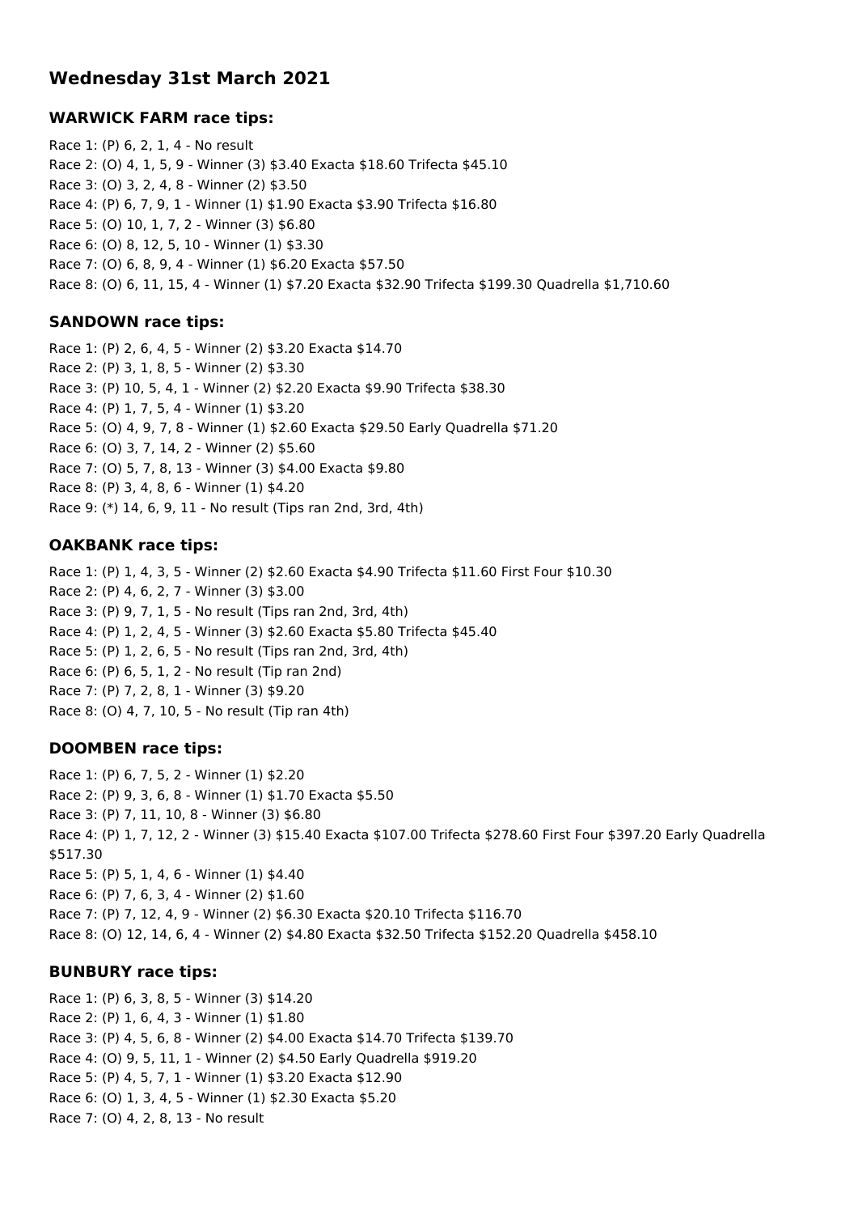## Wednesday 31st March 2021

### WARWICK FARM race tips:

Race 1: (P) 6, 2, 1, 4 - No result
Race 2: (O) 4, 1, 5, 9 - Winner (3) $3.40 Exacta $18.60 Trifecta $45.10
Race 3: (O) 3, 2, 4, 8 - Winner (2) $3.50
Race 4: (P) 6, 7, 9, 1 - Winner (1) $1.90 Exacta $3.90 Trifecta $16.80
Race 5: (O) 10, 1, 7, 2 - Winner (3) $6.80
Race 6: (O) 8, 12, 5, 10 - Winner (1) $3.30
Race 7: (O) 6, 8, 9, 4 - Winner (1) $6.20 Exacta $57.50
Race 8: (O) 6, 11, 15, 4 - Winner (1) $7.20 Exacta $32.90 Trifecta $199.30 Quadrella $1,710.60

### SANDOWN race tips:

Race 1: (P) 2, 6, 4, 5 - Winner (2) $3.20 Exacta $14.70
Race 2: (P) 3, 1, 8, 5 - Winner (2) $3.30
Race 3: (P) 10, 5, 4, 1 - Winner (2) $2.20 Exacta $9.90 Trifecta $38.30
Race 4: (P) 1, 7, 5, 4 - Winner (1) $3.20
Race 5: (O) 4, 9, 7, 8 - Winner (1) $2.60 Exacta $29.50 Early Quadrella $71.20
Race 6: (O) 3, 7, 14, 2 - Winner (2) $5.60
Race 7: (O) 5, 7, 8, 13 - Winner (3) $4.00 Exacta $9.80
Race 8: (P) 3, 4, 8, 6 - Winner (1) $4.20
Race 9: (*) 14, 6, 9, 11 - No result (Tips ran 2nd, 3rd, 4th)

### OAKBANK race tips:

Race 1: (P) 1, 4, 3, 5 - Winner (2) $2.60 Exacta $4.90 Trifecta $11.60 First Four $10.30
Race 2: (P) 4, 6, 2, 7 - Winner (3) $3.00
Race 3: (P) 9, 7, 1, 5 - No result (Tips ran 2nd, 3rd, 4th)
Race 4: (P) 1, 2, 4, 5 - Winner (3) $2.60 Exacta $5.80 Trifecta $45.40
Race 5: (P) 1, 2, 6, 5 - No result (Tips ran 2nd, 3rd, 4th)
Race 6: (P) 6, 5, 1, 2 - No result (Tip ran 2nd)
Race 7: (P) 7, 2, 8, 1 - Winner (3) $9.20
Race 8: (O) 4, 7, 10, 5 - No result (Tip ran 4th)

### DOOMBEN race tips:

Race 1: (P) 6, 7, 5, 2 - Winner (1) $2.20
Race 2: (P) 9, 3, 6, 8 - Winner (1) $1.70 Exacta $5.50
Race 3: (P) 7, 11, 10, 8 - Winner (3) $6.80
Race 4: (P) 1, 7, 12, 2 - Winner (3) $15.40 Exacta $107.00 Trifecta $278.60 First Four $397.20 Early Quadrella $517.30
Race 5: (P) 5, 1, 4, 6 - Winner (1) $4.40
Race 6: (P) 7, 6, 3, 4 - Winner (2) $1.60
Race 7: (P) 7, 12, 4, 9 - Winner (2) $6.30 Exacta $20.10 Trifecta $116.70
Race 8: (O) 12, 14, 6, 4 - Winner (2) $4.80 Exacta $32.50 Trifecta $152.20 Quadrella $458.10

### BUNBURY race tips:

Race 1: (P) 6, 3, 8, 5 - Winner (3) $14.20
Race 2: (P) 1, 6, 4, 3 - Winner (1) $1.80
Race 3: (P) 4, 5, 6, 8 - Winner (2) $4.00 Exacta $14.70 Trifecta $139.70
Race 4: (O) 9, 5, 11, 1 - Winner (2) $4.50 Early Quadrella $919.20
Race 5: (P) 4, 5, 7, 1 - Winner (1) $3.20 Exacta $12.90
Race 6: (O) 1, 3, 4, 5 - Winner (1) $2.30 Exacta $5.20
Race 7: (O) 4, 2, 8, 13 - No result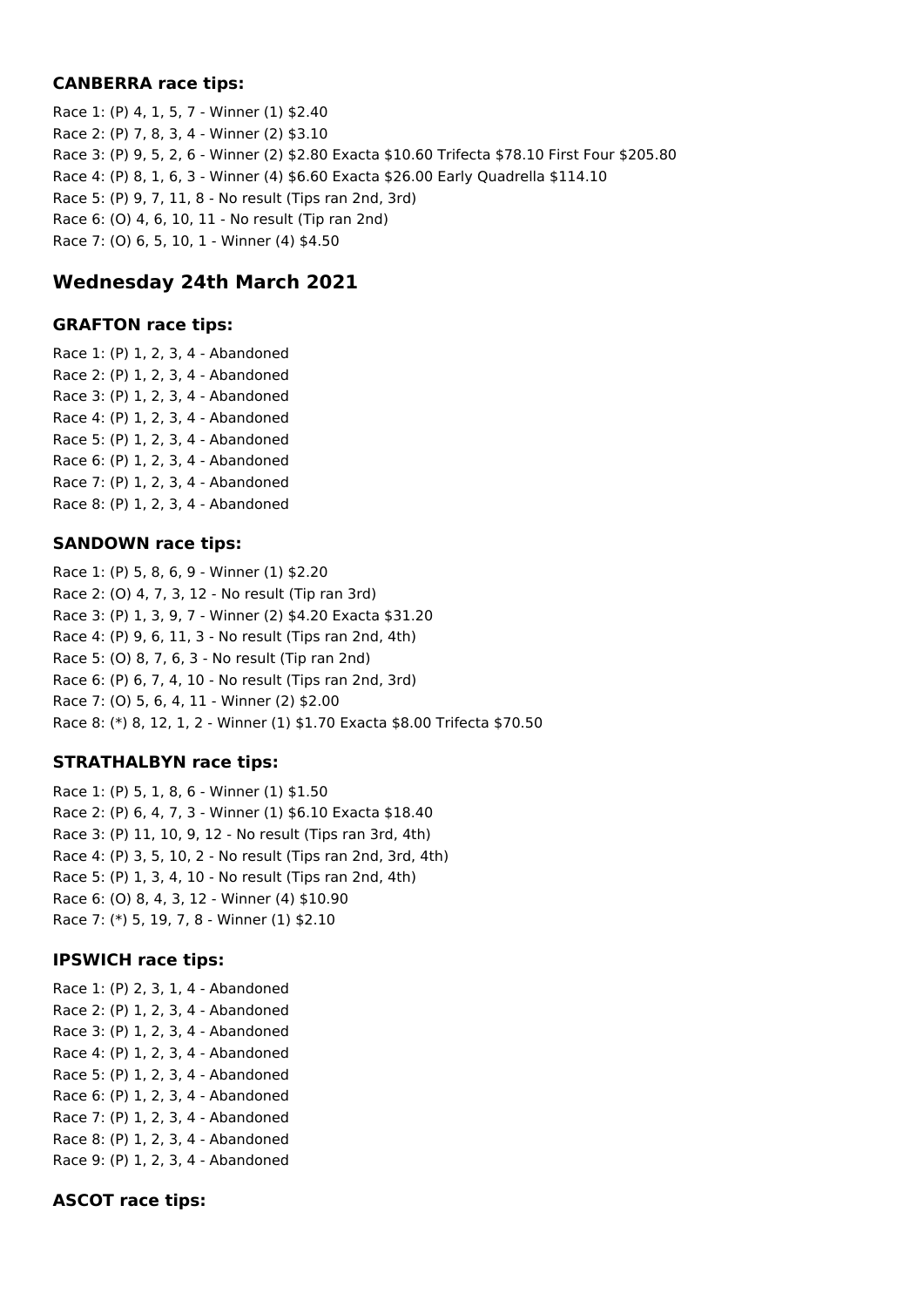### CANBERRA race tips:

Race 1: (P) 4, 1, 5, 7 - Winner (1) $2.40
Race 2: (P) 7, 8, 3, 4 - Winner (2) $3.10
Race 3: (P) 9, 5, 2, 6 - Winner (2) $2.80 Exacta $10.60 Trifecta $78.10 First Four $205.80
Race 4: (P) 8, 1, 6, 3 - Winner (4) $6.60 Exacta $26.00 Early Quadrella $114.10
Race 5: (P) 9, 7, 11, 8 - No result (Tips ran 2nd, 3rd)
Race 6: (O) 4, 6, 10, 11 - No result (Tip ran 2nd)
Race 7: (O) 6, 5, 10, 1 - Winner (4) $4.50

## Wednesday 24th March 2021

### GRAFTON race tips:

Race 1: (P) 1, 2, 3, 4 - Abandoned
Race 2: (P) 1, 2, 3, 4 - Abandoned
Race 3: (P) 1, 2, 3, 4 - Abandoned
Race 4: (P) 1, 2, 3, 4 - Abandoned
Race 5: (P) 1, 2, 3, 4 - Abandoned
Race 6: (P) 1, 2, 3, 4 - Abandoned
Race 7: (P) 1, 2, 3, 4 - Abandoned
Race 8: (P) 1, 2, 3, 4 - Abandoned

### SANDOWN race tips:

Race 1: (P) 5, 8, 6, 9 - Winner (1) $2.20
Race 2: (O) 4, 7, 3, 12 - No result (Tip ran 3rd)
Race 3: (P) 1, 3, 9, 7 - Winner (2) $4.20 Exacta $31.20
Race 4: (P) 9, 6, 11, 3 - No result (Tips ran 2nd, 4th)
Race 5: (O) 8, 7, 6, 3 - No result (Tip ran 2nd)
Race 6: (P) 6, 7, 4, 10 - No result (Tips ran 2nd, 3rd)
Race 7: (O) 5, 6, 4, 11 - Winner (2) $2.00
Race 8: (*) 8, 12, 1, 2 - Winner (1) $1.70 Exacta $8.00 Trifecta $70.50

### STRATHALBYN race tips:

Race 1: (P) 5, 1, 8, 6 - Winner (1) $1.50
Race 2: (P) 6, 4, 7, 3 - Winner (1) $6.10 Exacta $18.40
Race 3: (P) 11, 10, 9, 12 - No result (Tips ran 3rd, 4th)
Race 4: (P) 3, 5, 10, 2 - No result (Tips ran 2nd, 3rd, 4th)
Race 5: (P) 1, 3, 4, 10 - No result (Tips ran 2nd, 4th)
Race 6: (O) 8, 4, 3, 12 - Winner (4) $10.90
Race 7: (*) 5, 19, 7, 8 - Winner (1) $2.10

### IPSWICH race tips:

Race 1: (P) 2, 3, 1, 4 - Abandoned
Race 2: (P) 1, 2, 3, 4 - Abandoned
Race 3: (P) 1, 2, 3, 4 - Abandoned
Race 4: (P) 1, 2, 3, 4 - Abandoned
Race 5: (P) 1, 2, 3, 4 - Abandoned
Race 6: (P) 1, 2, 3, 4 - Abandoned
Race 7: (P) 1, 2, 3, 4 - Abandoned
Race 8: (P) 1, 2, 3, 4 - Abandoned
Race 9: (P) 1, 2, 3, 4 - Abandoned

### ASCOT race tips: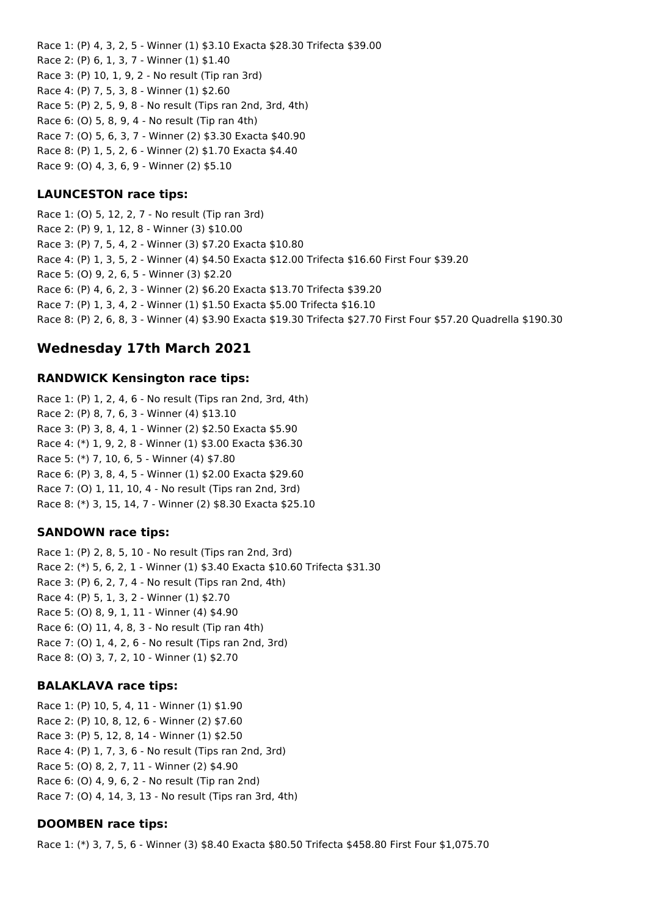Race 1: (P) 4, 3, 2, 5 - Winner (1) $3.10 Exacta $28.30 Trifecta $39.00
Race 2: (P) 6, 1, 3, 7 - Winner (1) $1.40
Race 3: (P) 10, 1, 9, 2 - No result (Tip ran 3rd)
Race 4: (P) 7, 5, 3, 8 - Winner (1) $2.60
Race 5: (P) 2, 5, 9, 8 - No result (Tips ran 2nd, 3rd, 4th)
Race 6: (O) 5, 8, 9, 4 - No result (Tip ran 4th)
Race 7: (O) 5, 6, 3, 7 - Winner (2) $3.30 Exacta $40.90
Race 8: (P) 1, 5, 2, 6 - Winner (2) $1.70 Exacta $4.40
Race 9: (O) 4, 3, 6, 9 - Winner (2) $5.10

### LAUNCESTON race tips:

Race 1: (O) 5, 12, 2, 7 - No result (Tip ran 3rd)
Race 2: (P) 9, 1, 12, 8 - Winner (3) $10.00
Race 3: (P) 7, 5, 4, 2 - Winner (3) $7.20 Exacta $10.80
Race 4: (P) 1, 3, 5, 2 - Winner (4) $4.50 Exacta $12.00 Trifecta $16.60 First Four $39.20
Race 5: (O) 9, 2, 6, 5 - Winner (3) $2.20
Race 6: (P) 4, 6, 2, 3 - Winner (2) $6.20 Exacta $13.70 Trifecta $39.20
Race 7: (P) 1, 3, 4, 2 - Winner (1) $1.50 Exacta $5.00 Trifecta $16.10
Race 8: (P) 2, 6, 8, 3 - Winner (4) $3.90 Exacta $19.30 Trifecta $27.70 First Four $57.20 Quadrella $190.30

## Wednesday 17th March 2021

### RANDWICK Kensington race tips:

Race 1: (P) 1, 2, 4, 6 - No result (Tips ran 2nd, 3rd, 4th)
Race 2: (P) 8, 7, 6, 3 - Winner (4) $13.10
Race 3: (P) 3, 8, 4, 1 - Winner (2) $2.50 Exacta $5.90
Race 4: (*) 1, 9, 2, 8 - Winner (1) $3.00 Exacta $36.30
Race 5: (*) 7, 10, 6, 5 - Winner (4) $7.80
Race 6: (P) 3, 8, 4, 5 - Winner (1) $2.00 Exacta $29.60
Race 7: (O) 1, 11, 10, 4 - No result (Tips ran 2nd, 3rd)
Race 8: (*) 3, 15, 14, 7 - Winner (2) $8.30 Exacta $25.10

### SANDOWN race tips:

Race 1: (P) 2, 8, 5, 10 - No result (Tips ran 2nd, 3rd)
Race 2: (*) 5, 6, 2, 1 - Winner (1) $3.40 Exacta $10.60 Trifecta $31.30
Race 3: (P) 6, 2, 7, 4 - No result (Tips ran 2nd, 4th)
Race 4: (P) 5, 1, 3, 2 - Winner (1) $2.70
Race 5: (O) 8, 9, 1, 11 - Winner (4) $4.90
Race 6: (O) 11, 4, 8, 3 - No result (Tip ran 4th)
Race 7: (O) 1, 4, 2, 6 - No result (Tips ran 2nd, 3rd)
Race 8: (O) 3, 7, 2, 10 - Winner (1) $2.70

### BALAKLAVA race tips:

Race 1: (P) 10, 5, 4, 11 - Winner (1) $1.90
Race 2: (P) 10, 8, 12, 6 - Winner (2) $7.60
Race 3: (P) 5, 12, 8, 14 - Winner (1) $2.50
Race 4: (P) 1, 7, 3, 6 - No result (Tips ran 2nd, 3rd)
Race 5: (O) 8, 2, 7, 11 - Winner (2) $4.90
Race 6: (O) 4, 9, 6, 2 - No result (Tip ran 2nd)
Race 7: (O) 4, 14, 3, 13 - No result (Tips ran 3rd, 4th)

### DOOMBEN race tips:

Race 1: (*) 3, 7, 5, 6 - Winner (3) $8.40 Exacta $80.50 Trifecta $458.80 First Four $1,075.70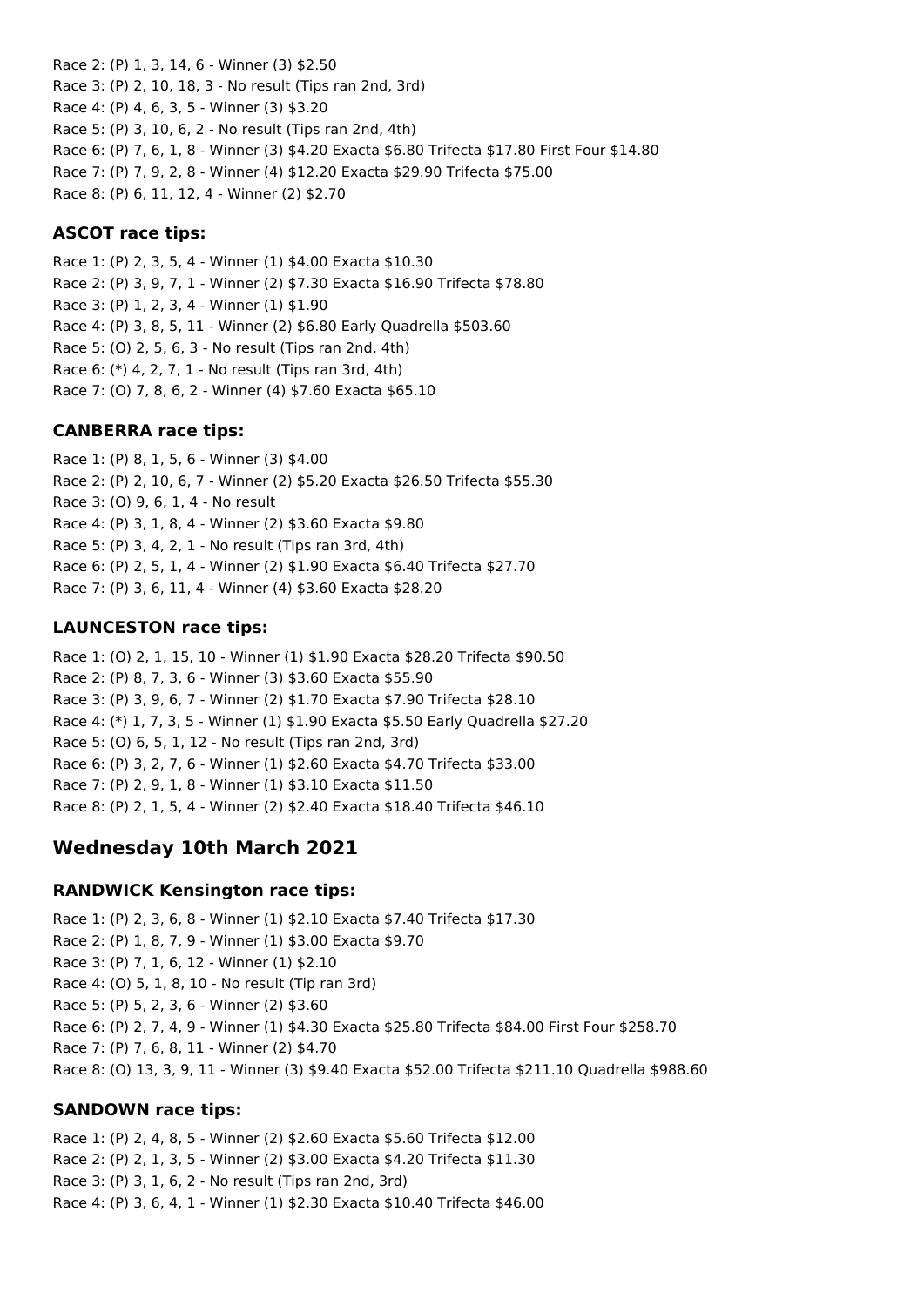Race 2: (P) 1, 3, 14, 6 - Winner (3) $2.50
Race 3: (P) 2, 10, 18, 3 - No result (Tips ran 2nd, 3rd)
Race 4: (P) 4, 6, 3, 5 - Winner (3) $3.20
Race 5: (P) 3, 10, 6, 2 - No result (Tips ran 2nd, 4th)
Race 6: (P) 7, 6, 1, 8 - Winner (3) $4.20 Exacta $6.80 Trifecta $17.80 First Four $14.80
Race 7: (P) 7, 9, 2, 8 - Winner (4) $12.20 Exacta $29.90 Trifecta $75.00
Race 8: (P) 6, 11, 12, 4 - Winner (2) $2.70

### ASCOT race tips:

Race 1: (P) 2, 3, 5, 4 - Winner (1) $4.00 Exacta $10.30
Race 2: (P) 3, 9, 7, 1 - Winner (2) $7.30 Exacta $16.90 Trifecta $78.80
Race 3: (P) 1, 2, 3, 4 - Winner (1) $1.90
Race 4: (P) 3, 8, 5, 11 - Winner (2) $6.80 Early Quadrella $503.60
Race 5: (O) 2, 5, 6, 3 - No result (Tips ran 2nd, 4th)
Race 6: (*) 4, 2, 7, 1 - No result (Tips ran 3rd, 4th)
Race 7: (O) 7, 8, 6, 2 - Winner (4) $7.60 Exacta $65.10

### CANBERRA race tips:

Race 1: (P) 8, 1, 5, 6 - Winner (3) $4.00
Race 2: (P) 2, 10, 6, 7 - Winner (2) $5.20 Exacta $26.50 Trifecta $55.30
Race 3: (O) 9, 6, 1, 4 - No result
Race 4: (P) 3, 1, 8, 4 - Winner (2) $3.60 Exacta $9.80
Race 5: (P) 3, 4, 2, 1 - No result (Tips ran 3rd, 4th)
Race 6: (P) 2, 5, 1, 4 - Winner (2) $1.90 Exacta $6.40 Trifecta $27.70
Race 7: (P) 3, 6, 11, 4 - Winner (4) $3.60 Exacta $28.20

### LAUNCESTON race tips:

Race 1: (O) 2, 1, 15, 10 - Winner (1) $1.90 Exacta $28.20 Trifecta $90.50
Race 2: (P) 8, 7, 3, 6 - Winner (3) $3.60 Exacta $55.90
Race 3: (P) 3, 9, 6, 7 - Winner (2) $1.70 Exacta $7.90 Trifecta $28.10
Race 4: (*) 1, 7, 3, 5 - Winner (1) $1.90 Exacta $5.50 Early Quadrella $27.20
Race 5: (O) 6, 5, 1, 12 - No result (Tips ran 2nd, 3rd)
Race 6: (P) 3, 2, 7, 6 - Winner (1) $2.60 Exacta $4.70 Trifecta $33.00
Race 7: (P) 2, 9, 1, 8 - Winner (1) $3.10 Exacta $11.50
Race 8: (P) 2, 1, 5, 4 - Winner (2) $2.40 Exacta $18.40 Trifecta $46.10

## Wednesday 10th March 2021

### RANDWICK Kensington race tips:

Race 1: (P) 2, 3, 6, 8 - Winner (1) $2.10 Exacta $7.40 Trifecta $17.30
Race 2: (P) 1, 8, 7, 9 - Winner (1) $3.00 Exacta $9.70
Race 3: (P) 7, 1, 6, 12 - Winner (1) $2.10
Race 4: (O) 5, 1, 8, 10 - No result (Tip ran 3rd)
Race 5: (P) 5, 2, 3, 6 - Winner (2) $3.60
Race 6: (P) 2, 7, 4, 9 - Winner (1) $4.30 Exacta $25.80 Trifecta $84.00 First Four $258.70
Race 7: (P) 7, 6, 8, 11 - Winner (2) $4.70
Race 8: (O) 13, 3, 9, 11 - Winner (3) $9.40 Exacta $52.00 Trifecta $211.10 Quadrella $988.60

### SANDOWN race tips:

Race 1: (P) 2, 4, 8, 5 - Winner (2) $2.60 Exacta $5.60 Trifecta $12.00
Race 2: (P) 2, 1, 3, 5 - Winner (2) $3.00 Exacta $4.20 Trifecta $11.30
Race 3: (P) 3, 1, 6, 2 - No result (Tips ran 2nd, 3rd)
Race 4: (P) 3, 6, 4, 1 - Winner (1) $2.30 Exacta $10.40 Trifecta $46.00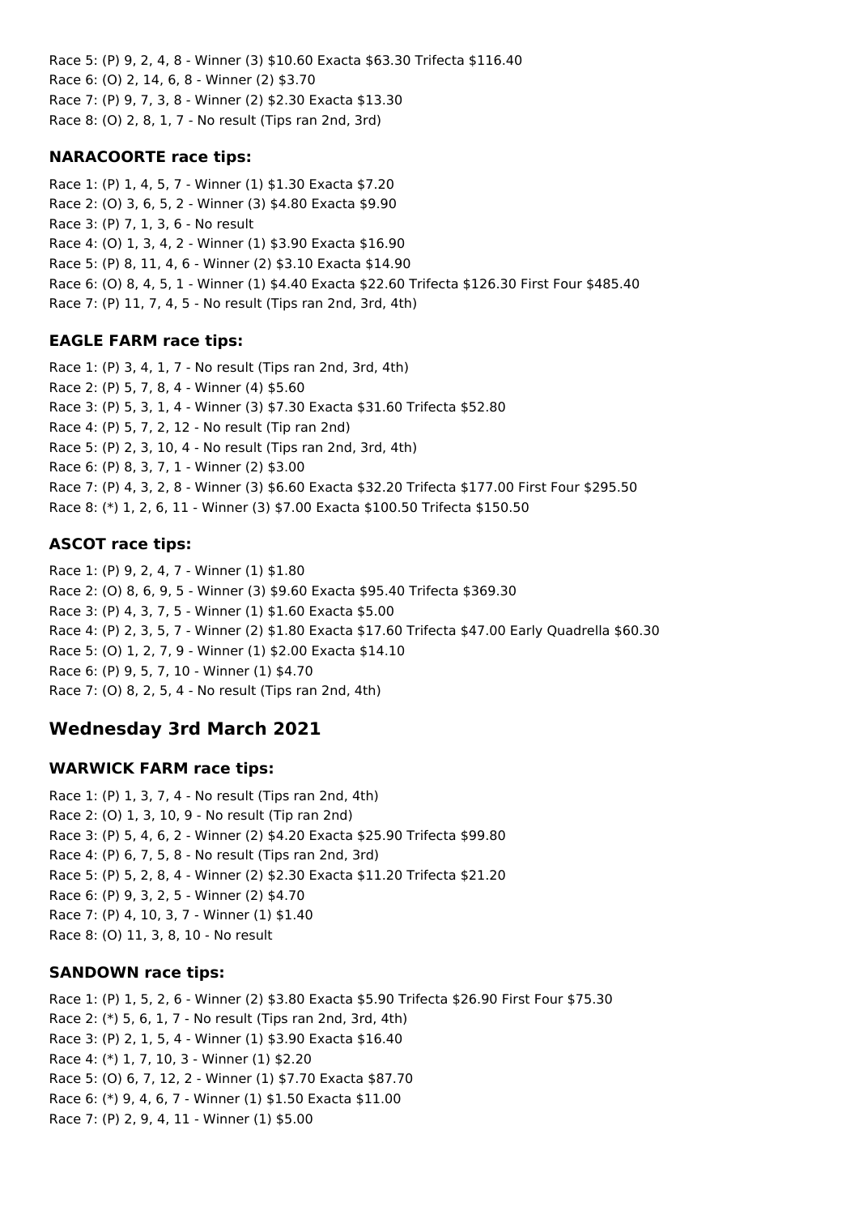Race 5: (P) 9, 2, 4, 8 - Winner (3) $10.60 Exacta $63.30 Trifecta $116.40
Race 6: (O) 2, 14, 6, 8 - Winner (2) $3.70
Race 7: (P) 9, 7, 3, 8 - Winner (2) $2.30 Exacta $13.30
Race 8: (O) 2, 8, 1, 7 - No result (Tips ran 2nd, 3rd)

### NARACOORTE race tips:

Race 1: (P) 1, 4, 5, 7 - Winner (1) $1.30 Exacta $7.20
Race 2: (O) 3, 6, 5, 2 - Winner (3) $4.80 Exacta $9.90
Race 3: (P) 7, 1, 3, 6 - No result
Race 4: (O) 1, 3, 4, 2 - Winner (1) $3.90 Exacta $16.90
Race 5: (P) 8, 11, 4, 6 - Winner (2) $3.10 Exacta $14.90
Race 6: (O) 8, 4, 5, 1 - Winner (1) $4.40 Exacta $22.60 Trifecta $126.30 First Four $485.40
Race 7: (P) 11, 7, 4, 5 - No result (Tips ran 2nd, 3rd, 4th)

### EAGLE FARM race tips:

Race 1: (P) 3, 4, 1, 7 - No result (Tips ran 2nd, 3rd, 4th)
Race 2: (P) 5, 7, 8, 4 - Winner (4) $5.60
Race 3: (P) 5, 3, 1, 4 - Winner (3) $7.30 Exacta $31.60 Trifecta $52.80
Race 4: (P) 5, 7, 2, 12 - No result (Tip ran 2nd)
Race 5: (P) 2, 3, 10, 4 - No result (Tips ran 2nd, 3rd, 4th)
Race 6: (P) 8, 3, 7, 1 - Winner (2) $3.00
Race 7: (P) 4, 3, 2, 8 - Winner (3) $6.60 Exacta $32.20 Trifecta $177.00 First Four $295.50
Race 8: (*) 1, 2, 6, 11 - Winner (3) $7.00 Exacta $100.50 Trifecta $150.50

### ASCOT race tips:

Race 1: (P) 9, 2, 4, 7 - Winner (1) $1.80
Race 2: (O) 8, 6, 9, 5 - Winner (3) $9.60 Exacta $95.40 Trifecta $369.30
Race 3: (P) 4, 3, 7, 5 - Winner (1) $1.60 Exacta $5.00
Race 4: (P) 2, 3, 5, 7 - Winner (2) $1.80 Exacta $17.60 Trifecta $47.00 Early Quadrella $60.30
Race 5: (O) 1, 2, 7, 9 - Winner (1) $2.00 Exacta $14.10
Race 6: (P) 9, 5, 7, 10 - Winner (1) $4.70
Race 7: (O) 8, 2, 5, 4 - No result (Tips ran 2nd, 4th)

## Wednesday 3rd March 2021

### WARWICK FARM race tips:

Race 1: (P) 1, 3, 7, 4 - No result (Tips ran 2nd, 4th)
Race 2: (O) 1, 3, 10, 9 - No result (Tip ran 2nd)
Race 3: (P) 5, 4, 6, 2 - Winner (2) $4.20 Exacta $25.90 Trifecta $99.80
Race 4: (P) 6, 7, 5, 8 - No result (Tips ran 2nd, 3rd)
Race 5: (P) 5, 2, 8, 4 - Winner (2) $2.30 Exacta $11.20 Trifecta $21.20
Race 6: (P) 9, 3, 2, 5 - Winner (2) $4.70
Race 7: (P) 4, 10, 3, 7 - Winner (1) $1.40
Race 8: (O) 11, 3, 8, 10 - No result

### SANDOWN race tips:

Race 1: (P) 1, 5, 2, 6 - Winner (2) $3.80 Exacta $5.90 Trifecta $26.90 First Four $75.30
Race 2: (*) 5, 6, 1, 7 - No result (Tips ran 2nd, 3rd, 4th)
Race 3: (P) 2, 1, 5, 4 - Winner (1) $3.90 Exacta $16.40
Race 4: (*) 1, 7, 10, 3 - Winner (1) $2.20
Race 5: (O) 6, 7, 12, 2 - Winner (1) $7.70 Exacta $87.70
Race 6: (*) 9, 4, 6, 7 - Winner (1) $1.50 Exacta $11.00
Race 7: (P) 2, 9, 4, 11 - Winner (1) $5.00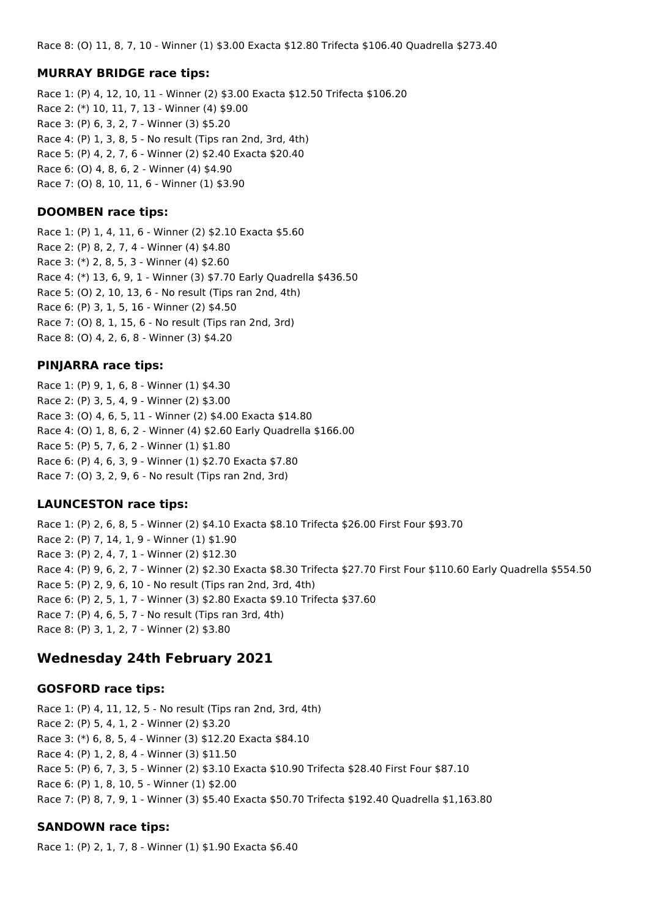Race 8: (O) 11, 8, 7, 10 - Winner (1) $3.00 Exacta $12.80 Trifecta $106.40 Quadrella $273.40

### MURRAY BRIDGE race tips:

Race 1: (P) 4, 12, 10, 11 - Winner (2) $3.00 Exacta $12.50 Trifecta $106.20
Race 2: (*) 10, 11, 7, 13 - Winner (4) $9.00
Race 3: (P) 6, 3, 2, 7 - Winner (3) $5.20
Race 4: (P) 1, 3, 8, 5 - No result (Tips ran 2nd, 3rd, 4th)
Race 5: (P) 4, 2, 7, 6 - Winner (2) $2.40 Exacta $20.40
Race 6: (O) 4, 8, 6, 2 - Winner (4) $4.90
Race 7: (O) 8, 10, 11, 6 - Winner (1) $3.90

### DOOMBEN race tips:

Race 1: (P) 1, 4, 11, 6 - Winner (2) $2.10 Exacta $5.60
Race 2: (P) 8, 2, 7, 4 - Winner (4) $4.80
Race 3: (*) 2, 8, 5, 3 - Winner (4) $2.60
Race 4: (*) 13, 6, 9, 1 - Winner (3) $7.70 Early Quadrella $436.50
Race 5: (O) 2, 10, 13, 6 - No result (Tips ran 2nd, 4th)
Race 6: (P) 3, 1, 5, 16 - Winner (2) $4.50
Race 7: (O) 8, 1, 15, 6 - No result (Tips ran 2nd, 3rd)
Race 8: (O) 4, 2, 6, 8 - Winner (3) $4.20

### PINJARRA race tips:

Race 1: (P) 9, 1, 6, 8 - Winner (1) $4.30
Race 2: (P) 3, 5, 4, 9 - Winner (2) $3.00
Race 3: (O) 4, 6, 5, 11 - Winner (2) $4.00 Exacta $14.80
Race 4: (O) 1, 8, 6, 2 - Winner (4) $2.60 Early Quadrella $166.00
Race 5: (P) 5, 7, 6, 2 - Winner (1) $1.80
Race 6: (P) 4, 6, 3, 9 - Winner (1) $2.70 Exacta $7.80
Race 7: (O) 3, 2, 9, 6 - No result (Tips ran 2nd, 3rd)

### LAUNCESTON race tips:

Race 1: (P) 2, 6, 8, 5 - Winner (2) $4.10 Exacta $8.10 Trifecta $26.00 First Four $93.70
Race 2: (P) 7, 14, 1, 9 - Winner (1) $1.90
Race 3: (P) 2, 4, 7, 1 - Winner (2) $12.30
Race 4: (P) 9, 6, 2, 7 - Winner (2) $2.30 Exacta $8.30 Trifecta $27.70 First Four $110.60 Early Quadrella $554.50
Race 5: (P) 2, 9, 6, 10 - No result (Tips ran 2nd, 3rd, 4th)
Race 6: (P) 2, 5, 1, 7 - Winner (3) $2.80 Exacta $9.10 Trifecta $37.60
Race 7: (P) 4, 6, 5, 7 - No result (Tips ran 3rd, 4th)
Race 8: (P) 3, 1, 2, 7 - Winner (2) $3.80

## Wednesday 24th February 2021

### GOSFORD race tips:

Race 1: (P) 4, 11, 12, 5 - No result (Tips ran 2nd, 3rd, 4th)
Race 2: (P) 5, 4, 1, 2 - Winner (2) $3.20
Race 3: (*) 6, 8, 5, 4 - Winner (3) $12.20 Exacta $84.10
Race 4: (P) 1, 2, 8, 4 - Winner (3) $11.50
Race 5: (P) 6, 7, 3, 5 - Winner (2) $3.10 Exacta $10.90 Trifecta $28.40 First Four $87.10
Race 6: (P) 1, 8, 10, 5 - Winner (1) $2.00
Race 7: (P) 8, 7, 9, 1 - Winner (3) $5.40 Exacta $50.70 Trifecta $192.40 Quadrella $1,163.80

### SANDOWN race tips:

Race 1: (P) 2, 1, 7, 8 - Winner (1) $1.90 Exacta $6.40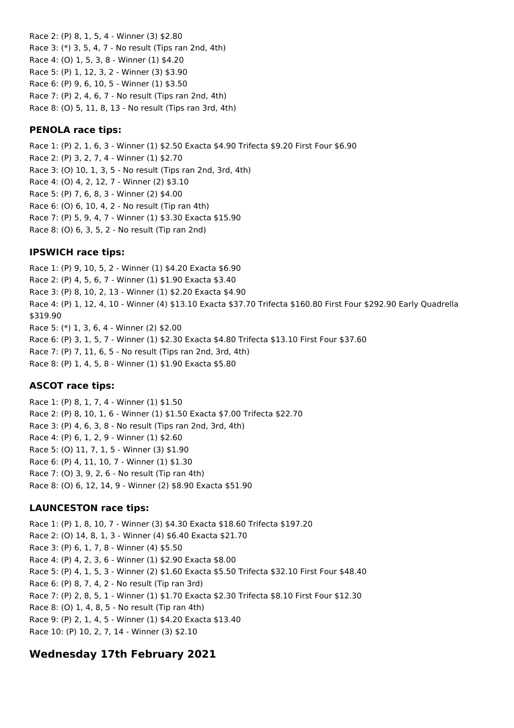Race 2: (P) 8, 1, 5, 4 - Winner (3) $2.80
Race 3: (*) 3, 5, 4, 7 - No result (Tips ran 2nd, 4th)
Race 4: (O) 1, 5, 3, 8 - Winner (1) $4.20
Race 5: (P) 1, 12, 3, 2 - Winner (3) $3.90
Race 6: (P) 9, 6, 10, 5 - Winner (1) $3.50
Race 7: (P) 2, 4, 6, 7 - No result (Tips ran 2nd, 4th)
Race 8: (O) 5, 11, 8, 13 - No result (Tips ran 3rd, 4th)

### PENOLA race tips:

Race 1: (P) 2, 1, 6, 3 - Winner (1) $2.50 Exacta $4.90 Trifecta $9.20 First Four $6.90
Race 2: (P) 3, 2, 7, 4 - Winner (1) $2.70
Race 3: (O) 10, 1, 3, 5 - No result (Tips ran 2nd, 3rd, 4th)
Race 4: (O) 4, 2, 12, 7 - Winner (2) $3.10
Race 5: (P) 7, 6, 8, 3 - Winner (2) $4.00
Race 6: (O) 6, 10, 4, 2 - No result (Tip ran 4th)
Race 7: (P) 5, 9, 4, 7 - Winner (1) $3.30 Exacta $15.90
Race 8: (O) 6, 3, 5, 2 - No result (Tip ran 2nd)

### IPSWICH race tips:

Race 1: (P) 9, 10, 5, 2 - Winner (1) $4.20 Exacta $6.90
Race 2: (P) 4, 5, 6, 7 - Winner (1) $1.90 Exacta $3.40
Race 3: (P) 8, 10, 2, 13 - Winner (1) $2.20 Exacta $4.90
Race 4: (P) 1, 12, 4, 10 - Winner (4) $13.10 Exacta $37.70 Trifecta $160.80 First Four $292.90 Early Quadrella $319.90
Race 5: (*) 1, 3, 6, 4 - Winner (2) $2.00
Race 6: (P) 3, 1, 5, 7 - Winner (1) $2.30 Exacta $4.80 Trifecta $13.10 First Four $37.60
Race 7: (P) 7, 11, 6, 5 - No result (Tips ran 2nd, 3rd, 4th)
Race 8: (P) 1, 4, 5, 8 - Winner (1) $1.90 Exacta $5.80

### ASCOT race tips:

Race 1: (P) 8, 1, 7, 4 - Winner (1) $1.50
Race 2: (P) 8, 10, 1, 6 - Winner (1) $1.50 Exacta $7.00 Trifecta $22.70
Race 3: (P) 4, 6, 3, 8 - No result (Tips ran 2nd, 3rd, 4th)
Race 4: (P) 6, 1, 2, 9 - Winner (1) $2.60
Race 5: (O) 11, 7, 1, 5 - Winner (3) $1.90
Race 6: (P) 4, 11, 10, 7 - Winner (1) $1.30
Race 7: (O) 3, 9, 2, 6 - No result (Tip ran 4th)
Race 8: (O) 6, 12, 14, 9 - Winner (2) $8.90 Exacta $51.90

### LAUNCESTON race tips:

Race 1: (P) 1, 8, 10, 7 - Winner (3) $4.30 Exacta $18.60 Trifecta $197.20
Race 2: (O) 14, 8, 1, 3 - Winner (4) $6.40 Exacta $21.70
Race 3: (P) 6, 1, 7, 8 - Winner (4) $5.50
Race 4: (P) 4, 2, 3, 6 - Winner (1) $2.90 Exacta $8.00
Race 5: (P) 4, 1, 5, 3 - Winner (2) $1.60 Exacta $5.50 Trifecta $32.10 First Four $48.40
Race 6: (P) 8, 7, 4, 2 - No result (Tip ran 3rd)
Race 7: (P) 2, 8, 5, 1 - Winner (1) $1.70 Exacta $2.30 Trifecta $8.10 First Four $12.30
Race 8: (O) 1, 4, 8, 5 - No result (Tip ran 4th)
Race 9: (P) 2, 1, 4, 5 - Winner (1) $4.20 Exacta $13.40
Race 10: (P) 10, 2, 7, 14 - Winner (3) $2.10

## Wednesday 17th February 2021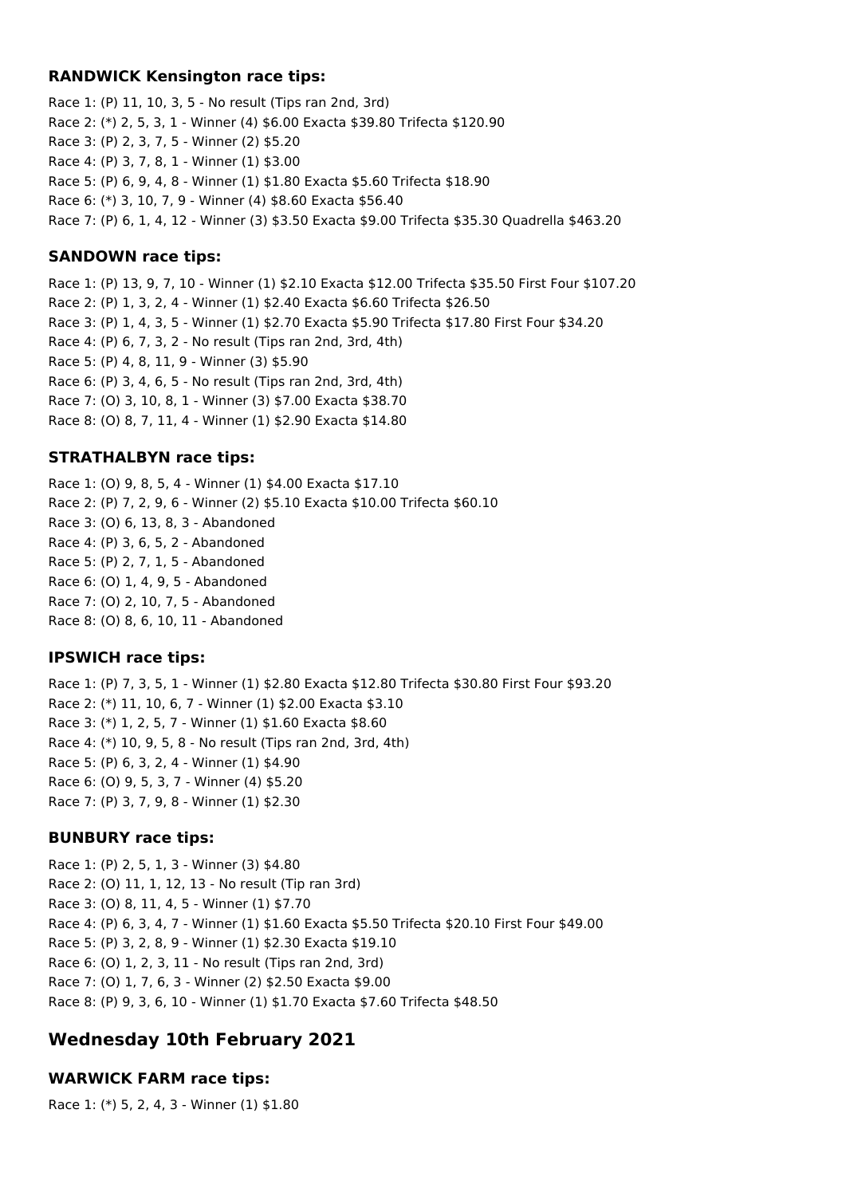### RANDWICK Kensington race tips:

Race 1: (P) 11, 10, 3, 5 - No result (Tips ran 2nd, 3rd)
Race 2: (*) 2, 5, 3, 1 - Winner (4) $6.00 Exacta $39.80 Trifecta $120.90
Race 3: (P) 2, 3, 7, 5 - Winner (2) $5.20
Race 4: (P) 3, 7, 8, 1 - Winner (1) $3.00
Race 5: (P) 6, 9, 4, 8 - Winner (1) $1.80 Exacta $5.60 Trifecta $18.90
Race 6: (*) 3, 10, 7, 9 - Winner (4) $8.60 Exacta $56.40
Race 7: (P) 6, 1, 4, 12 - Winner (3) $3.50 Exacta $9.00 Trifecta $35.30 Quadrella $463.20

### SANDOWN race tips:

Race 1: (P) 13, 9, 7, 10 - Winner (1) $2.10 Exacta $12.00 Trifecta $35.50 First Four $107.20
Race 2: (P) 1, 3, 2, 4 - Winner (1) $2.40 Exacta $6.60 Trifecta $26.50
Race 3: (P) 1, 4, 3, 5 - Winner (1) $2.70 Exacta $5.90 Trifecta $17.80 First Four $34.20
Race 4: (P) 6, 7, 3, 2 - No result (Tips ran 2nd, 3rd, 4th)
Race 5: (P) 4, 8, 11, 9 - Winner (3) $5.90
Race 6: (P) 3, 4, 6, 5 - No result (Tips ran 2nd, 3rd, 4th)
Race 7: (O) 3, 10, 8, 1 - Winner (3) $7.00 Exacta $38.70
Race 8: (O) 8, 7, 11, 4 - Winner (1) $2.90 Exacta $14.80

### STRATHALBYN race tips:

Race 1: (O) 9, 8, 5, 4 - Winner (1) $4.00 Exacta $17.10
Race 2: (P) 7, 2, 9, 6 - Winner (2) $5.10 Exacta $10.00 Trifecta $60.10
Race 3: (O) 6, 13, 8, 3 - Abandoned
Race 4: (P) 3, 6, 5, 2 - Abandoned
Race 5: (P) 2, 7, 1, 5 - Abandoned
Race 6: (O) 1, 4, 9, 5 - Abandoned
Race 7: (O) 2, 10, 7, 5 - Abandoned
Race 8: (O) 8, 6, 10, 11 - Abandoned

### IPSWICH race tips:

Race 1: (P) 7, 3, 5, 1 - Winner (1) $2.80 Exacta $12.80 Trifecta $30.80 First Four $93.20
Race 2: (*) 11, 10, 6, 7 - Winner (1) $2.00 Exacta $3.10
Race 3: (*) 1, 2, 5, 7 - Winner (1) $1.60 Exacta $8.60
Race 4: (*) 10, 9, 5, 8 - No result (Tips ran 2nd, 3rd, 4th)
Race 5: (P) 6, 3, 2, 4 - Winner (1) $4.90
Race 6: (O) 9, 5, 3, 7 - Winner (4) $5.20
Race 7: (P) 3, 7, 9, 8 - Winner (1) $2.30

### BUNBURY race tips:

Race 1: (P) 2, 5, 1, 3 - Winner (3) $4.80
Race 2: (O) 11, 1, 12, 13 - No result (Tip ran 3rd)
Race 3: (O) 8, 11, 4, 5 - Winner (1) $7.70
Race 4: (P) 6, 3, 4, 7 - Winner (1) $1.60 Exacta $5.50 Trifecta $20.10 First Four $49.00
Race 5: (P) 3, 2, 8, 9 - Winner (1) $2.30 Exacta $19.10
Race 6: (O) 1, 2, 3, 11 - No result (Tips ran 2nd, 3rd)
Race 7: (O) 1, 7, 6, 3 - Winner (2) $2.50 Exacta $9.00
Race 8: (P) 9, 3, 6, 10 - Winner (1) $1.70 Exacta $7.60 Trifecta $48.50

## Wednesday 10th February 2021

### WARWICK FARM race tips:

Race 1: (*) 5, 2, 4, 3 - Winner (1) $1.80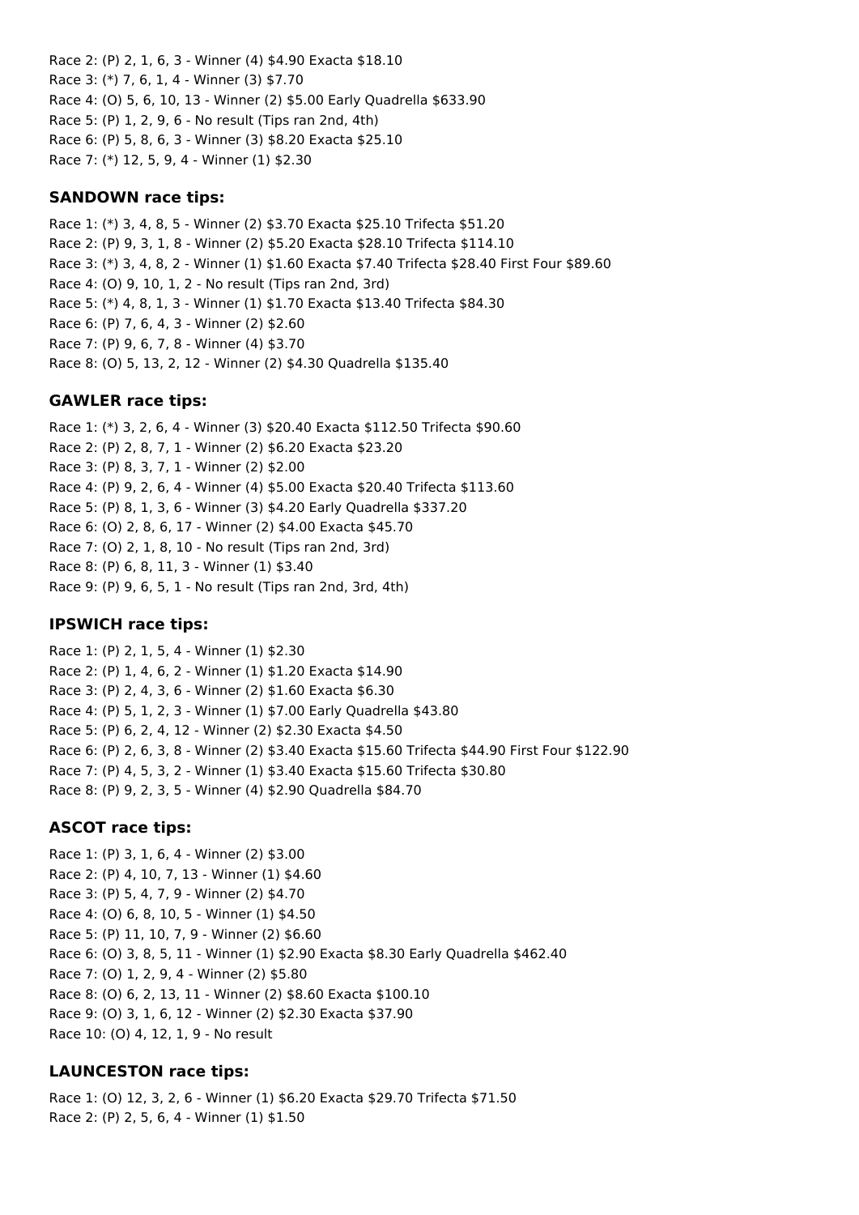Race 2: (P) 2, 1, 6, 3 - Winner (4) $4.90 Exacta $18.10
Race 3: (*) 7, 6, 1, 4 - Winner (3) $7.70
Race 4: (O) 5, 6, 10, 13 - Winner (2) $5.00 Early Quadrella $633.90
Race 5: (P) 1, 2, 9, 6 - No result (Tips ran 2nd, 4th)
Race 6: (P) 5, 8, 6, 3 - Winner (3) $8.20 Exacta $25.10
Race 7: (*) 12, 5, 9, 4 - Winner (1) $2.30

### SANDOWN race tips:

Race 1: (*) 3, 4, 8, 5 - Winner (2) $3.70 Exacta $25.10 Trifecta $51.20
Race 2: (P) 9, 3, 1, 8 - Winner (2) $5.20 Exacta $28.10 Trifecta $114.10
Race 3: (*) 3, 4, 8, 2 - Winner (1) $1.60 Exacta $7.40 Trifecta $28.40 First Four $89.60
Race 4: (O) 9, 10, 1, 2 - No result (Tips ran 2nd, 3rd)
Race 5: (*) 4, 8, 1, 3 - Winner (1) $1.70 Exacta $13.40 Trifecta $84.30
Race 6: (P) 7, 6, 4, 3 - Winner (2) $2.60
Race 7: (P) 9, 6, 7, 8 - Winner (4) $3.70
Race 8: (O) 5, 13, 2, 12 - Winner (2) $4.30 Quadrella $135.40

### GAWLER race tips:

Race 1: (*) 3, 2, 6, 4 - Winner (3) $20.40 Exacta $112.50 Trifecta $90.60
Race 2: (P) 2, 8, 7, 1 - Winner (2) $6.20 Exacta $23.20
Race 3: (P) 8, 3, 7, 1 - Winner (2) $2.00
Race 4: (P) 9, 2, 6, 4 - Winner (4) $5.00 Exacta $20.40 Trifecta $113.60
Race 5: (P) 8, 1, 3, 6 - Winner (3) $4.20 Early Quadrella $337.20
Race 6: (O) 2, 8, 6, 17 - Winner (2) $4.00 Exacta $45.70
Race 7: (O) 2, 1, 8, 10 - No result (Tips ran 2nd, 3rd)
Race 8: (P) 6, 8, 11, 3 - Winner (1) $3.40
Race 9: (P) 9, 6, 5, 1 - No result (Tips ran 2nd, 3rd, 4th)

### IPSWICH race tips:

Race 1: (P) 2, 1, 5, 4 - Winner (1) $2.30
Race 2: (P) 1, 4, 6, 2 - Winner (1) $1.20 Exacta $14.90
Race 3: (P) 2, 4, 3, 6 - Winner (2) $1.60 Exacta $6.30
Race 4: (P) 5, 1, 2, 3 - Winner (1) $7.00 Early Quadrella $43.80
Race 5: (P) 6, 2, 4, 12 - Winner (2) $2.30 Exacta $4.50
Race 6: (P) 2, 6, 3, 8 - Winner (2) $3.40 Exacta $15.60 Trifecta $44.90 First Four $122.90
Race 7: (P) 4, 5, 3, 2 - Winner (1) $3.40 Exacta $15.60 Trifecta $30.80
Race 8: (P) 9, 2, 3, 5 - Winner (4) $2.90 Quadrella $84.70

### ASCOT race tips:

Race 1: (P) 3, 1, 6, 4 - Winner (2) $3.00
Race 2: (P) 4, 10, 7, 13 - Winner (1) $4.60
Race 3: (P) 5, 4, 7, 9 - Winner (2) $4.70
Race 4: (O) 6, 8, 10, 5 - Winner (1) $4.50
Race 5: (P) 11, 10, 7, 9 - Winner (2) $6.60
Race 6: (O) 3, 8, 5, 11 - Winner (1) $2.90 Exacta $8.30 Early Quadrella $462.40
Race 7: (O) 1, 2, 9, 4 - Winner (2) $5.80
Race 8: (O) 6, 2, 13, 11 - Winner (2) $8.60 Exacta $100.10
Race 9: (O) 3, 1, 6, 12 - Winner (2) $2.30 Exacta $37.90
Race 10: (O) 4, 12, 1, 9 - No result

### LAUNCESTON race tips:

Race 1: (O) 12, 3, 2, 6 - Winner (1) $6.20 Exacta $29.70 Trifecta $71.50
Race 2: (P) 2, 5, 6, 4 - Winner (1) $1.50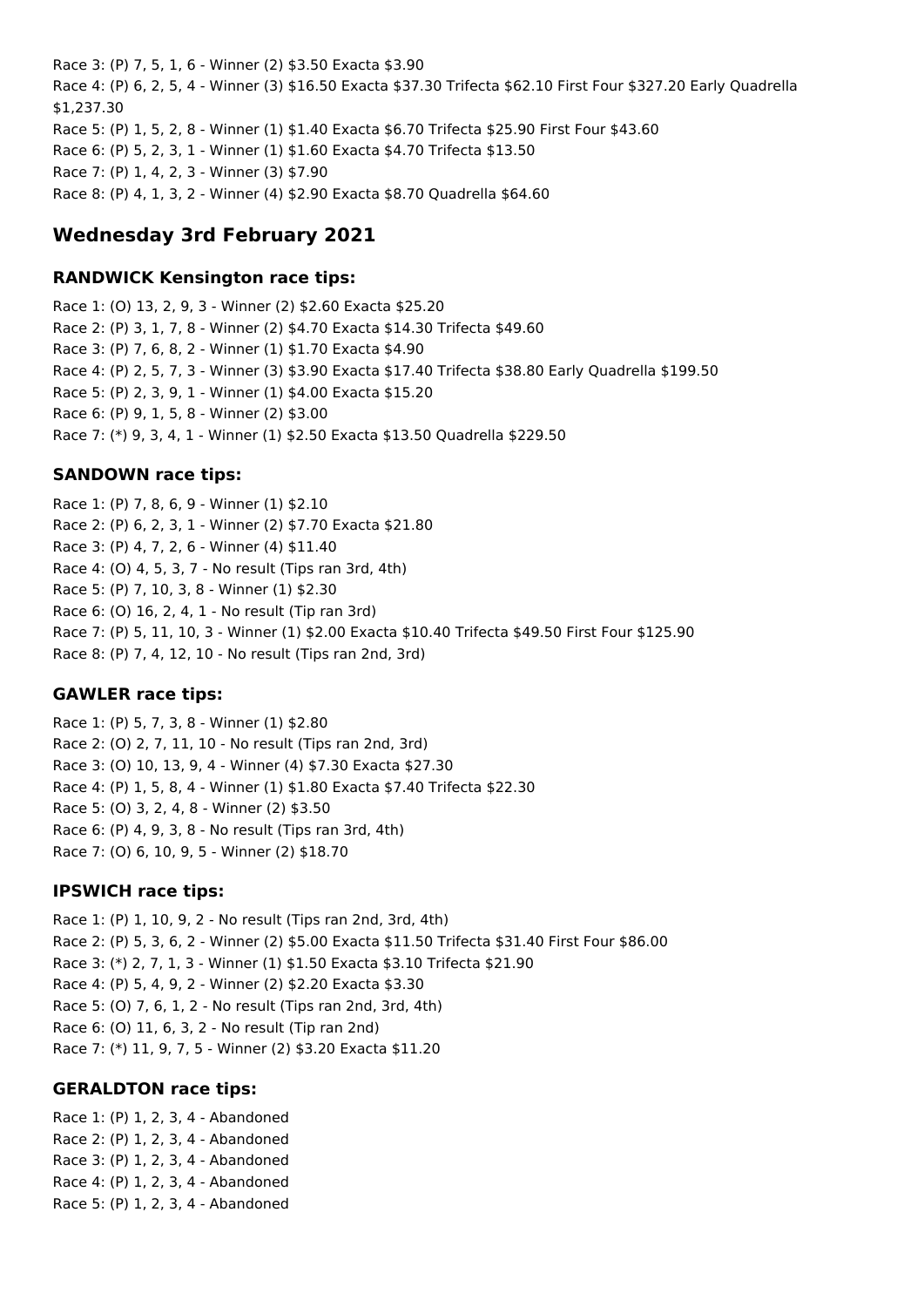Race 3: (P) 7, 5, 1, 6 - Winner (2) $3.50 Exacta $3.90

Race 4: (P) 6, 2, 5, 4 - Winner (3) $16.50 Exacta $37.30 Trifecta $62.10 First Four $327.20 Early Quadrella $1,237.30

Race 5: (P) 1, 5, 2, 8 - Winner (1) $1.40 Exacta $6.70 Trifecta $25.90 First Four $43.60

Race 6: (P) 5, 2, 3, 1 - Winner (1) $1.60 Exacta $4.70 Trifecta $13.50

Race 7: (P) 1, 4, 2, 3 - Winner (3) $7.90

Race 8: (P) 4, 1, 3, 2 - Winner (4) $2.90 Exacta $8.70 Quadrella $64.60

## Wednesday 3rd February 2021

### RANDWICK Kensington race tips:

Race 1: (O) 13, 2, 9, 3 - Winner (2) $2.60 Exacta $25.20

Race 2: (P) 3, 1, 7, 8 - Winner (2) $4.70 Exacta $14.30 Trifecta $49.60

Race 3: (P) 7, 6, 8, 2 - Winner (1) $1.70 Exacta $4.90

Race 4: (P) 2, 5, 7, 3 - Winner (3) $3.90 Exacta $17.40 Trifecta $38.80 Early Quadrella $199.50

Race 5: (P) 2, 3, 9, 1 - Winner (1) $4.00 Exacta $15.20

Race 6: (P) 9, 1, 5, 8 - Winner (2) $3.00

Race 7: (*) 9, 3, 4, 1 - Winner (1) $2.50 Exacta $13.50 Quadrella $229.50

### SANDOWN race tips:

Race 1: (P) 7, 8, 6, 9 - Winner (1) $2.10

Race 2: (P) 6, 2, 3, 1 - Winner (2) $7.70 Exacta $21.80

Race 3: (P) 4, 7, 2, 6 - Winner (4) $11.40

Race 4: (O) 4, 5, 3, 7 - No result (Tips ran 3rd, 4th)

Race 5: (P) 7, 10, 3, 8 - Winner (1) $2.30

Race 6: (O) 16, 2, 4, 1 - No result (Tip ran 3rd)

Race 7: (P) 5, 11, 10, 3 - Winner (1) $2.00 Exacta $10.40 Trifecta $49.50 First Four $125.90

Race 8: (P) 7, 4, 12, 10 - No result (Tips ran 2nd, 3rd)

### GAWLER race tips:

Race 1: (P) 5, 7, 3, 8 - Winner (1) $2.80

Race 2: (O) 2, 7, 11, 10 - No result (Tips ran 2nd, 3rd)

Race 3: (O) 10, 13, 9, 4 - Winner (4) $7.30 Exacta $27.30

Race 4: (P) 1, 5, 8, 4 - Winner (1) $1.80 Exacta $7.40 Trifecta $22.30

Race 5: (O) 3, 2, 4, 8 - Winner (2) $3.50

Race 6: (P) 4, 9, 3, 8 - No result (Tips ran 3rd, 4th)

Race 7: (O) 6, 10, 9, 5 - Winner (2) $18.70

### IPSWICH race tips:

Race 1: (P) 1, 10, 9, 2 - No result (Tips ran 2nd, 3rd, 4th)

Race 2: (P) 5, 3, 6, 2 - Winner (2) $5.00 Exacta $11.50 Trifecta $31.40 First Four $86.00

Race 3: (*) 2, 7, 1, 3 - Winner (1) $1.50 Exacta $3.10 Trifecta $21.90

Race 4: (P) 5, 4, 9, 2 - Winner (2) $2.20 Exacta $3.30

Race 5: (O) 7, 6, 1, 2 - No result (Tips ran 2nd, 3rd, 4th)

Race 6: (O) 11, 6, 3, 2 - No result (Tip ran 2nd)

Race 7: (*) 11, 9, 7, 5 - Winner (2) $3.20 Exacta $11.20

### GERALDTON race tips:

Race 1: (P) 1, 2, 3, 4 - Abandoned

Race 2: (P) 1, 2, 3, 4 - Abandoned

Race 3: (P) 1, 2, 3, 4 - Abandoned

Race 4: (P) 1, 2, 3, 4 - Abandoned

Race 5: (P) 1, 2, 3, 4 - Abandoned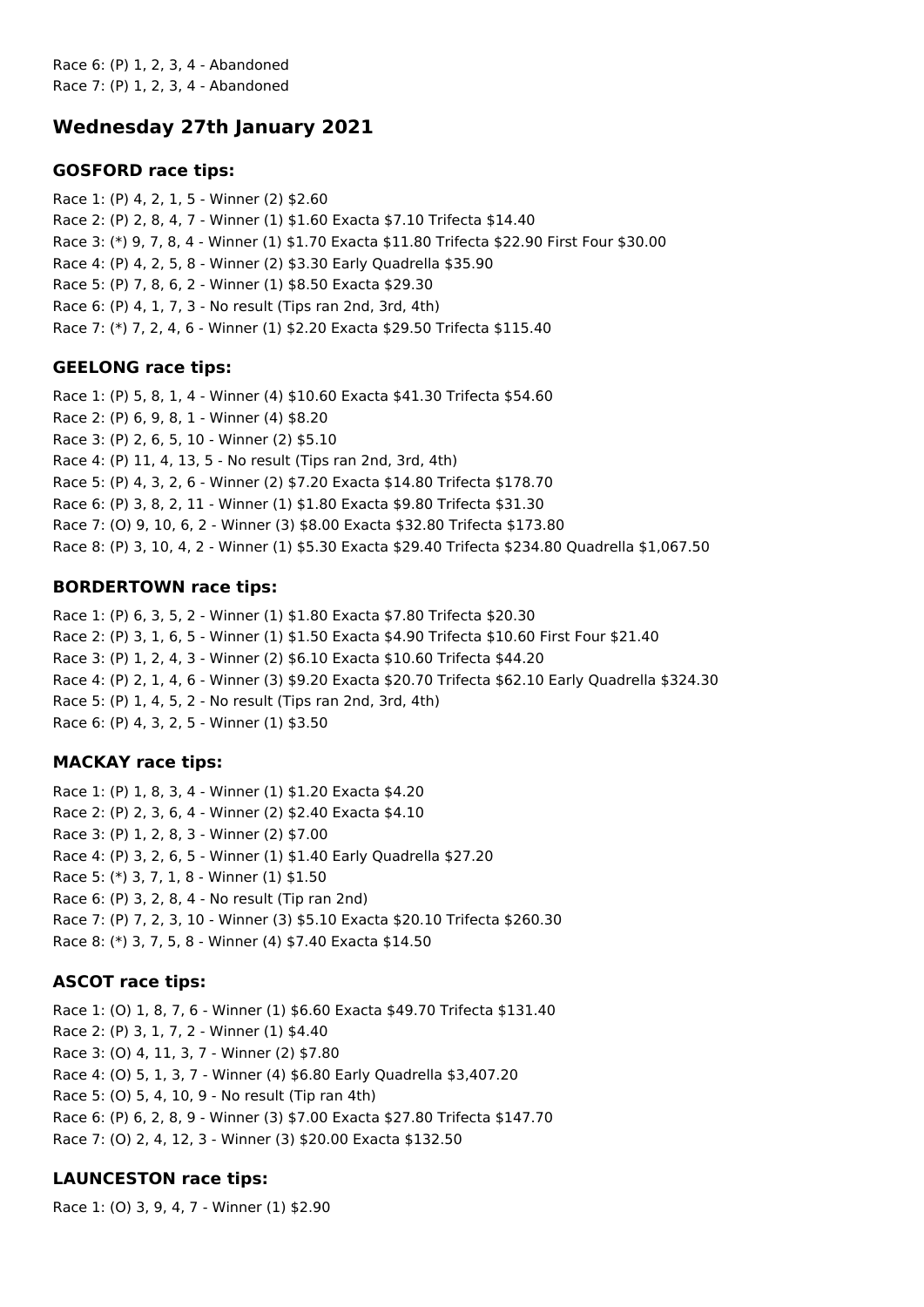Race 6: (P) 1, 2, 3, 4 - Abandoned
Race 7: (P) 1, 2, 3, 4 - Abandoned

## Wednesday 27th January 2021

### GOSFORD race tips:

Race 1: (P) 4, 2, 1, 5 - Winner (2) $2.60
Race 2: (P) 2, 8, 4, 7 - Winner (1) $1.60 Exacta $7.10 Trifecta $14.40
Race 3: (*) 9, 7, 8, 4 - Winner (1) $1.70 Exacta $11.80 Trifecta $22.90 First Four $30.00
Race 4: (P) 4, 2, 5, 8 - Winner (2) $3.30 Early Quadrella $35.90
Race 5: (P) 7, 8, 6, 2 - Winner (1) $8.50 Exacta $29.30
Race 6: (P) 4, 1, 7, 3 - No result (Tips ran 2nd, 3rd, 4th)
Race 7: (*) 7, 2, 4, 6 - Winner (1) $2.20 Exacta $29.50 Trifecta $115.40

### GEELONG race tips:

Race 1: (P) 5, 8, 1, 4 - Winner (4) $10.60 Exacta $41.30 Trifecta $54.60
Race 2: (P) 6, 9, 8, 1 - Winner (4) $8.20
Race 3: (P) 2, 6, 5, 10 - Winner (2) $5.10
Race 4: (P) 11, 4, 13, 5 - No result (Tips ran 2nd, 3rd, 4th)
Race 5: (P) 4, 3, 2, 6 - Winner (2) $7.20 Exacta $14.80 Trifecta $178.70
Race 6: (P) 3, 8, 2, 11 - Winner (1) $1.80 Exacta $9.80 Trifecta $31.30
Race 7: (O) 9, 10, 6, 2 - Winner (3) $8.00 Exacta $32.80 Trifecta $173.80
Race 8: (P) 3, 10, 4, 2 - Winner (1) $5.30 Exacta $29.40 Trifecta $234.80 Quadrella $1,067.50

### BORDERTOWN race tips:

Race 1: (P) 6, 3, 5, 2 - Winner (1) $1.80 Exacta $7.80 Trifecta $20.30
Race 2: (P) 3, 1, 6, 5 - Winner (1) $1.50 Exacta $4.90 Trifecta $10.60 First Four $21.40
Race 3: (P) 1, 2, 4, 3 - Winner (2) $6.10 Exacta $10.60 Trifecta $44.20
Race 4: (P) 2, 1, 4, 6 - Winner (3) $9.20 Exacta $20.70 Trifecta $62.10 Early Quadrella $324.30
Race 5: (P) 1, 4, 5, 2 - No result (Tips ran 2nd, 3rd, 4th)
Race 6: (P) 4, 3, 2, 5 - Winner (1) $3.50

### MACKAY race tips:

Race 1: (P) 1, 8, 3, 4 - Winner (1) $1.20 Exacta $4.20
Race 2: (P) 2, 3, 6, 4 - Winner (2) $2.40 Exacta $4.10
Race 3: (P) 1, 2, 8, 3 - Winner (2) $7.00
Race 4: (P) 3, 2, 6, 5 - Winner (1) $1.40 Early Quadrella $27.20
Race 5: (*) 3, 7, 1, 8 - Winner (1) $1.50
Race 6: (P) 3, 2, 8, 4 - No result (Tip ran 2nd)
Race 7: (P) 7, 2, 3, 10 - Winner (3) $5.10 Exacta $20.10 Trifecta $260.30
Race 8: (*) 3, 7, 5, 8 - Winner (4) $7.40 Exacta $14.50

### ASCOT race tips:

Race 1: (O) 1, 8, 7, 6 - Winner (1) $6.60 Exacta $49.70 Trifecta $131.40
Race 2: (P) 3, 1, 7, 2 - Winner (1) $4.40
Race 3: (O) 4, 11, 3, 7 - Winner (2) $7.80
Race 4: (O) 5, 1, 3, 7 - Winner (4) $6.80 Early Quadrella $3,407.20
Race 5: (O) 5, 4, 10, 9 - No result (Tip ran 4th)
Race 6: (P) 6, 2, 8, 9 - Winner (3) $7.00 Exacta $27.80 Trifecta $147.70
Race 7: (O) 2, 4, 12, 3 - Winner (3) $20.00 Exacta $132.50

### LAUNCESTON race tips:

Race 1: (O) 3, 9, 4, 7 - Winner (1) $2.90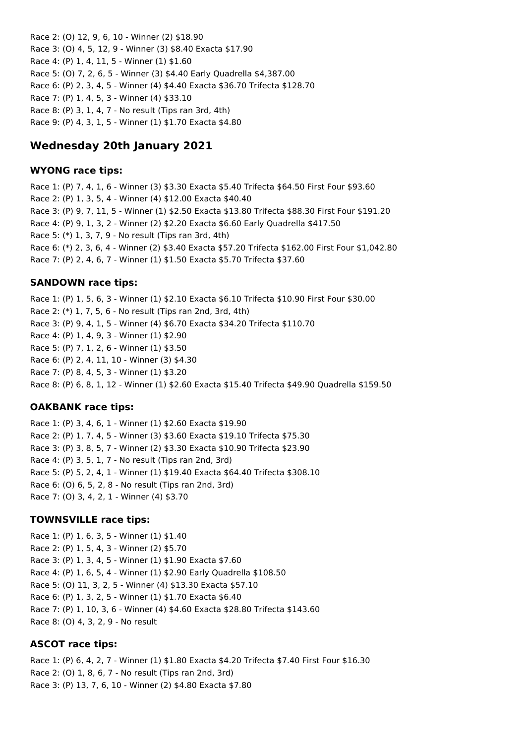Race 2: (O) 12, 9, 6, 10 - Winner (2) $18.90
Race 3: (O) 4, 5, 12, 9 - Winner (3) $8.40 Exacta $17.90
Race 4: (P) 1, 4, 11, 5 - Winner (1) $1.60
Race 5: (O) 7, 2, 6, 5 - Winner (3) $4.40 Early Quadrella $4,387.00
Race 6: (P) 2, 3, 4, 5 - Winner (4) $4.40 Exacta $36.70 Trifecta $128.70
Race 7: (P) 1, 4, 5, 3 - Winner (4) $33.10
Race 8: (P) 3, 1, 4, 7 - No result (Tips ran 3rd, 4th)
Race 9: (P) 4, 3, 1, 5 - Winner (1) $1.70 Exacta $4.80

## Wednesday 20th January 2021

### WYONG race tips:

Race 1: (P) 7, 4, 1, 6 - Winner (3) $3.30 Exacta $5.40 Trifecta $64.50 First Four $93.60
Race 2: (P) 1, 3, 5, 4 - Winner (4) $12.00 Exacta $40.40
Race 3: (P) 9, 7, 11, 5 - Winner (1) $2.50 Exacta $13.80 Trifecta $88.30 First Four $191.20
Race 4: (P) 9, 1, 3, 2 - Winner (2) $2.20 Exacta $6.60 Early Quadrella $417.50
Race 5: (*) 1, 3, 7, 9 - No result (Tips ran 3rd, 4th)
Race 6: (*) 2, 3, 6, 4 - Winner (2) $3.40 Exacta $57.20 Trifecta $162.00 First Four $1,042.80
Race 7: (P) 2, 4, 6, 7 - Winner (1) $1.50 Exacta $5.70 Trifecta $37.60

### SANDOWN race tips:

Race 1: (P) 1, 5, 6, 3 - Winner (1) $2.10 Exacta $6.10 Trifecta $10.90 First Four $30.00
Race 2: (*) 1, 7, 5, 6 - No result (Tips ran 2nd, 3rd, 4th)
Race 3: (P) 9, 4, 1, 5 - Winner (4) $6.70 Exacta $34.20 Trifecta $110.70
Race 4: (P) 1, 4, 9, 3 - Winner (1) $2.90
Race 5: (P) 7, 1, 2, 6 - Winner (1) $3.50
Race 6: (P) 2, 4, 11, 10 - Winner (3) $4.30
Race 7: (P) 8, 4, 5, 3 - Winner (1) $3.20
Race 8: (P) 6, 8, 1, 12 - Winner (1) $2.60 Exacta $15.40 Trifecta $49.90 Quadrella $159.50

### OAKBANK race tips:

Race 1: (P) 3, 4, 6, 1 - Winner (1) $2.60 Exacta $19.90
Race 2: (P) 1, 7, 4, 5 - Winner (3) $3.60 Exacta $19.10 Trifecta $75.30
Race 3: (P) 3, 8, 5, 7 - Winner (2) $3.30 Exacta $10.90 Trifecta $23.90
Race 4: (P) 3, 5, 1, 7 - No result (Tips ran 2nd, 3rd)
Race 5: (P) 5, 2, 4, 1 - Winner (1) $19.40 Exacta $64.40 Trifecta $308.10
Race 6: (O) 6, 5, 2, 8 - No result (Tips ran 2nd, 3rd)
Race 7: (O) 3, 4, 2, 1 - Winner (4) $3.70

### TOWNSVILLE race tips:

Race 1: (P) 1, 6, 3, 5 - Winner (1) $1.40
Race 2: (P) 1, 5, 4, 3 - Winner (2) $5.70
Race 3: (P) 1, 3, 4, 5 - Winner (1) $1.90 Exacta $7.60
Race 4: (P) 1, 6, 5, 4 - Winner (1) $2.90 Early Quadrella $108.50
Race 5: (O) 11, 3, 2, 5 - Winner (4) $13.30 Exacta $57.10
Race 6: (P) 1, 3, 2, 5 - Winner (1) $1.70 Exacta $6.40
Race 7: (P) 1, 10, 3, 6 - Winner (4) $4.60 Exacta $28.80 Trifecta $143.60
Race 8: (O) 4, 3, 2, 9 - No result

### ASCOT race tips:

Race 1: (P) 6, 4, 2, 7 - Winner (1) $1.80 Exacta $4.20 Trifecta $7.40 First Four $16.30
Race 2: (O) 1, 8, 6, 7 - No result (Tips ran 2nd, 3rd)
Race 3: (P) 13, 7, 6, 10 - Winner (2) $4.80 Exacta $7.80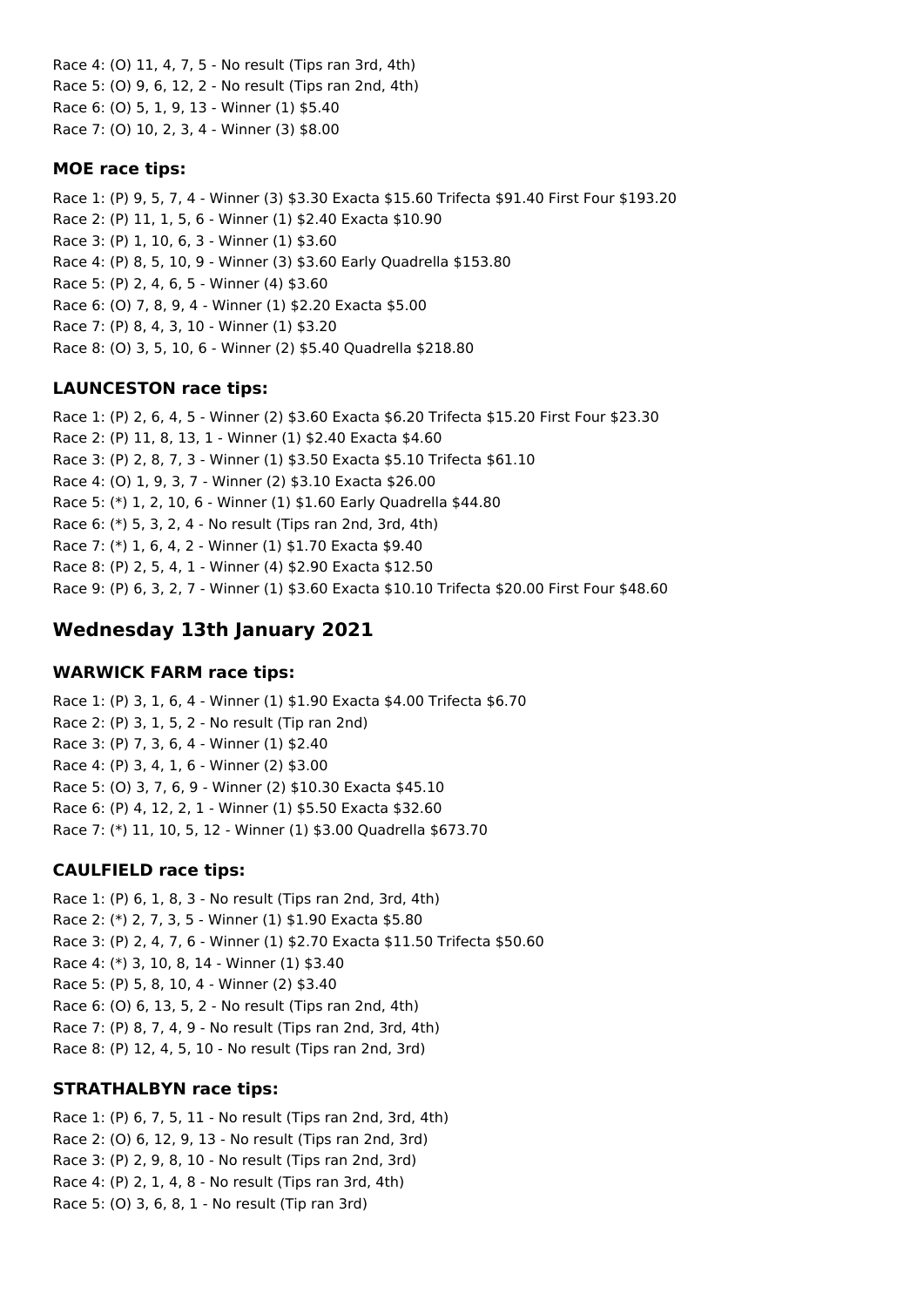Race 4: (O) 11, 4, 7, 5 - No result (Tips ran 3rd, 4th)
Race 5: (O) 9, 6, 12, 2 - No result (Tips ran 2nd, 4th)
Race 6: (O) 5, 1, 9, 13 - Winner (1) $5.40
Race 7: (O) 10, 2, 3, 4 - Winner (3) $8.00

### MOE race tips:

Race 1: (P) 9, 5, 7, 4 - Winner (3) $3.30 Exacta $15.60 Trifecta $91.40 First Four $193.20
Race 2: (P) 11, 1, 5, 6 - Winner (1) $2.40 Exacta $10.90
Race 3: (P) 1, 10, 6, 3 - Winner (1) $3.60
Race 4: (P) 8, 5, 10, 9 - Winner (3) $3.60 Early Quadrella $153.80
Race 5: (P) 2, 4, 6, 5 - Winner (4) $3.60
Race 6: (O) 7, 8, 9, 4 - Winner (1) $2.20 Exacta $5.00
Race 7: (P) 8, 4, 3, 10 - Winner (1) $3.20
Race 8: (O) 3, 5, 10, 6 - Winner (2) $5.40 Quadrella $218.80

### LAUNCESTON race tips:

Race 1: (P) 2, 6, 4, 5 - Winner (2) $3.60 Exacta $6.20 Trifecta $15.20 First Four $23.30
Race 2: (P) 11, 8, 13, 1 - Winner (1) $2.40 Exacta $4.60
Race 3: (P) 2, 8, 7, 3 - Winner (1) $3.50 Exacta $5.10 Trifecta $61.10
Race 4: (O) 1, 9, 3, 7 - Winner (2) $3.10 Exacta $26.00
Race 5: (*) 1, 2, 10, 6 - Winner (1) $1.60 Early Quadrella $44.80
Race 6: (*) 5, 3, 2, 4 - No result (Tips ran 2nd, 3rd, 4th)
Race 7: (*) 1, 6, 4, 2 - Winner (1) $1.70 Exacta $9.40
Race 8: (P) 2, 5, 4, 1 - Winner (4) $2.90 Exacta $12.50
Race 9: (P) 6, 3, 2, 7 - Winner (1) $3.60 Exacta $10.10 Trifecta $20.00 First Four $48.60

## Wednesday 13th January 2021

### WARWICK FARM race tips:

Race 1: (P) 3, 1, 6, 4 - Winner (1) $1.90 Exacta $4.00 Trifecta $6.70
Race 2: (P) 3, 1, 5, 2 - No result (Tip ran 2nd)
Race 3: (P) 7, 3, 6, 4 - Winner (1) $2.40
Race 4: (P) 3, 4, 1, 6 - Winner (2) $3.00
Race 5: (O) 3, 7, 6, 9 - Winner (2) $10.30 Exacta $45.10
Race 6: (P) 4, 12, 2, 1 - Winner (1) $5.50 Exacta $32.60
Race 7: (*) 11, 10, 5, 12 - Winner (1) $3.00 Quadrella $673.70

### CAULFIELD race tips:

Race 1: (P) 6, 1, 8, 3 - No result (Tips ran 2nd, 3rd, 4th)
Race 2: (*) 2, 7, 3, 5 - Winner (1) $1.90 Exacta $5.80
Race 3: (P) 2, 4, 7, 6 - Winner (1) $2.70 Exacta $11.50 Trifecta $50.60
Race 4: (*) 3, 10, 8, 14 - Winner (1) $3.40
Race 5: (P) 5, 8, 10, 4 - Winner (2) $3.40
Race 6: (O) 6, 13, 5, 2 - No result (Tips ran 2nd, 4th)
Race 7: (P) 8, 7, 4, 9 - No result (Tips ran 2nd, 3rd, 4th)
Race 8: (P) 12, 4, 5, 10 - No result (Tips ran 2nd, 3rd)

### STRATHALBYN race tips:

Race 1: (P) 6, 7, 5, 11 - No result (Tips ran 2nd, 3rd, 4th)
Race 2: (O) 6, 12, 9, 13 - No result (Tips ran 2nd, 3rd)
Race 3: (P) 2, 9, 8, 10 - No result (Tips ran 2nd, 3rd)
Race 4: (P) 2, 1, 4, 8 - No result (Tips ran 3rd, 4th)
Race 5: (O) 3, 6, 8, 1 - No result (Tip ran 3rd)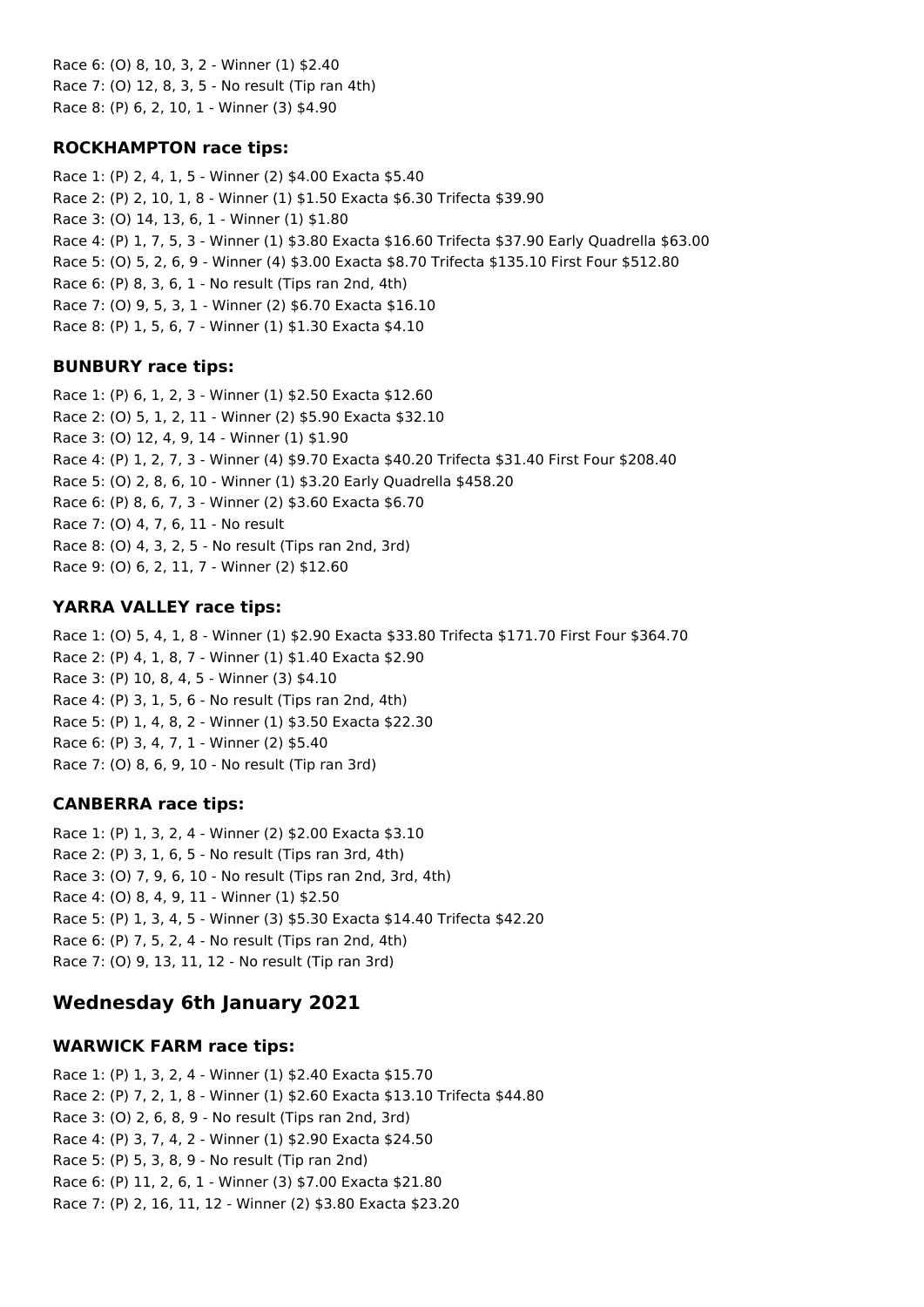Race 6: (O) 8, 10, 3, 2 - Winner (1) $2.40
Race 7: (O) 12, 8, 3, 5 - No result (Tip ran 4th)
Race 8: (P) 6, 2, 10, 1 - Winner (3) $4.90

### ROCKHAMPTON race tips:

Race 1: (P) 2, 4, 1, 5 - Winner (2) $4.00 Exacta $5.40
Race 2: (P) 2, 10, 1, 8 - Winner (1) $1.50 Exacta $6.30 Trifecta $39.90
Race 3: (O) 14, 13, 6, 1 - Winner (1) $1.80
Race 4: (P) 1, 7, 5, 3 - Winner (1) $3.80 Exacta $16.60 Trifecta $37.90 Early Quadrella $63.00
Race 5: (O) 5, 2, 6, 9 - Winner (4) $3.00 Exacta $8.70 Trifecta $135.10 First Four $512.80
Race 6: (P) 8, 3, 6, 1 - No result (Tips ran 2nd, 4th)
Race 7: (O) 9, 5, 3, 1 - Winner (2) $6.70 Exacta $16.10
Race 8: (P) 1, 5, 6, 7 - Winner (1) $1.30 Exacta $4.10

### BUNBURY race tips:

Race 1: (P) 6, 1, 2, 3 - Winner (1) $2.50 Exacta $12.60
Race 2: (O) 5, 1, 2, 11 - Winner (2) $5.90 Exacta $32.10
Race 3: (O) 12, 4, 9, 14 - Winner (1) $1.90
Race 4: (P) 1, 2, 7, 3 - Winner (4) $9.70 Exacta $40.20 Trifecta $31.40 First Four $208.40
Race 5: (O) 2, 8, 6, 10 - Winner (1) $3.20 Early Quadrella $458.20
Race 6: (P) 8, 6, 7, 3 - Winner (2) $3.60 Exacta $6.70
Race 7: (O) 4, 7, 6, 11 - No result
Race 8: (O) 4, 3, 2, 5 - No result (Tips ran 2nd, 3rd)
Race 9: (O) 6, 2, 11, 7 - Winner (2) $12.60

### YARRA VALLEY race tips:

Race 1: (O) 5, 4, 1, 8 - Winner (1) $2.90 Exacta $33.80 Trifecta $171.70 First Four $364.70
Race 2: (P) 4, 1, 8, 7 - Winner (1) $1.40 Exacta $2.90
Race 3: (P) 10, 8, 4, 5 - Winner (3) $4.10
Race 4: (P) 3, 1, 5, 6 - No result (Tips ran 2nd, 4th)
Race 5: (P) 1, 4, 8, 2 - Winner (1) $3.50 Exacta $22.30
Race 6: (P) 3, 4, 7, 1 - Winner (2) $5.40
Race 7: (O) 8, 6, 9, 10 - No result (Tip ran 3rd)

### CANBERRA race tips:

Race 1: (P) 1, 3, 2, 4 - Winner (2) $2.00 Exacta $3.10
Race 2: (P) 3, 1, 6, 5 - No result (Tips ran 3rd, 4th)
Race 3: (O) 7, 9, 6, 10 - No result (Tips ran 2nd, 3rd, 4th)
Race 4: (O) 8, 4, 9, 11 - Winner (1) $2.50
Race 5: (P) 1, 3, 4, 5 - Winner (3) $5.30 Exacta $14.40 Trifecta $42.20
Race 6: (P) 7, 5, 2, 4 - No result (Tips ran 2nd, 4th)
Race 7: (O) 9, 13, 11, 12 - No result (Tip ran 3rd)

## Wednesday 6th January 2021

### WARWICK FARM race tips:

Race 1: (P) 1, 3, 2, 4 - Winner (1) $2.40 Exacta $15.70
Race 2: (P) 7, 2, 1, 8 - Winner (1) $2.60 Exacta $13.10 Trifecta $44.80
Race 3: (O) 2, 6, 8, 9 - No result (Tips ran 2nd, 3rd)
Race 4: (P) 3, 7, 4, 2 - Winner (1) $2.90 Exacta $24.50
Race 5: (P) 5, 3, 8, 9 - No result (Tip ran 2nd)
Race 6: (P) 11, 2, 6, 1 - Winner (3) $7.00 Exacta $21.80
Race 7: (P) 2, 16, 11, 12 - Winner (2) $3.80 Exacta $23.20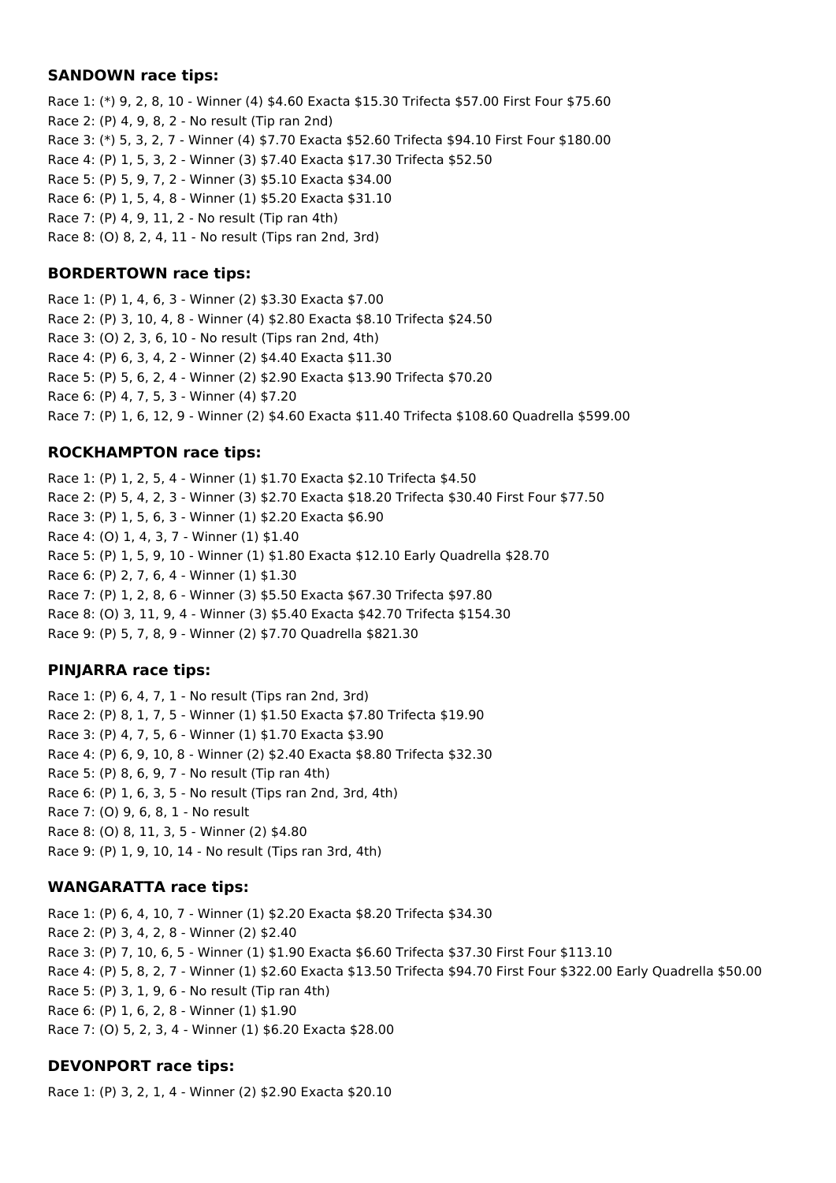### **SANDOWN race tips:**

Race 1: (*) 9, 2, 8, 10 - Winner (4) $4.60 Exacta $15.30 Trifecta $57.00 First Four $75.60
Race 2: (P) 4, 9, 8, 2 - No result (Tip ran 2nd)
Race 3: (*) 5, 3, 2, 7 - Winner (4) $7.70 Exacta $52.60 Trifecta $94.10 First Four $180.00
Race 4: (P) 1, 5, 3, 2 - Winner (3) $7.40 Exacta $17.30 Trifecta $52.50
Race 5: (P) 5, 9, 7, 2 - Winner (3) $5.10 Exacta $34.00
Race 6: (P) 1, 5, 4, 8 - Winner (1) $5.20 Exacta $31.10
Race 7: (P) 4, 9, 11, 2 - No result (Tip ran 4th)
Race 8: (O) 8, 2, 4, 11 - No result (Tips ran 2nd, 3rd)

### **BORDERTOWN race tips:**

Race 1: (P) 1, 4, 6, 3 - Winner (2) $3.30 Exacta $7.00
Race 2: (P) 3, 10, 4, 8 - Winner (4) $2.80 Exacta $8.10 Trifecta $24.50
Race 3: (O) 2, 3, 6, 10 - No result (Tips ran 2nd, 4th)
Race 4: (P) 6, 3, 4, 2 - Winner (2) $4.40 Exacta $11.30
Race 5: (P) 5, 6, 2, 4 - Winner (2) $2.90 Exacta $13.90 Trifecta $70.20
Race 6: (P) 4, 7, 5, 3 - Winner (4) $7.20
Race 7: (P) 1, 6, 12, 9 - Winner (2) $4.60 Exacta $11.40 Trifecta $108.60 Quadrella $599.00

### **ROCKHAMPTON race tips:**

Race 1: (P) 1, 2, 5, 4 - Winner (1) $1.70 Exacta $2.10 Trifecta $4.50
Race 2: (P) 5, 4, 2, 3 - Winner (3) $2.70 Exacta $18.20 Trifecta $30.40 First Four $77.50
Race 3: (P) 1, 5, 6, 3 - Winner (1) $2.20 Exacta $6.90
Race 4: (O) 1, 4, 3, 7 - Winner (1) $1.40
Race 5: (P) 1, 5, 9, 10 - Winner (1) $1.80 Exacta $12.10 Early Quadrella $28.70
Race 6: (P) 2, 7, 6, 4 - Winner (1) $1.30
Race 7: (P) 1, 2, 8, 6 - Winner (3) $5.50 Exacta $67.30 Trifecta $97.80
Race 8: (O) 3, 11, 9, 4 - Winner (3) $5.40 Exacta $42.70 Trifecta $154.30
Race 9: (P) 5, 7, 8, 9 - Winner (2) $7.70 Quadrella $821.30

### **PINJARRA race tips:**

Race 1: (P) 6, 4, 7, 1 - No result (Tips ran 2nd, 3rd)
Race 2: (P) 8, 1, 7, 5 - Winner (1) $1.50 Exacta $7.80 Trifecta $19.90
Race 3: (P) 4, 7, 5, 6 - Winner (1) $1.70 Exacta $3.90
Race 4: (P) 6, 9, 10, 8 - Winner (2) $2.40 Exacta $8.80 Trifecta $32.30
Race 5: (P) 8, 6, 9, 7 - No result (Tip ran 4th)
Race 6: (P) 1, 6, 3, 5 - No result (Tips ran 2nd, 3rd, 4th)
Race 7: (O) 9, 6, 8, 1 - No result
Race 8: (O) 8, 11, 3, 5 - Winner (2) $4.80
Race 9: (P) 1, 9, 10, 14 - No result (Tips ran 3rd, 4th)

### **WANGARATTA race tips:**

Race 1: (P) 6, 4, 10, 7 - Winner (1) $2.20 Exacta $8.20 Trifecta $34.30
Race 2: (P) 3, 4, 2, 8 - Winner (2) $2.40
Race 3: (P) 7, 10, 6, 5 - Winner (1) $1.90 Exacta $6.60 Trifecta $37.30 First Four $113.10
Race 4: (P) 5, 8, 2, 7 - Winner (1) $2.60 Exacta $13.50 Trifecta $94.70 First Four $322.00 Early Quadrella $50.00
Race 5: (P) 3, 1, 9, 6 - No result (Tip ran 4th)
Race 6: (P) 1, 6, 2, 8 - Winner (1) $1.90
Race 7: (O) 5, 2, 3, 4 - Winner (1) $6.20 Exacta $28.00

### **DEVONPORT race tips:**

Race 1: (P) 3, 2, 1, 4 - Winner (2) $2.90 Exacta $20.10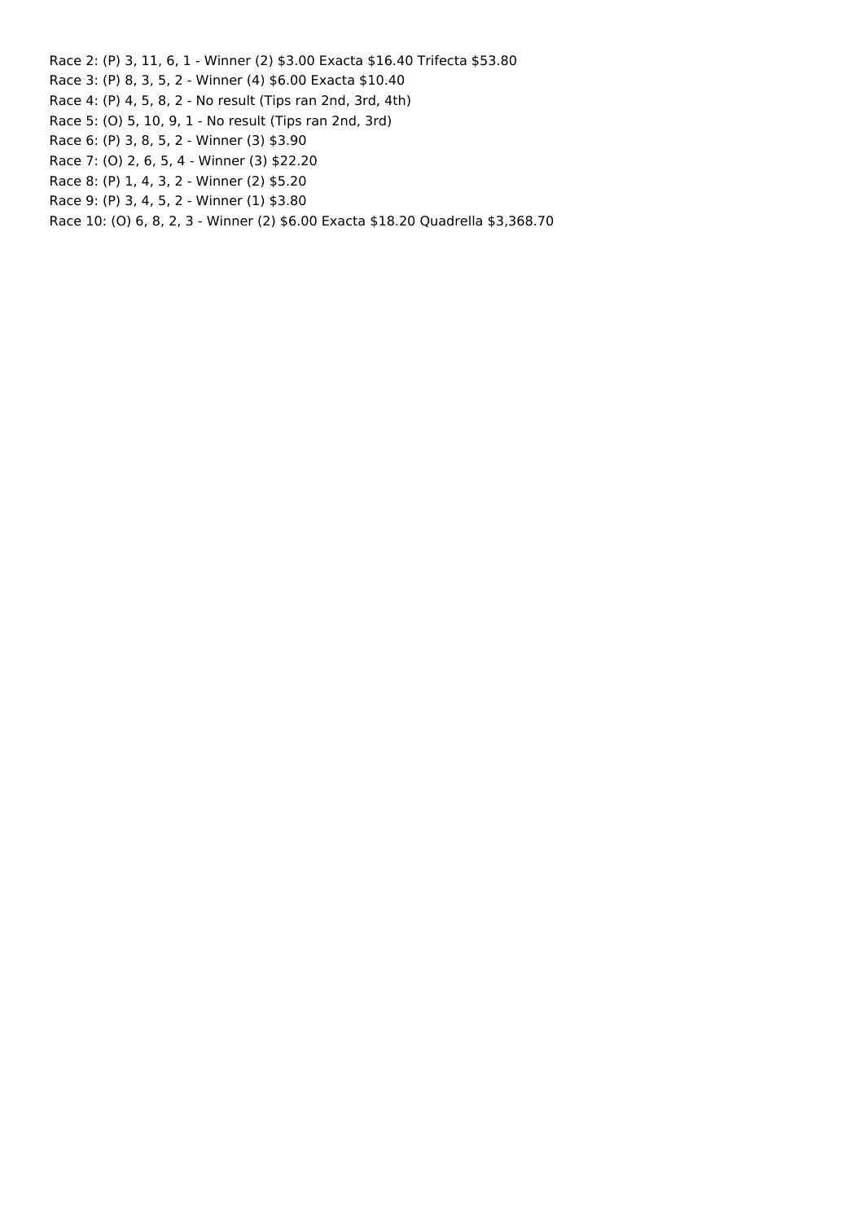Race 2: (P) 3, 11, 6, 1 - Winner (2) $3.00 Exacta $16.40 Trifecta $53.80
Race 3: (P) 8, 3, 5, 2 - Winner (4) $6.00 Exacta $10.40
Race 4: (P) 4, 5, 8, 2 - No result (Tips ran 2nd, 3rd, 4th)
Race 5: (O) 5, 10, 9, 1 - No result (Tips ran 2nd, 3rd)
Race 6: (P) 3, 8, 5, 2 - Winner (3) $3.90
Race 7: (O) 2, 6, 5, 4 - Winner (3) $22.20
Race 8: (P) 1, 4, 3, 2 - Winner (2) $5.20
Race 9: (P) 3, 4, 5, 2 - Winner (1) $3.80
Race 10: (O) 6, 8, 2, 3 - Winner (2) $6.00 Exacta $18.20 Quadrella $3,368.70